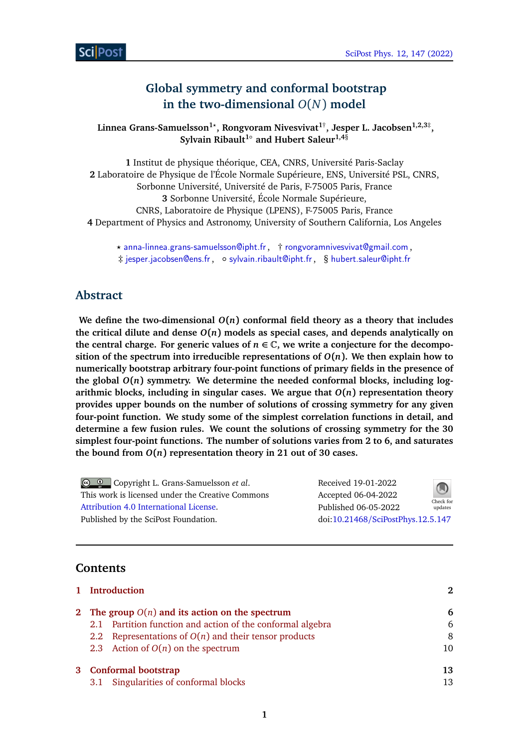# Global symmetry and conformal bootstrap in the two-dimensional $O(N)$ model

**Linnea Grans-Samuelsson[1⋆], Rongvoram Nivesvivat[1†], Jesper L. Jacobsen[1,2,3‡], Sylvain Ribault[1∘] and Hubert Saleur[1,4§]**

**1** Institut de physique théorique, CEA, CNRS, Université Paris-Saclay
**2** Laboratoire de Physique de l'École Normale Supérieure, ENS, Université PSL, CNRS, Sorbonne Université, Université de Paris, F-75005 Paris, France
**3** Sorbonne Université, École Normale Supérieure, CNRS, Laboratoire de Physique (LPENS), F-75005 Paris, France
**4** Department of Physics and Astronomy, University of Southern California, Los Angeles

⋆ anna-linnea.grans-samuelsson@ipht.fr , † rongvoramnivesvivat@gmail.com , ‡ jesper.jacobsen@ens.fr , ∘ sylvain.ribault@ipht.fr , § hubert.saleur@ipht.fr

## Abstract

**We define the two-dimensional $O(n)$ conformal field theory as a theory that includes the critical dilute and dense $O(n)$ models as special cases, and depends analytically on the central charge. For generic values of $n \in \mathbb{C}$, we write a conjecture for the decomposition of the spectrum into irreducible representations of $O(n)$. We then explain how to numerically bootstrap arbitrary four-point functions of primary fields in the presence of the global $O(n)$ symmetry. We determine the needed conformal blocks, including logarithmic blocks, including in singular cases. We argue that $O(n)$ representation theory provides upper bounds on the number of solutions of crossing symmetry for any given four-point function. We study some of the simplest correlation functions in detail, and determine a few fusion rules. We count the solutions of crossing symmetry for the 30 simplest four-point functions. The number of solutions varies from 2 to 6, and saturates the bound from $O(n)$ representation theory in 21 out of 30 cases.**

Copyright L. Grans-Samuelsson *et al*.
This work is licensed under the Creative Commons Attribution 4.0 International License.
Published by the SciPost Foundation.

Received 19-01-2022
Accepted 06-04-2022
Published 06-05-2022
doi:10.21468/SciPostPhys.12.5.147

---

## Contents

| | | |
|---|---|---|
| **1** | **Introduction** | **2** |
| **2** | **The group $O(n)$ and its action on the spectrum** | **6** |
| 2.1 | Partition function and action of the conformal algebra | 6 |
| 2.2 | Representations of $O(n)$ and their tensor products | 8 |
| 2.3 | Action of $O(n)$ on the spectrum | 10 |
| **3** | **Conformal bootstrap** | **13** |
| 3.1 | Singularities of conformal blocks | 13 |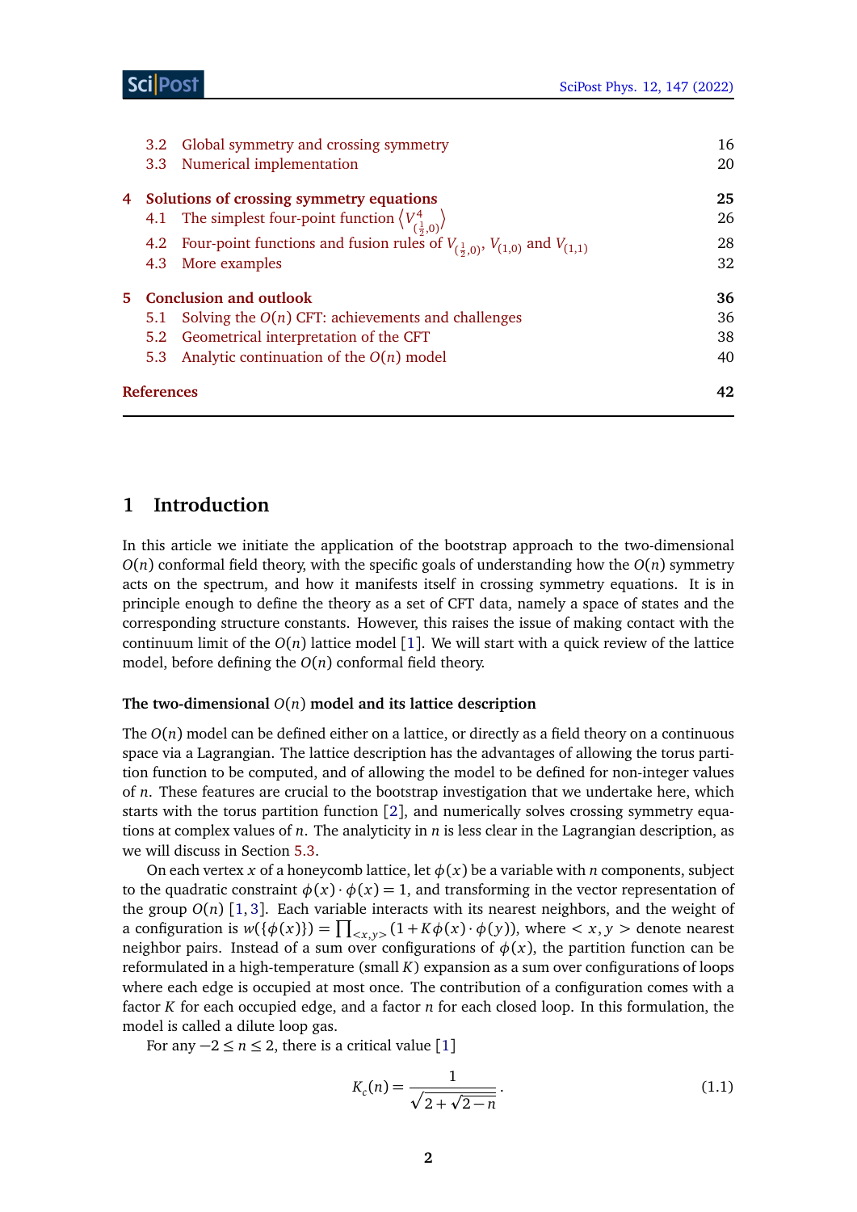| | | |
|---|---|---|
| 3.2 | Global symmetry and crossing symmetry | 16 |
| 3.3 | Numerical implementation | 20 |
| **4** | **Solutions of crossing symmetry equations** | **25** |
| 4.1 | The simplest four-point function $\left\langle V^4_{(\frac12,0)}\right\rangle$ | 26 |
| 4.2 | Four-point functions and fusion rules of $V_{(\frac12,0)}$, $V_{(1,0)}$ and $V_{(1,1)}$ | 28 |
| 4.3 | More examples | 32 |
| **5** | **Conclusion and outlook** | **36** |
| 5.1 | Solving the $O(n)$ CFT: achievements and challenges | 36 |
| 5.2 | Geometrical interpretation of the CFT | 38 |
| 5.3 | Analytic continuation of the $O(n)$ model | 40 |
| | **References** | **42** |

# 1 Introduction

In this article we initiate the application of the bootstrap approach to the two-dimensional $O(n)$ conformal field theory, with the specific goals of understanding how the $O(n)$ symmetry acts on the spectrum, and how it manifests itself in crossing symmetry equations. It is in principle enough to define the theory as a set of CFT data, namely a space of states and the corresponding structure constants. However, this raises the issue of making contact with the continuum limit of the $O(n)$ lattice model [1]. We will start with a quick review of the lattice model, before defining the $O(n)$ conformal field theory.

### The two-dimensional $O(n)$ model and its lattice description

The $O(n)$ model can be defined either on a lattice, or directly as a field theory on a continuous space via a Lagrangian. The lattice description has the advantages of allowing the torus partition function to be computed, and of allowing the model to be defined for non-integer values of $n$. These features are crucial to the bootstrap investigation that we undertake here, which starts with the torus partition function [2], and numerically solves crossing symmetry equations at complex values of $n$. The analyticity in $n$ is less clear in the Lagrangian description, as we will discuss in Section 5.3.

On each vertex $x$ of a honeycomb lattice, let $\phi(x)$ be a variable with $n$ components, subject to the quadratic constraint $\phi(x)\cdot\phi(x)=1$, and transforming in the vector representation of the group $O(n)$ [1, 3]. Each variable interacts with its nearest neighbors, and the weight of a configuration is $w(\{\phi(x)\}) = \prod_{<x,y>}(1+K\phi(x)\cdot\phi(y))$, where $<x,y>$ denote nearest neighbor pairs. Instead of a sum over configurations of $\phi(x)$, the partition function can be reformulated in a high-temperature (small $K$) expansion as a sum over configurations of loops where each edge is occupied at most once. The contribution of a configuration comes with a factor $K$ for each occupied edge, and a factor $n$ for each closed loop. In this formulation, the model is called a dilute loop gas.

For any $-2\leq n\leq 2$, there is a critical value [1]

$$K_c(n) = \frac{1}{\sqrt{2+\sqrt{2-n}}}\,. \tag{1.1}$$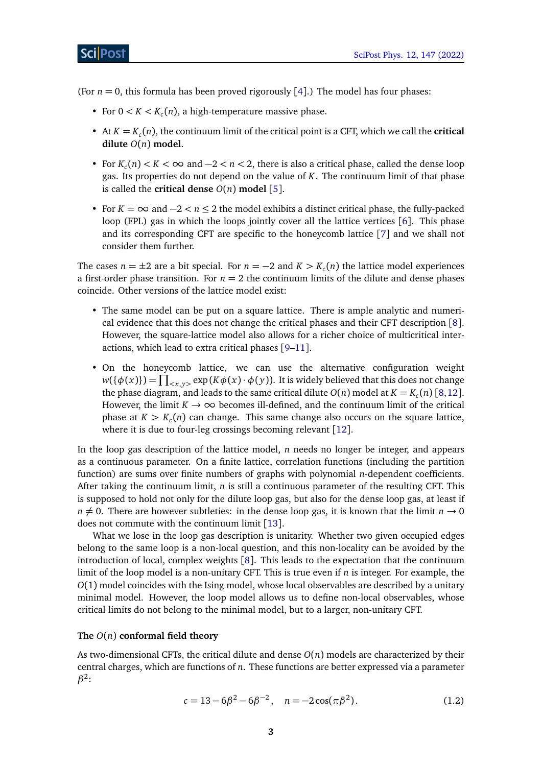(For $n = 0$, this formula has been proved rigorously [4].) The model has four phases:

- For $0 < K < K_c(n)$, a high-temperature massive phase.
- At $K = K_c(n)$, the continuum limit of the critical point is a CFT, which we call the **critical dilute $O(n)$ model**.
- For $K_c(n) < K < \infty$ and $-2 < n < 2$, there is also a critical phase, called the dense loop gas. Its properties do not depend on the value of $K$. The continuum limit of that phase is called the **critical dense $O(n)$ model** [5].
- For $K = \infty$ and $-2 < n \leq 2$ the model exhibits a distinct critical phase, the fully-packed loop (FPL) gas in which the loops jointly cover all the lattice vertices [6]. This phase and its corresponding CFT are specific to the honeycomb lattice [7] and we shall not consider them further.

The cases $n = \pm 2$ are a bit special. For $n = -2$ and $K > K_c(n)$ the lattice model experiences a first-order phase transition. For $n = 2$ the continuum limits of the dilute and dense phases coincide. Other versions of the lattice model exist:

- The same model can be put on a square lattice. There is ample analytic and numerical evidence that this does not change the critical phases and their CFT description [8]. However, the square-lattice model also allows for a richer choice of multicritical interactions, which lead to extra critical phases [9–11].
- On the honeycomb lattice, we can use the alternative configuration weight $w(\{\phi(x)\}) = \prod_{<x,y>} \exp\left(K\phi(x)\cdot\phi(y)\right)$. It is widely believed that this does not change the phase diagram, and leads to the same critical dilute $O(n)$ model at $K = K_c(n)$ [8,12]. However, the limit $K \to \infty$ becomes ill-defined, and the continuum limit of the critical phase at $K > K_c(n)$ can change. This same change also occurs on the square lattice, where it is due to four-leg crossings becoming relevant [12].

In the loop gas description of the lattice model, $n$ needs no longer be integer, and appears as a continuous parameter. On a finite lattice, correlation functions (including the partition function) are sums over finite numbers of graphs with polynomial $n$-dependent coefficients. After taking the continuum limit, $n$ is still a continuous parameter of the resulting CFT. This is supposed to hold not only for the dilute loop gas, but also for the dense loop gas, at least if $n \neq 0$. There are however subtleties: in the dense loop gas, it is known that the limit $n \to 0$ does not commute with the continuum limit [13].

What we lose in the loop gas description is unitarity. Whether two given occupied edges belong to the same loop is a non-local question, and this non-locality can be avoided by the introduction of local, complex weights [8]. This leads to the expectation that the continuum limit of the loop model is a non-unitary CFT. This is true even if $n$ is integer. For example, the $O(1)$ model coincides with the Ising model, whose local observables are described by a unitary minimal model. However, the loop model allows us to define non-local observables, whose critical limits do not belong to the minimal model, but to a larger, non-unitary CFT.

### The $O(n)$ conformal field theory

As two-dimensional CFTs, the critical dilute and dense $O(n)$ models are characterized by their central charges, which are functions of $n$. These functions are better expressed via a parameter $\beta^2$:

$$c = 13 - 6\beta^2 - 6\beta^{-2}, \quad n = -2\cos(\pi\beta^2). \tag{1.2}$$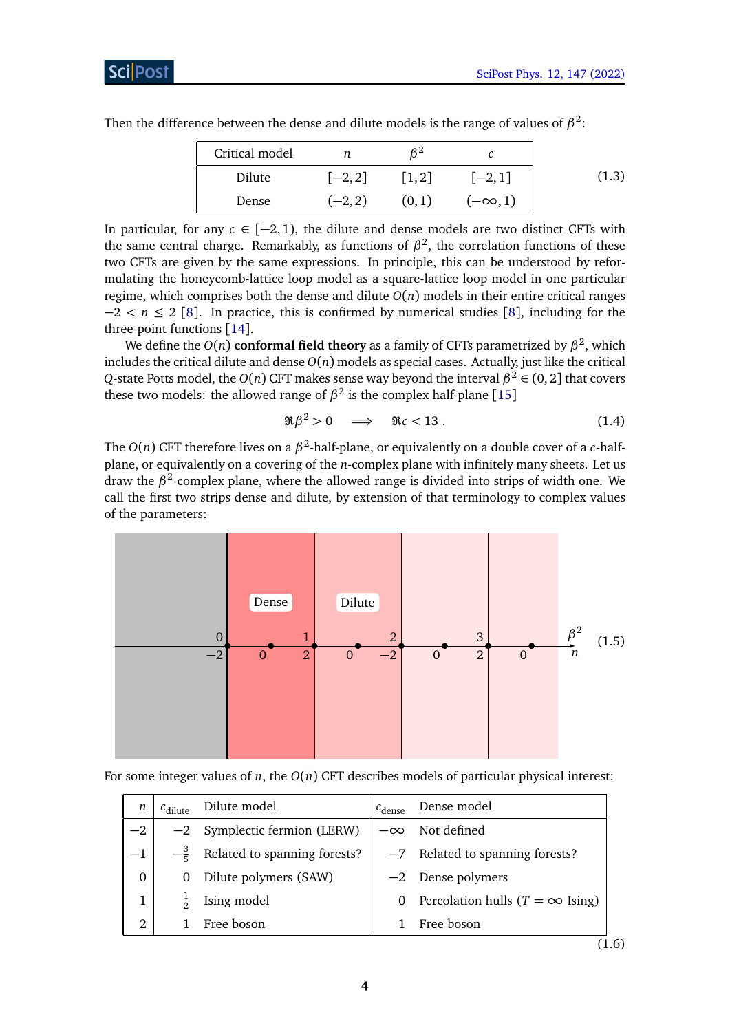Then the difference between the dense and dilute models is the range of values of $\beta^2$:

| Critical model | $n$ | $\beta^2$ | $c$ |
|---|---|---|---|
| Dilute | $[-2,2]$ | $[1,2]$ | $[-2,1]$ |
| Dense | $(-2,2)$ | $(0,1)$ | $(-\infty,1)$ |

(1.3)

In particular, for any $c \in [-2,1)$, the dilute and dense models are two distinct CFTs with the same central charge. Remarkably, as functions of $\beta^2$, the correlation functions of these two CFTs are given by the same expressions. In principle, this can be understood by reformulating the honeycomb-lattice loop model as a square-lattice loop model in one particular regime, which comprises both the dense and dilute $O(n)$ models in their entire critical ranges $-2 < n \leq 2$ [8]. In practice, this is confirmed by numerical studies [8], including for the three-point functions [14].

We define the $O(n)$ **conformal field theory** as a family of CFTs parametrized by $\beta^2$, which includes the critical dilute and dense $O(n)$ models as special cases. Actually, just like the critical $Q$-state Potts model, the $O(n)$ CFT makes sense way beyond the interval $\beta^2 \in (0,2]$ that covers these two models: the allowed range of $\beta^2$ is the complex half-plane [15]

$$\Re\beta^2 > 0 \quad \Longrightarrow \quad \Re c < 13 \,. \tag{1.4}$$

The $O(n)$ CFT therefore lives on a $\beta^2$-half-plane, or equivalently on a double cover of a $c$-half-plane, or equivalently on a covering of the $n$-complex plane with infinitely many sheets. Let us draw the $\beta^2$-complex plane, where the allowed range is divided into strips of width one. We call the first two strips dense and dilute, by extension of that terminology to complex values of the parameters:

(1.5)

For some integer values of $n$, the $O(n)$ CFT describes models of particular physical interest:

| $n$ | $c_{\text{dilute}}$ | Dilute model | $c_{\text{dense}}$ | Dense model |
|---|---|---|---|---|
| $-2$ | $-2$ | Symplectic fermion (LERW) | $-\infty$ | Not defined |
| $-1$ | $-\frac{3}{5}$ | Related to spanning forests? | $-7$ | Related to spanning forests? |
| $0$ | $0$ | Dilute polymers (SAW) | $-2$ | Dense polymers |
| $1$ | $\frac{1}{2}$ | Ising model | $0$ | Percolation hulls ($T=\infty$ Ising) |
| $2$ | $1$ | Free boson | $1$ | Free boson |

(1.6)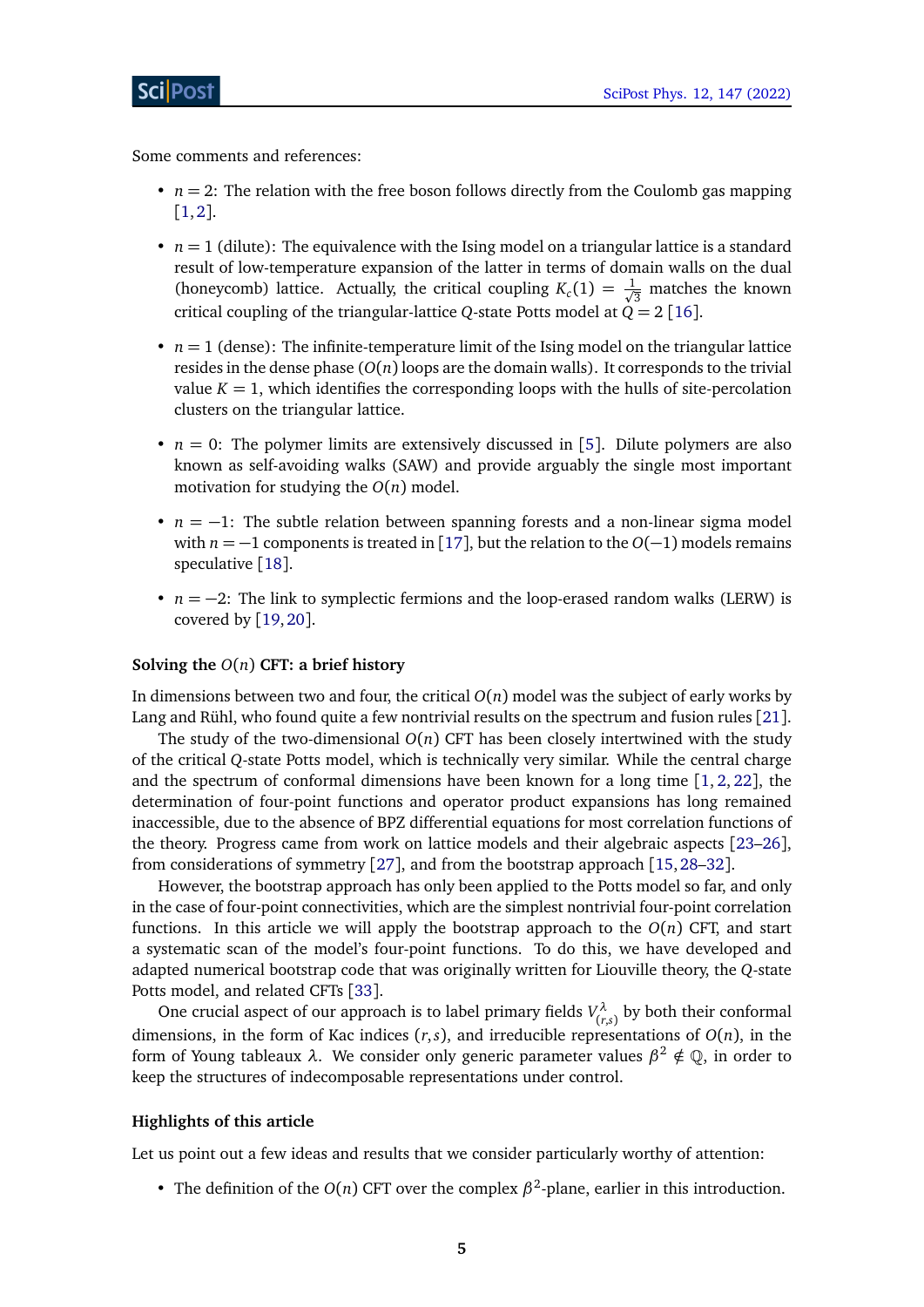Some comments and references:

- $n = 2$: The relation with the free boson follows directly from the Coulomb gas mapping [1,2].
- $n = 1$ (dilute): The equivalence with the Ising model on a triangular lattice is a standard result of low-temperature expansion of the latter in terms of domain walls on the dual (honeycomb) lattice. Actually, the critical coupling $K_c(1) = \frac{1}{\sqrt{3}}$ matches the known critical coupling of the triangular-lattice $Q$-state Potts model at $Q = 2$ [16].
- $n = 1$ (dense): The infinite-temperature limit of the Ising model on the triangular lattice resides in the dense phase ($O(n)$ loops are the domain walls). It corresponds to the trivial value $K = 1$, which identifies the corresponding loops with the hulls of site-percolation clusters on the triangular lattice.
- $n = 0$: The polymer limits are extensively discussed in [5]. Dilute polymers are also known as self-avoiding walks (SAW) and provide arguably the single most important motivation for studying the $O(n)$ model.
- $n = -1$: The subtle relation between spanning forests and a non-linear sigma model with $n = -1$ components is treated in [17], but the relation to the $O(-1)$ models remains speculative [18].
- $n = -2$: The link to symplectic fermions and the loop-erased random walks (LERW) is covered by [19,20].

**Solving the $O(n)$ CFT: a brief history**

In dimensions between two and four, the critical $O(n)$ model was the subject of early works by Lang and Rühl, who found quite a few nontrivial results on the spectrum and fusion rules [21].

The study of the two-dimensional $O(n)$ CFT has been closely intertwined with the study of the critical $Q$-state Potts model, which is technically very similar. While the central charge and the spectrum of conformal dimensions have been known for a long time [1,2,22], the determination of four-point functions and operator product expansions has long remained inaccessible, due to the absence of BPZ differential equations for most correlation functions of the theory. Progress came from work on lattice models and their algebraic aspects [23–26], from considerations of symmetry [27], and from the bootstrap approach [15,28–32].

However, the bootstrap approach has only been applied to the Potts model so far, and only in the case of four-point connectivities, which are the simplest nontrivial four-point correlation functions. In this article we will apply the bootstrap approach to the $O(n)$ CFT, and start a systematic scan of the model's four-point functions. To do this, we have developed and adapted numerical bootstrap code that was originally written for Liouville theory, the $Q$-state Potts model, and related CFTs [33].

One crucial aspect of our approach is to label primary fields $V^\lambda_{(r,s)}$ by both their conformal dimensions, in the form of Kac indices $(r,s)$, and irreducible representations of $O(n)$, in the form of Young tableaux $\lambda$. We consider only generic parameter values $\beta^2 \notin \mathbb{Q}$, in order to keep the structures of indecomposable representations under control.

**Highlights of this article**

Let us point out a few ideas and results that we consider particularly worthy of attention:

- The definition of the $O(n)$ CFT over the complex $\beta^2$-plane, earlier in this introduction.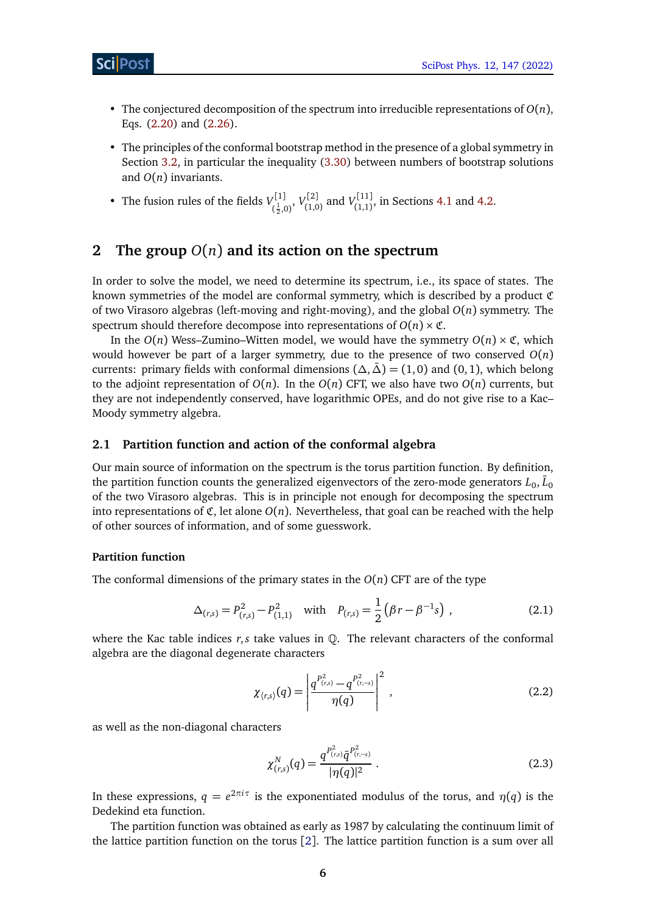- The conjectured decomposition of the spectrum into irreducible representations of $O(n)$, Eqs. (2.20) and (2.26).
- The principles of the conformal bootstrap method in the presence of a global symmetry in Section 3.2, in particular the inequality (3.30) between numbers of bootstrap solutions and $O(n)$ invariants.
- The fusion rules of the fields $V^{[1]}_{(\frac{1}{2},0)}$, $V^{[2]}_{(1,0)}$ and $V^{[11]}_{(1,1)}$, in Sections 4.1 and 4.2.

## 2 The group $O(n)$ and its action on the spectrum

In order to solve the model, we need to determine its spectrum, i.e., its space of states. The known symmetries of the model are conformal symmetry, which is described by a product $\mathfrak{C}$ of two Virasoro algebras (left-moving and right-moving), and the global $O(n)$ symmetry. The spectrum should therefore decompose into representations of $O(n) \times \mathfrak{C}$.

In the $O(n)$ Wess–Zumino–Witten model, we would have the symmetry $O(n) \times \mathfrak{C}$, which would however be part of a larger symmetry, due to the presence of two conserved $O(n)$ currents: primary fields with conformal dimensions $(\Delta, \bar{\Delta}) = (1,0)$ and $(0,1)$, which belong to the adjoint representation of $O(n)$. In the $O(n)$ CFT, we also have two $O(n)$ currents, but they are not independently conserved, have logarithmic OPEs, and do not give rise to a Kac–Moody symmetry algebra.

### 2.1 Partition function and action of the conformal algebra

Our main source of information on the spectrum is the torus partition function. By definition, the partition function counts the generalized eigenvectors of the zero-mode generators $L_0, \bar{L}_0$ of the two Virasoro algebras. This is in principle not enough for decomposing the spectrum into representations of $\mathfrak{C}$, let alone $O(n)$. Nevertheless, that goal can be reached with the help of other sources of information, and of some guesswork.

#### Partition function

The conformal dimensions of the primary states in the $O(n)$ CFT are of the type

$$\Delta_{(r,s)} = P^2_{(r,s)} - P^2_{(1,1)} \quad \text{with} \quad P_{(r,s)} = \frac{1}{2}\left(\beta r - \beta^{-1} s\right) , \tag{2.1}$$

where the Kac table indices $r, s$ take values in $\mathbb{Q}$. The relevant characters of the conformal algebra are the diagonal degenerate characters

$$\chi_{\langle r,s \rangle}(q) = \left| \frac{q^{P^2_{(r,s)}} - q^{P^2_{(r,-s)}}}{\eta(q)} \right|^2 , \tag{2.2}$$

as well as the non-diagonal characters

$$\chi^N_{(r,s)}(q) = \frac{q^{P^2_{(r,s)}} \bar{q}^{P^2_{(r,-s)}}}{|\eta(q)|^2} . \tag{2.3}$$

In these expressions, $q = e^{2\pi i \tau}$ is the exponentiated modulus of the torus, and $\eta(q)$ is the Dedekind eta function.

The partition function was obtained as early as 1987 by calculating the continuum limit of the lattice partition function on the torus [2]. The lattice partition function is a sum over all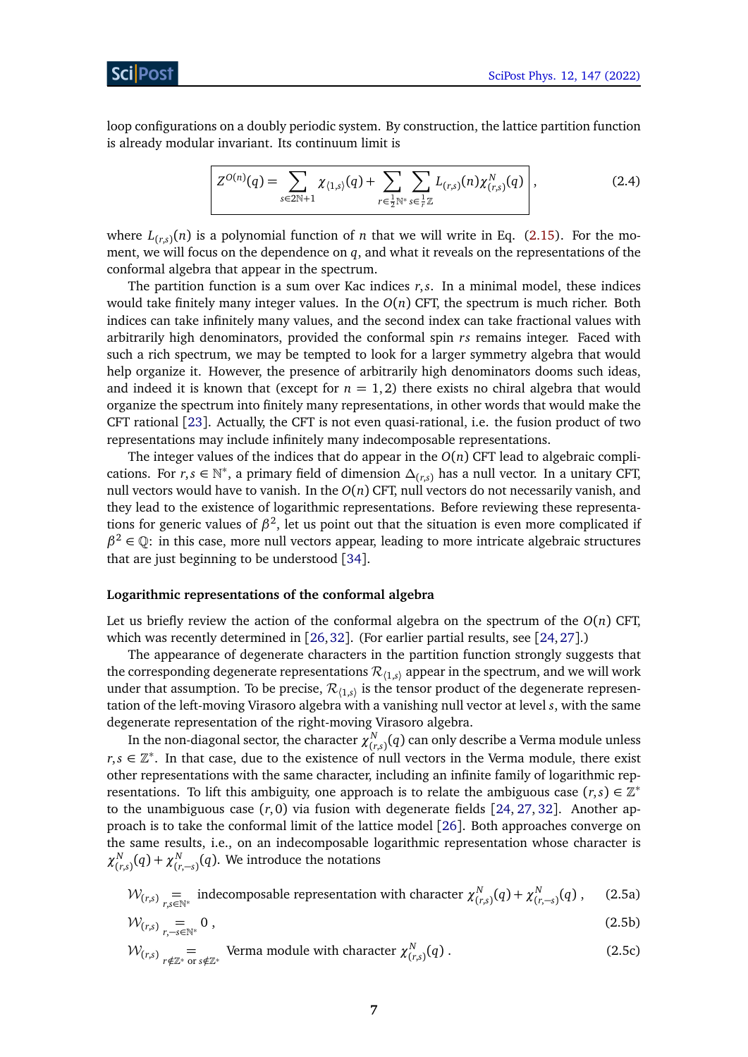loop configurations on a doubly periodic system. By construction, the lattice partition function is already modular invariant. Its continuum limit is

$$
\boxed{Z^{O(n)}(q) = \sum_{s\in 2\mathbb{N}+1} \chi_{\langle 1,s\rangle}(q) + \sum_{r\in\frac12\mathbb{N}^*}\sum_{s\in\frac1r\mathbb{Z}} L_{(r,s)}(n)\chi^N_{(r,s)}(q)}\ , \tag{2.4}
$$

where $L_{(r,s)}(n)$ is a polynomial function of $n$ that we will write in Eq. (2.15). For the moment, we will focus on the dependence on $q$, and what it reveals on the representations of the conformal algebra that appear in the spectrum.

The partition function is a sum over Kac indices $r,s$. In a minimal model, these indices would take finitely many integer values. In the $O(n)$ CFT, the spectrum is much richer. Both indices can take infinitely many values, and the second index can take fractional values with arbitrarily high denominators, provided the conformal spin $rs$ remains integer. Faced with such a rich spectrum, we may be tempted to look for a larger symmetry algebra that would help organize it. However, the presence of arbitrarily high denominators dooms such ideas, and indeed it is known that (except for $n=1,2$) there exists no chiral algebra that would organize the spectrum into finitely many representations, in other words that would make the CFT rational [23]. Actually, the CFT is not even quasi-rational, i.e. the fusion product of two representations may include infinitely many indecomposable representations.

The integer values of the indices that do appear in the $O(n)$ CFT lead to algebraic complications. For $r,s\in\mathbb{N}^*$, a primary field of dimension $\Delta_{(r,s)}$ has a null vector. In a unitary CFT, null vectors would have to vanish. In the $O(n)$ CFT, null vectors do not necessarily vanish, and they lead to the existence of logarithmic representations. Before reviewing these representations for generic values of $\beta^2$, let us point out that the situation is even more complicated if $\beta^2\in\mathbb{Q}$: in this case, more null vectors appear, leading to more intricate algebraic structures that are just beginning to be understood [34].

**Logarithmic representations of the conformal algebra**

Let us briefly review the action of the conformal algebra on the spectrum of the $O(n)$ CFT, which was recently determined in [26, 32]. (For earlier partial results, see [24, 27].)

The appearance of degenerate characters in the partition function strongly suggests that the corresponding degenerate representations $\mathcal{R}_{\langle 1,s\rangle}$ appear in the spectrum, and we will work under that assumption. To be precise, $\mathcal{R}_{\langle 1,s\rangle}$ is the tensor product of the degenerate representation of the left-moving Virasoro algebra with a vanishing null vector at level $s$, with the same degenerate representation of the right-moving Virasoro algebra.

In the non-diagonal sector, the character $\chi^N_{(r,s)}(q)$ can only describe a Verma module unless $r,s\in\mathbb{Z}^*$. In that case, due to the existence of null vectors in the Verma module, there exist other representations with the same character, including an infinite family of logarithmic representations. To lift this ambiguity, one approach is to relate the ambiguous case $(r,s)\in\mathbb{Z}^*$ to the unambiguous case $(r,0)$ via fusion with degenerate fields [24, 27, 32]. Another approach is to take the conformal limit of the lattice model [26]. Both approaches converge on the same results, i.e., on an indecomposable logarithmic representation whose character is $\chi^N_{(r,s)}(q)+\chi^N_{(r,-s)}(q)$. We introduce the notations

$$
\mathcal{W}_{(r,s)} \underset{r,s\in\mathbb{N}^*}{=} \text{indecomposable representation with character } \chi^N_{(r,s)}(q)+\chi^N_{(r,-s)}(q)\ , \tag{2.5a}
$$

$$
\mathcal{W}_{(r,s)} \underset{r,-s\in\mathbb{N}^*}{=} 0\ , \tag{2.5b}
$$

$$
\mathcal{W}_{(r,s)} \underset{r\notin\mathbb{Z}^* \text{ or } s\notin\mathbb{Z}^*}{=} \text{Verma module with character } \chi^N_{(r,s)}(q)\ . \tag{2.5c}
$$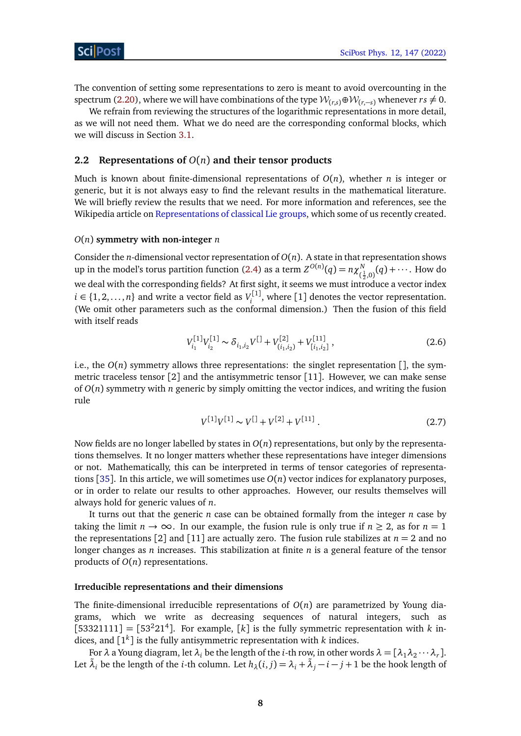The convention of setting some representations to zero is meant to avoid overcounting in the spectrum (2.20), where we will have combinations of the type $\mathcal{W}_{(r,s)} \oplus \mathcal{W}_{(r,-s)}$ whenever $rs \neq 0$.

We refrain from reviewing the structures of the logarithmic representations in more detail, as we will not need them. What we do need are the corresponding conformal blocks, which we will discuss in Section 3.1.

### 2.2 Representations of $O(n)$ and their tensor products

Much is known about finite-dimensional representations of $O(n)$, whether $n$ is integer or generic, but it is not always easy to find the relevant results in the mathematical literature. We will briefly review the results that we need. For more information and references, see the Wikipedia article on Representations of classical Lie groups, which some of us recently created.

#### $O(n)$ symmetry with non-integer $n$

Consider the $n$-dimensional vector representation of $O(n)$. A state in that representation shows up in the model's torus partition function (2.4) as a term $Z^{O(n)}(q) = n\chi^N_{(\frac{1}{2},0)}(q) + \cdots$. How do we deal with the corresponding fields? At first sight, it seems we must introduce a vector index $i \in \{1, 2, \ldots, n\}$ and write a vector field as $V_i^{[1]}$, where $[1]$ denotes the vector representation. (We omit other parameters such as the conformal dimension.) Then the fusion of this field with itself reads

$$V^{[1]}_{i_1} V^{[1]}_{i_2} \sim \delta_{i_1,i_2} V^{[]} + V^{[2]}_{(i_1,i_2)} + V^{[11]}_{[i_1,i_2]} \,, \tag{2.6}$$

i.e., the $O(n)$ symmetry allows three representations: the singlet representation $[]$, the symmetric traceless tensor $[2]$ and the antisymmetric tensor $[11]$. However, we can make sense of $O(n)$ symmetry with $n$ generic by simply omitting the vector indices, and writing the fusion rule

$$V^{[1]} V^{[1]} \sim V^{[]} + V^{[2]} + V^{[11]} \,. \tag{2.7}$$

Now fields are no longer labelled by states in $O(n)$ representations, but only by the representations themselves. It no longer matters whether these representations have integer dimensions or not. Mathematically, this can be interpreted in terms of tensor categories of representations [35]. In this article, we will sometimes use $O(n)$ vector indices for explanatory purposes, or in order to relate our results to other approaches. However, our results themselves will always hold for generic values of $n$.

It turns out that the generic $n$ case can be obtained formally from the integer $n$ case by taking the limit $n \to \infty$. In our example, the fusion rule is only true if $n \geq 2$, as for $n = 1$ the representations $[2]$ and $[11]$ are actually zero. The fusion rule stabilizes at $n = 2$ and no longer changes as $n$ increases. This stabilization at finite $n$ is a general feature of the tensor products of $O(n)$ representations.

#### Irreducible representations and their dimensions

The finite-dimensional irreducible representations of $O(n)$ are parametrized by Young diagrams, which we write as decreasing sequences of natural integers, such as $[53321111] = [53^2 21^4]$. For example, $[k]$ is the fully symmetric representation with $k$ indices, and $[1^k]$ is the fully antisymmetric representation with $k$ indices.

For $\lambda$ a Young diagram, let $\lambda_i$ be the length of the $i$-th row, in other words $\lambda = [\lambda_1 \lambda_2 \cdots \lambda_r]$. Let $\tilde{\lambda}_i$ be the length of the $i$-th column. Let $h_\lambda(i,j) = \lambda_i + \tilde{\lambda}_j - i - j + 1$ be the hook length of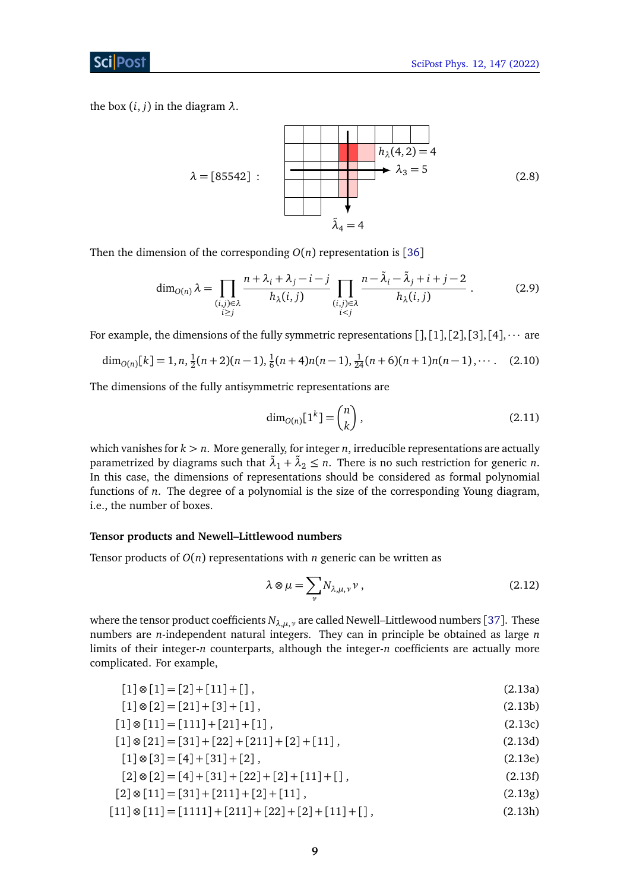the box $(i,j)$ in the diagram $\lambda$.

$$\lambda = [85542] \ : \qquad h_\lambda(4,2) = 4, \quad \lambda_3 = 5, \quad \tilde{\lambda}_4 = 4 \tag{2.8}$$

Then the dimension of the corresponding $O(n)$ representation is [36]

$$\dim_{O(n)} \lambda = \prod_{\substack{(i,j)\in\lambda \\ i\geq j}} \frac{n+\lambda_i+\lambda_j-i-j}{h_\lambda(i,j)} \prod_{\substack{(i,j)\in\lambda \\ i<j}} \frac{n-\tilde{\lambda}_i-\tilde{\lambda}_j+i+j-2}{h_\lambda(i,j)} \,. \tag{2.9}$$

For example, the dimensions of the fully symmetric representations $[], [1], [2], [3], [4], \cdots$ are

$$\dim_{O(n)}[k] = 1, n, \tfrac{1}{2}(n+2)(n-1), \tfrac{1}{6}(n+4)n(n-1), \tfrac{1}{24}(n+6)(n+1)n(n-1), \cdots . \tag{2.10}$$

The dimensions of the fully antisymmetric representations are

$$\dim_{O(n)}[1^k] = \binom{n}{k} \,, \tag{2.11}$$

which vanishes for $k > n$. More generally, for integer $n$, irreducible representations are actually parametrized by diagrams such that $\tilde{\lambda}_1 + \tilde{\lambda}_2 \leq n$. There is no such restriction for generic $n$. In this case, the dimensions of representations should be considered as formal polynomial functions of $n$. The degree of a polynomial is the size of the corresponding Young diagram, i.e., the number of boxes.

#### Tensor products and Newell–Littlewood numbers

Tensor products of $O(n)$ representations with $n$ generic can be written as

$$\lambda \otimes \mu = \sum_\nu N_{\lambda,\mu,\nu} \, \nu \,, \tag{2.12}$$

where the tensor product coefficients $N_{\lambda,\mu,\nu}$ are called Newell–Littlewood numbers [37]. These numbers are $n$-independent natural integers. They can in principle be obtained as large $n$ limits of their integer-$n$ counterparts, although the integer-$n$ coefficients are actually more complicated. For example,

$$[1]\otimes[1] = [2]+[11]+[] \,, \tag{2.13a}$$

$$[1]\otimes[2] = [21]+[3]+[1] \,, \tag{2.13b}$$

$$[1]\otimes[11] = [111]+[21]+[1] \,, \tag{2.13c}$$

$$[1]\otimes[21] = [31]+[22]+[211]+[2]+[11] \,, \tag{2.13d}$$

$$[1]\otimes[3] = [4]+[31]+[2] \,, \tag{2.13e}$$

$$[2]\otimes[2] = [4]+[31]+[22]+[2]+[11]+[] \,, \tag{2.13f}$$

$$[2]\otimes[11] = [31]+[211]+[2]+[11] \,, \tag{2.13g}$$

$$[11]\otimes[11] = [1111]+[211]+[22]+[2]+[11]+[] \,, \tag{2.13h}$$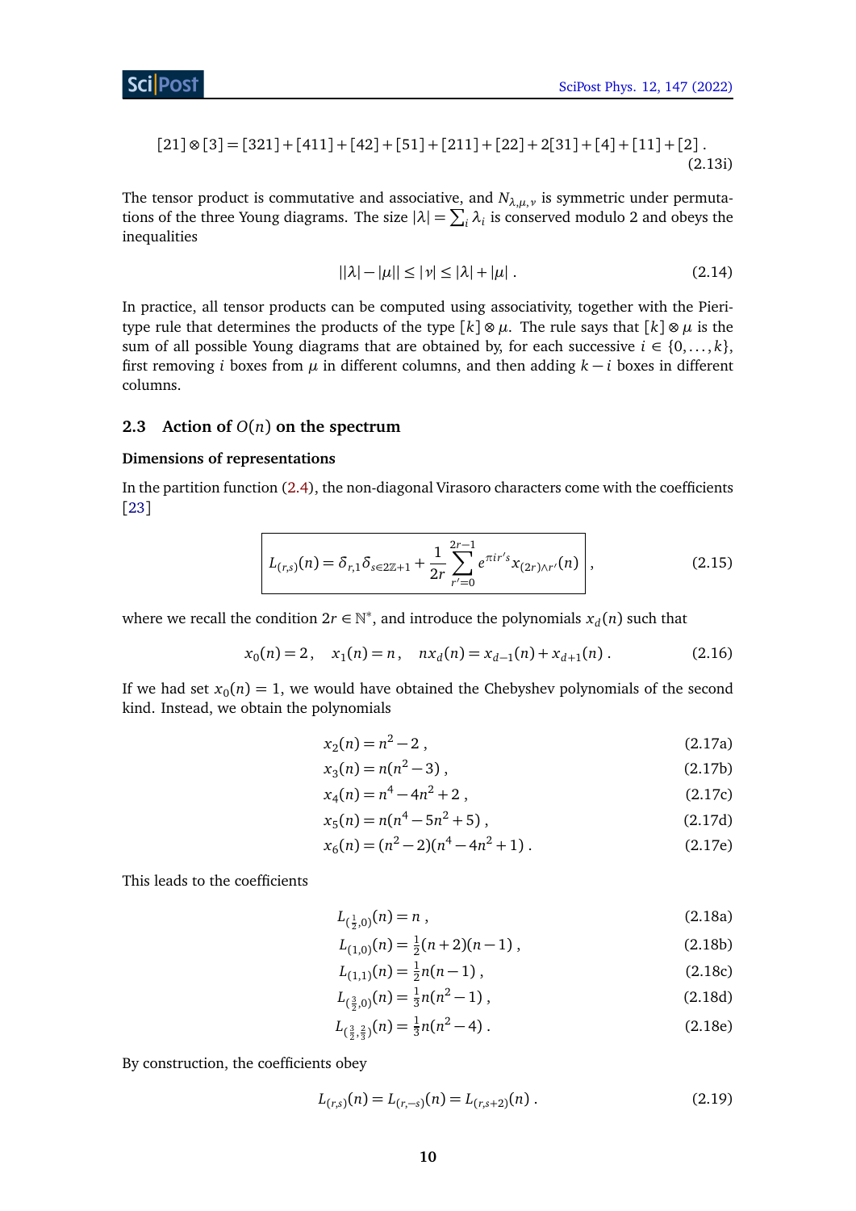$$[21] \otimes [3] = [321] + [411] + [42] + [51] + [211] + [22] + 2[31] + [4] + [11] + [2] \,. \tag{2.13i}$$

The tensor product is commutative and associative, and $N_{\lambda,\mu,\nu}$ is symmetric under permutations of the three Young diagrams. The size $|\lambda| = \sum_i \lambda_i$ is conserved modulo 2 and obeys the inequalities

$$||\lambda| - |\mu|| \leq |\nu| \leq |\lambda| + |\mu| \,. \tag{2.14}$$

In practice, all tensor products can be computed using associativity, together with the Pieri-type rule that determines the products of the type $[k] \otimes \mu$. The rule says that $[k] \otimes \mu$ is the sum of all possible Young diagrams that are obtained by, for each successive $i \in \{0, \ldots, k\}$, first removing $i$ boxes from $\mu$ in different columns, and then adding $k - i$ boxes in different columns.

## 2.3 Action of $O(n)$ on the spectrum

### Dimensions of representations

In the partition function (2.4), the non-diagonal Virasoro characters come with the coefficients [23]

$$\boxed{L_{(r,s)}(n) = \delta_{r,1}\delta_{s\in 2\mathbb{Z}+1} + \frac{1}{2r}\sum_{r'=0}^{2r-1} e^{\pi i r' s} x_{(2r)\wedge r'}(n)} \,, \tag{2.15}$$

where we recall the condition $2r \in \mathbb{N}^*$, and introduce the polynomials $x_d(n)$ such that

$$x_0(n) = 2\,, \quad x_1(n) = n\,, \quad n x_d(n) = x_{d-1}(n) + x_{d+1}(n) \,. \tag{2.16}$$

If we had set $x_0(n) = 1$, we would have obtained the Chebyshev polynomials of the second kind. Instead, we obtain the polynomials

$$x_2(n) = n^2 - 2 \,, \tag{2.17a}$$
$$x_3(n) = n(n^2 - 3) \,, \tag{2.17b}$$
$$x_4(n) = n^4 - 4n^2 + 2 \,, \tag{2.17c}$$
$$x_5(n) = n(n^4 - 5n^2 + 5) \,, \tag{2.17d}$$
$$x_6(n) = (n^2 - 2)(n^4 - 4n^2 + 1) \,. \tag{2.17e}$$

This leads to the coefficients

$$L_{(\frac{1}{2},0)}(n) = n \,, \tag{2.18a}$$
$$L_{(1,0)}(n) = \tfrac{1}{2}(n+2)(n-1) \,, \tag{2.18b}$$
$$L_{(1,1)}(n) = \tfrac{1}{2}n(n-1) \,, \tag{2.18c}$$
$$L_{(\frac{3}{2},0)}(n) = \tfrac{1}{3}n(n^2 - 1) \,, \tag{2.18d}$$
$$L_{(\frac{3}{2},\frac{2}{3})}(n) = \tfrac{1}{3}n(n^2 - 4) \,. \tag{2.18e}$$

By construction, the coefficients obey

$$L_{(r,s)}(n) = L_{(r,-s)}(n) = L_{(r,s+2)}(n) \,. \tag{2.19}$$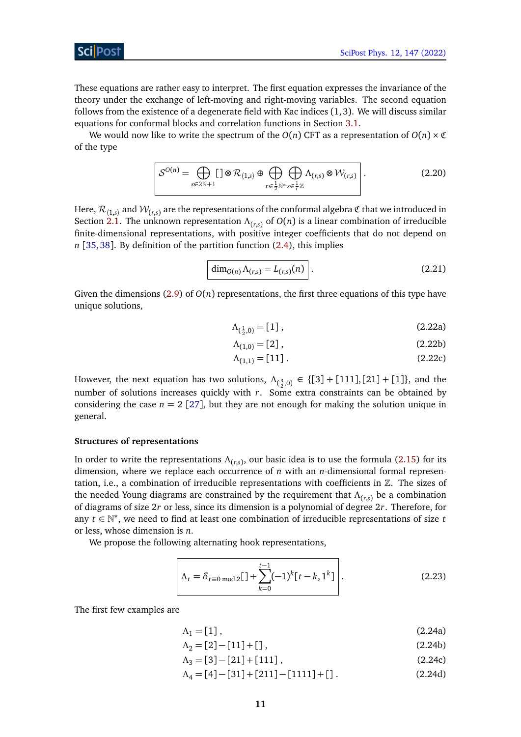These equations are rather easy to interpret. The first equation expresses the invariance of the theory under the exchange of left-moving and right-moving variables. The second equation follows from the existence of a degenerate field with Kac indices $(1,3)$. We will discuss similar equations for conformal blocks and correlation functions in Section 3.1.

We would now like to write the spectrum of the $O(n)$ CFT as a representation of $O(n)\times\mathfrak{C}$ of the type

$$\boxed{\mathcal{S}^{O(n)} = \bigoplus_{s\in 2\mathbb{N}+1} [\,] \otimes \mathcal{R}_{\langle 1,s\rangle} \oplus \bigoplus_{r\in\frac12\mathbb{N}^*} \bigoplus_{s\in\frac{1}{r}\mathbb{Z}} \Lambda_{(r,s)} \otimes \mathcal{W}_{(r,s)}} \,. \tag{2.20}$$

Here, $\mathcal{R}_{\langle 1,s\rangle}$ and $\mathcal{W}_{(r,s)}$ are the representations of the conformal algebra $\mathfrak{C}$ that we introduced in Section 2.1. The unknown representation $\Lambda_{(r,s)}$ of $O(n)$ is a linear combination of irreducible finite-dimensional representations, with positive integer coefficients that do not depend on $n$ [35, 38]. By definition of the partition function (2.4), this implies

$$\boxed{\dim_{O(n)} \Lambda_{(r,s)} = L_{(r,s)}(n)} \,. \tag{2.21}$$

Given the dimensions (2.9) of $O(n)$ representations, the first three equations of this type have unique solutions,

$$\Lambda_{(\frac12,0)} = [1] \,, \tag{2.22a}$$

$$\Lambda_{(1,0)} = [2] \,, \tag{2.22b}$$

$$\Lambda_{(1,1)} = [11] \,. \tag{2.22c}$$

However, the next equation has two solutions, $\Lambda_{(\frac32,0)} \in \{[3]+[111],[21]+[1]\}$, and the number of solutions increases quickly with $r$. Some extra constraints can be obtained by considering the case $n=2$ [27], but they are not enough for making the solution unique in general.

#### Structures of representations

In order to write the representations $\Lambda_{(r,s)}$, our basic idea is to use the formula (2.15) for its dimension, where we replace each occurrence of $n$ with an $n$-dimensional formal representation, i.e., a combination of irreducible representations with coefficients in $\mathbb{Z}$. The sizes of the needed Young diagrams are constrained by the requirement that $\Lambda_{(r,s)}$ be a combination of diagrams of size $2r$ or less, since its dimension is a polynomial of degree $2r$. Therefore, for any $t\in\mathbb{N}^*$, we need to find at least one combination of irreducible representations of size $t$ or less, whose dimension is $n$.

We propose the following alternating hook representations,

$$\boxed{\Lambda_t = \delta_{t\equiv 0 \bmod 2}[\,] + \sum_{k=0}^{t-1}(-1)^k[t-k,1^k]} \,. \tag{2.23}$$

The first few examples are

$$\Lambda_1 = [1] \,, \tag{2.24a}$$

$$\Lambda_2 = [2]-[11]+[\,] \,, \tag{2.24b}$$

$$\Lambda_3 = [3]-[21]+[111] \,, \tag{2.24c}$$

$$\Lambda_4 = [4]-[31]+[211]-[1111]+[\,] \,. \tag{2.24d}$$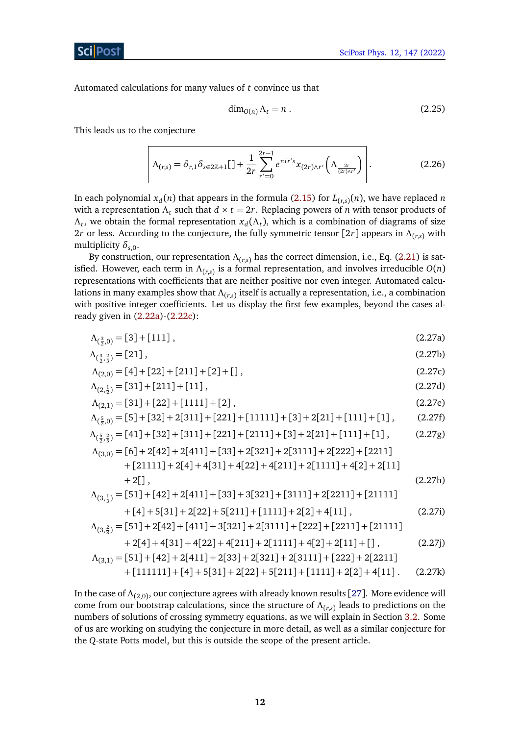Automated calculations for many values of $t$ convince us that

$$\dim_{O(n)} \Lambda_t = n\ . \tag{2.25}$$

This leads us to the conjecture

$$\boxed{\Lambda_{(r,s)} = \delta_{r,1}\delta_{s\in 2\mathbb{Z}+1}[\,] + \frac{1}{2r}\sum_{r'=0}^{2r-1} e^{\pi i r's} x_{(2r)\wedge r'}\left(\Lambda_{\frac{2r}{(2r)\wedge r'}}\right)}\ . \tag{2.26}$$

In each polynomial $x_d(n)$ that appears in the formula (2.15) for $L_{(r,s)}(n)$, we have replaced $n$ with a representation $\Lambda_t$ such that $d\times t = 2r$. Replacing powers of $n$ with tensor products of $\Lambda_t$, we obtain the formal representation $x_d(\Lambda_t)$, which is a combination of diagrams of size $2r$ or less. According to the conjecture, the fully symmetric tensor $[2r]$ appears in $\Lambda_{(r,s)}$ with multiplicity $\delta_{s,0}$.

By construction, our representation $\Lambda_{(r,s)}$ has the correct dimension, i.e., Eq. (2.21) is satisfied. However, each term in $\Lambda_{(r,s)}$ is a formal representation, and involves irreducible $O(n)$ representations with coefficients that are neither positive nor even integer. Automated calculations in many examples show that $\Lambda_{(r,s)}$ itself is actually a representation, i.e., a combination with positive integer coefficients. Let us display the first few examples, beyond the cases already given in (2.22a)-(2.22c):

$$\Lambda_{(\frac{3}{2},0)} = [3]+[111]\,, \tag{2.27a}$$

$$\Lambda_{(\frac{3}{2},\frac{2}{3})} = [21]\,, \tag{2.27b}$$

$$\Lambda_{(2,0)} = [4]+[22]+[211]+[2]+[\,]\,, \tag{2.27c}$$

$$\Lambda_{(2,\frac{1}{2})} = [31]+[211]+[11]\,, \tag{2.27d}$$

$$\Lambda_{(2,1)} = [31]+[22]+[1111]+[2]\,, \tag{2.27e}$$

$$\Lambda_{(\frac{5}{2},0)} = [5]+[32]+2[311]+[221]+[11111]+[3]+2[21]+[111]+[1]\,, \tag{2.27f}$$

$$\Lambda_{(\frac{5}{2},\frac{2}{5})} = [41]+[32]+[311]+[221]+[2111]+[3]+2[21]+[111]+[1]\,, \tag{2.27g}$$

$$\begin{aligned}\Lambda_{(3,0)} = {}&[6]+2[42]+2[411]+[33]+2[321]+2[3111]+2[222]+[2211]\\ &+[21111]+2[4]+4[31]+4[22]+4[211]+2[1111]+4[2]+2[11]\\ &+2[\,]\,,\end{aligned} \tag{2.27h}$$

$$\begin{aligned}\Lambda_{(3,\frac{1}{3})} = {}&[51]+[42]+2[411]+[33]+3[321]+[3111]+2[2211]+[21111]\\ &+[4]+5[31]+2[22]+5[211]+[1111]+2[2]+4[11]\,,\end{aligned} \tag{2.27i}$$

$$\begin{aligned}\Lambda_{(3,\frac{2}{3})} = {}&[51]+2[42]+[411]+3[321]+2[3111]+[222]+[2211]+[21111]\\ &+2[4]+4[31]+4[22]+4[211]+2[1111]+4[2]+2[11]+[\,]\,,\end{aligned} \tag{2.27j}$$

$$\begin{aligned}\Lambda_{(3,1)} = {}&[51]+[42]+2[411]+2[33]+2[321]+2[3111]+[222]+2[2211]\\ &+[111111]+[4]+5[31]+2[22]+5[211]+[1111]+2[2]+4[11]\,.\end{aligned} \tag{2.27k}$$

In the case of $\Lambda_{(2,0)}$, our conjecture agrees with already known results [27]. More evidence will come from our bootstrap calculations, since the structure of $\Lambda_{(r,s)}$ leads to predictions on the numbers of solutions of crossing symmetry equations, as we will explain in Section 3.2. Some of us are working on studying the conjecture in more detail, as well as a similar conjecture for the $Q$-state Potts model, but this is outside the scope of the present article.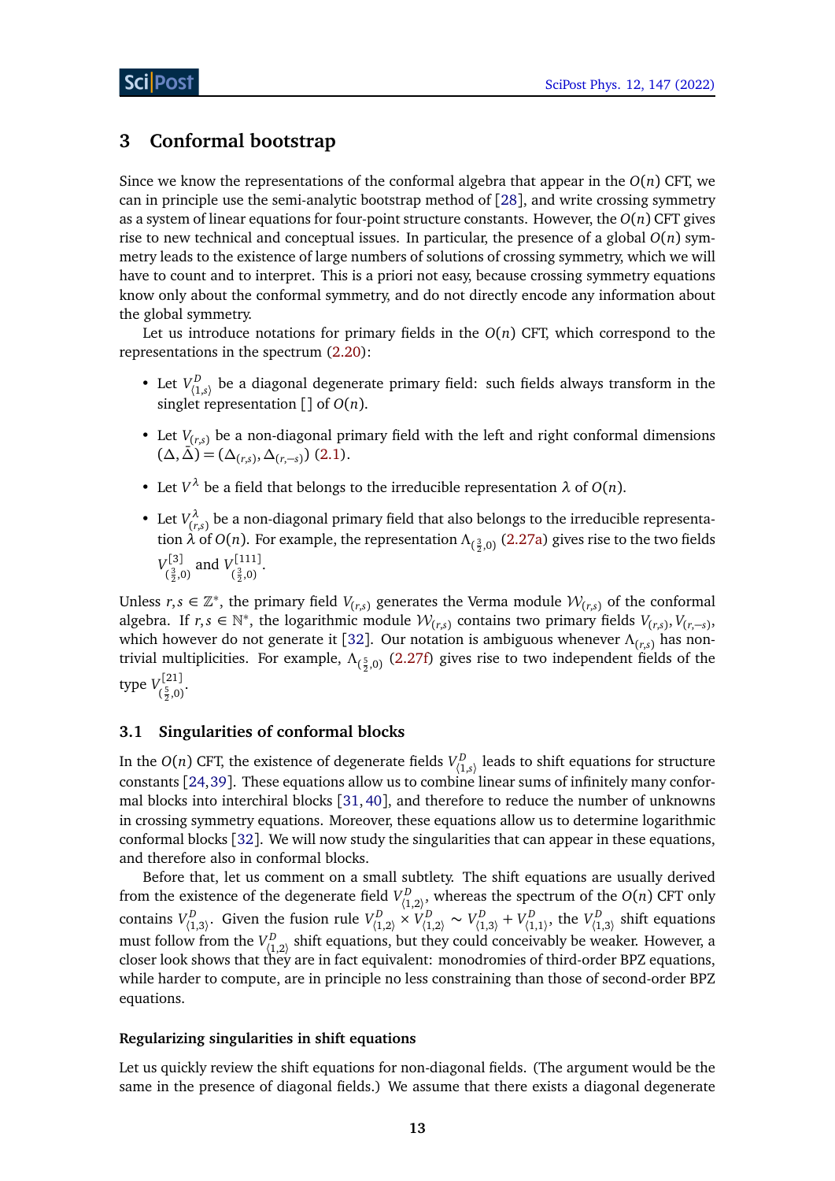# 3 Conformal bootstrap

Since we know the representations of the conformal algebra that appear in the $O(n)$ CFT, we can in principle use the semi-analytic bootstrap method of [28], and write crossing symmetry as a system of linear equations for four-point structure constants. However, the $O(n)$ CFT gives rise to new technical and conceptual issues. In particular, the presence of a global $O(n)$ symmetry leads to the existence of large numbers of solutions of crossing symmetry, which we will have to count and to interpret. This is a priori not easy, because crossing symmetry equations know only about the conformal symmetry, and do not directly encode any information about the global symmetry.

Let us introduce notations for primary fields in the $O(n)$ CFT, which correspond to the representations in the spectrum (2.20):

- Let $V^D_{\langle 1,s\rangle}$ be a diagonal degenerate primary field: such fields always transform in the singlet representation $[]$ of $O(n)$.
- Let $V_{(r,s)}$ be a non-diagonal primary field with the left and right conformal dimensions $(\Delta,\bar{\Delta}) = (\Delta_{(r,s)}, \Delta_{(r,-s)})$ (2.1).
- Let $V^\lambda$ be a field that belongs to the irreducible representation $\lambda$ of $O(n)$.
- Let $V^\lambda_{(r,s)}$ be a non-diagonal primary field that also belongs to the irreducible representation $\lambda$ of $O(n)$. For example, the representation $\Lambda_{(\frac{3}{2},0)}$ (2.27a) gives rise to the two fields $V^{[3]}_{(\frac{3}{2},0)}$ and $V^{[111]}_{(\frac{3}{2},0)}$.

Unless $r,s \in \mathbb{Z}^*$, the primary field $V_{(r,s)}$ generates the Verma module $\mathcal{W}_{(r,s)}$ of the conformal algebra. If $r,s \in \mathbb{N}^*$, the logarithmic module $\mathcal{W}_{(r,s)}$ contains two primary fields $V_{(r,s)}, V_{(r,-s)}$, which however do not generate it [32]. Our notation is ambiguous whenever $\Lambda_{(r,s)}$ has non-trivial multiplicities. For example, $\Lambda_{(\frac{5}{2},0)}$ (2.27f) gives rise to two independent fields of the type $V^{[21]}_{(\frac{5}{2},0)}$.

## 3.1 Singularities of conformal blocks

In the $O(n)$ CFT, the existence of degenerate fields $V^D_{\langle 1,s\rangle}$ leads to shift equations for structure constants [24,39]. These equations allow us to combine linear sums of infinitely many conformal blocks into interchiral blocks [31,40], and therefore to reduce the number of unknowns in crossing symmetry equations. Moreover, these equations allow us to determine logarithmic conformal blocks [32]. We will now study the singularities that can appear in these equations, and therefore also in conformal blocks.

Before that, let us comment on a small subtlety. The shift equations are usually derived from the existence of the degenerate field $V^D_{\langle 1,2\rangle}$, whereas the spectrum of the $O(n)$ CFT only contains $V^D_{\langle 1,3\rangle}$. Given the fusion rule $V^D_{\langle 1,2\rangle} \times V^D_{\langle 1,2\rangle} \sim V^D_{\langle 1,3\rangle} + V^D_{\langle 1,1\rangle}$, the $V^D_{\langle 1,3\rangle}$ shift equations must follow from the $V^D_{\langle 1,2\rangle}$ shift equations, but they could conceivably be weaker. However, a closer look shows that they are in fact equivalent: monodromies of third-order BPZ equations, while harder to compute, are in principle no less constraining than those of second-order BPZ equations.

#### Regularizing singularities in shift equations

Let us quickly review the shift equations for non-diagonal fields. (The argument would be the same in the presence of diagonal fields.) We assume that there exists a diagonal degenerate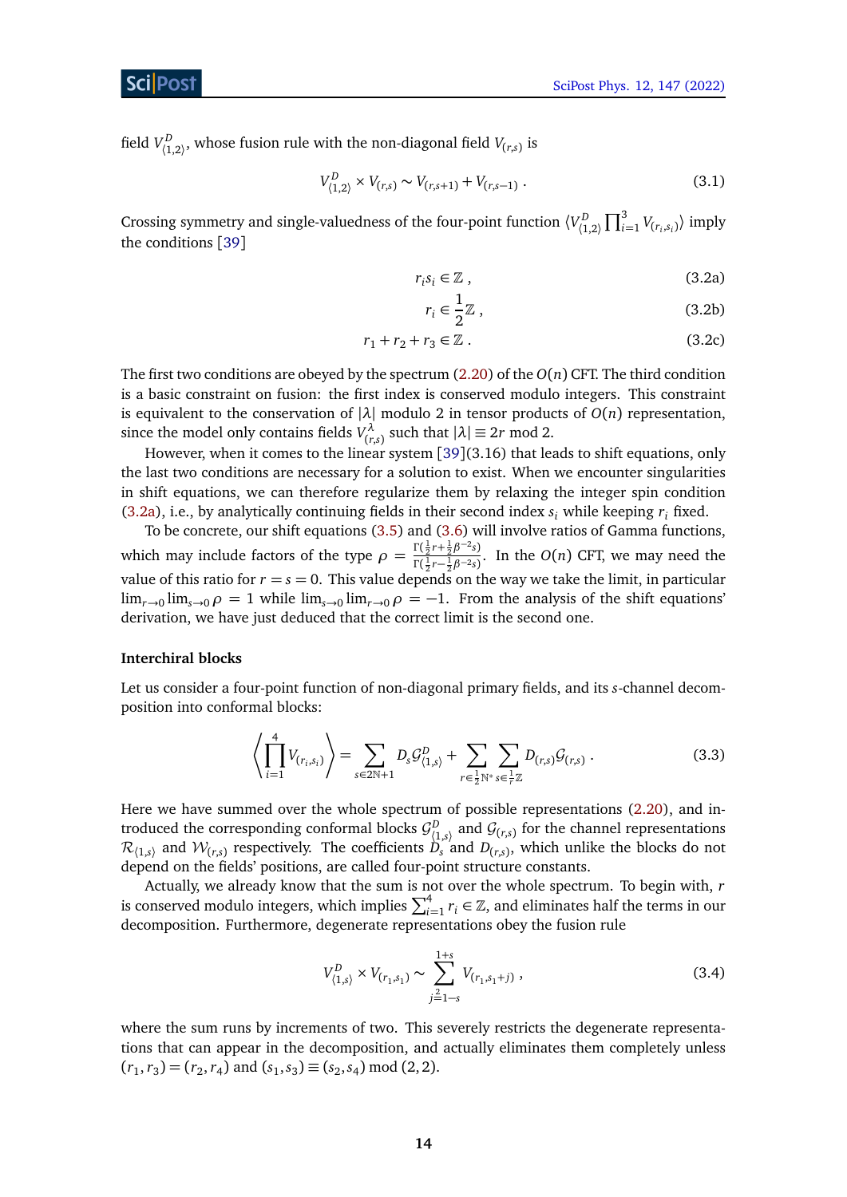field $V^D_{\langle 1,2\rangle}$, whose fusion rule with the non-diagonal field $V_{(r,s)}$ is

$$V^D_{\langle 1,2\rangle} \times V_{(r,s)} \sim V_{(r,s+1)} + V_{(r,s-1)} \,. \tag{3.1}$$

Crossing symmetry and single-valuedness of the four-point function $\langle V^D_{\langle 1,2\rangle} \prod_{i=1}^3 V_{(r_i,s_i)}\rangle$ imply the conditions [39]

$$r_i s_i \in \mathbb{Z}\,, \tag{3.2a}$$

$$r_i \in \frac{1}{2}\mathbb{Z}\,, \tag{3.2b}$$

$$r_1 + r_2 + r_3 \in \mathbb{Z}\,. \tag{3.2c}$$

The first two conditions are obeyed by the spectrum (2.20) of the $O(n)$ CFT. The third condition is a basic constraint on fusion: the first index is conserved modulo integers. This constraint is equivalent to the conservation of $|\lambda|$ modulo 2 in tensor products of $O(n)$ representation, since the model only contains fields $V^\lambda_{(r,s)}$ such that $|\lambda| \equiv 2r \bmod 2$.

However, when it comes to the linear system [39](3.16) that leads to shift equations, only the last two conditions are necessary for a solution to exist. When we encounter singularities in shift equations, we can therefore regularize them by relaxing the integer spin condition (3.2a), i.e., by analytically continuing fields in their second index $s_i$ while keeping $r_i$ fixed.

To be concrete, our shift equations (3.5) and (3.6) will involve ratios of Gamma functions, which may include factors of the type $\rho = \frac{\Gamma(\frac{1}{2}r+\frac{1}{2}\beta^{-2}s)}{\Gamma(\frac{1}{2}r-\frac{1}{2}\beta^{-2}s)}$. In the $O(n)$ CFT, we may need the value of this ratio for $r=s=0$. This value depends on the way we take the limit, in particular $\lim_{r\to 0}\lim_{s\to 0}\rho = 1$ while $\lim_{s\to 0}\lim_{r\to 0}\rho = -1$. From the analysis of the shift equations' derivation, we have just deduced that the correct limit is the second one.

### Interchiral blocks

Let us consider a four-point function of non-diagonal primary fields, and its $s$-channel decomposition into conformal blocks:

$$\left\langle \prod_{i=1}^4 V_{(r_i,s_i)} \right\rangle = \sum_{s\in 2\mathbb{N}+1} D_s \mathcal{G}^D_{\langle 1,s\rangle} + \sum_{r\in\frac{1}{2}\mathbb{N}^*} \sum_{s\in\frac{1}{r}\mathbb{Z}} D_{(r,s)} \mathcal{G}_{(r,s)} \,. \tag{3.3}$$

Here we have summed over the whole spectrum of possible representations (2.20), and introduced the corresponding conformal blocks $\mathcal{G}^D_{\langle 1,s\rangle}$ and $\mathcal{G}_{(r,s)}$ for the channel representations $\mathcal{R}_{\langle 1,s\rangle}$ and $\mathcal{W}_{(r,s)}$ respectively. The coefficients $D_s$ and $D_{(r,s)}$, which unlike the blocks do not depend on the fields' positions, are called four-point structure constants.

Actually, we already know that the sum is not over the whole spectrum. To begin with, $r$ is conserved modulo integers, which implies $\sum_{i=1}^4 r_i \in \mathbb{Z}$, and eliminates half the terms in our decomposition. Furthermore, degenerate representations obey the fusion rule

$$V^D_{\langle 1,s\rangle} \times V_{(r_1,s_1)} \sim \sum_{j\overset{2}{=}1-s}^{1+s} V_{(r_1,s_1+j)} \,, \tag{3.4}$$

where the sum runs by increments of two. This severely restricts the degenerate representations that can appear in the decomposition, and actually eliminates them completely unless $(r_1,r_3) = (r_2,r_4)$ and $(s_1,s_3) \equiv (s_2,s_4) \bmod (2,2)$.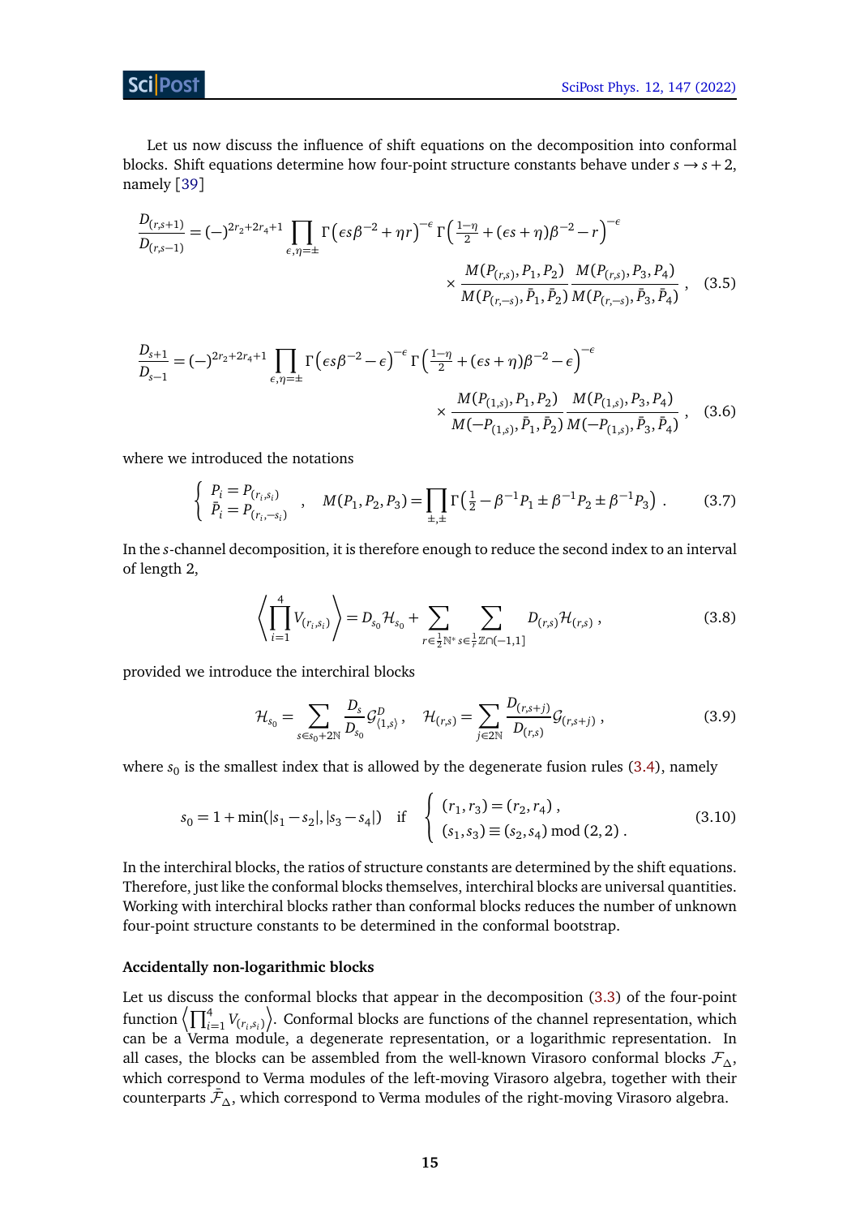Let us now discuss the influence of shift equations on the decomposition into conformal blocks. Shift equations determine how four-point structure constants behave under $s \to s+2$, namely [39]

$$\frac{D_{(r,s+1)}}{D_{(r,s-1)}} = (-)^{2r_2+2r_4+1} \prod_{\epsilon,\eta=\pm} \Gamma\left(\epsilon s\beta^{-2} + \eta r\right)^{-\epsilon} \Gamma\left(\tfrac{1-\eta}{2} + (\epsilon s + \eta)\beta^{-2} - r\right)^{-\epsilon} \\ \times \frac{M(P_{(r,s)}, P_1, P_2)}{M(P_{(r,-s)}, \bar{P}_1, \bar{P}_2)} \frac{M(P_{(r,s)}, P_3, P_4)}{M(P_{(r,-s)}, \bar{P}_3, \bar{P}_4)} , \tag{3.5}$$

$$\frac{D_{s+1}}{D_{s-1}} = (-)^{2r_2+2r_4+1} \prod_{\epsilon,\eta=\pm} \Gamma\left(\epsilon s\beta^{-2} - \epsilon\right)^{-\epsilon} \Gamma\left(\tfrac{1-\eta}{2} + (\epsilon s + \eta)\beta^{-2} - \epsilon\right)^{-\epsilon} \\ \times \frac{M(P_{(1,s)}, P_1, P_2)}{M(-P_{(1,s)}, \bar{P}_1, \bar{P}_2)} \frac{M(P_{(1,s)}, P_3, P_4)}{M(-P_{(1,s)}, \bar{P}_3, \bar{P}_4)} , \tag{3.6}$$

where we introduced the notations

$$\begin{cases} P_i = P_{(r_i,s_i)} \\ \bar{P}_i = P_{(r_i,-s_i)} \end{cases} , \quad M(P_1, P_2, P_3) = \prod_{\pm,\pm} \Gamma\left(\tfrac{1}{2} - \beta^{-1}P_1 \pm \beta^{-1}P_2 \pm \beta^{-1}P_3\right) . \tag{3.7}$$

In the $s$-channel decomposition, it is therefore enough to reduce the second index to an interval of length 2,

$$\left\langle \prod_{i=1}^{4} V_{(r_i,s_i)} \right\rangle = D_{s_0}\mathcal{H}_{s_0} + \sum_{r\in\frac{1}{2}\mathbb{N}^*} \sum_{s\in\frac{1}{r}\mathbb{Z}\cap(-1,1]} D_{(r,s)}\mathcal{H}_{(r,s)} , \tag{3.8}$$

provided we introduce the interchiral blocks

$$\mathcal{H}_{s_0} = \sum_{s\in s_0+2\mathbb{N}} \frac{D_s}{D_{s_0}} \mathcal{G}^D_{\langle 1,s\rangle} , \quad \mathcal{H}_{(r,s)} = \sum_{j\in 2\mathbb{N}} \frac{D_{(r,s+j)}}{D_{(r,s)}} \mathcal{G}_{(r,s+j)} , \tag{3.9}$$

where $s_0$ is the smallest index that is allowed by the degenerate fusion rules (3.4), namely

$$s_0 = 1 + \min(|s_1 - s_2|, |s_3 - s_4|) \quad \text{if} \quad \begin{cases} (r_1, r_3) = (r_2, r_4) , \\ (s_1, s_3) \equiv (s_2, s_4) \bmod (2, 2) . \end{cases} \tag{3.10}$$

In the interchiral blocks, the ratios of structure constants are determined by the shift equations. Therefore, just like the conformal blocks themselves, interchiral blocks are universal quantities. Working with interchiral blocks rather than conformal blocks reduces the number of unknown four-point structure constants to be determined in the conformal bootstrap.

#### Accidentally non-logarithmic blocks

Let us discuss the conformal blocks that appear in the decomposition (3.3) of the four-point function $\left\langle \prod_{i=1}^{4} V_{(r_i,s_i)} \right\rangle$. Conformal blocks are functions of the channel representation, which can be a Verma module, a degenerate representation, or a logarithmic representation. In all cases, the blocks can be assembled from the well-known Virasoro conformal blocks $\mathcal{F}_\Delta$, which correspond to Verma modules of the left-moving Virasoro algebra, together with their counterparts $\bar{\mathcal{F}}_\Delta$, which correspond to Verma modules of the right-moving Virasoro algebra.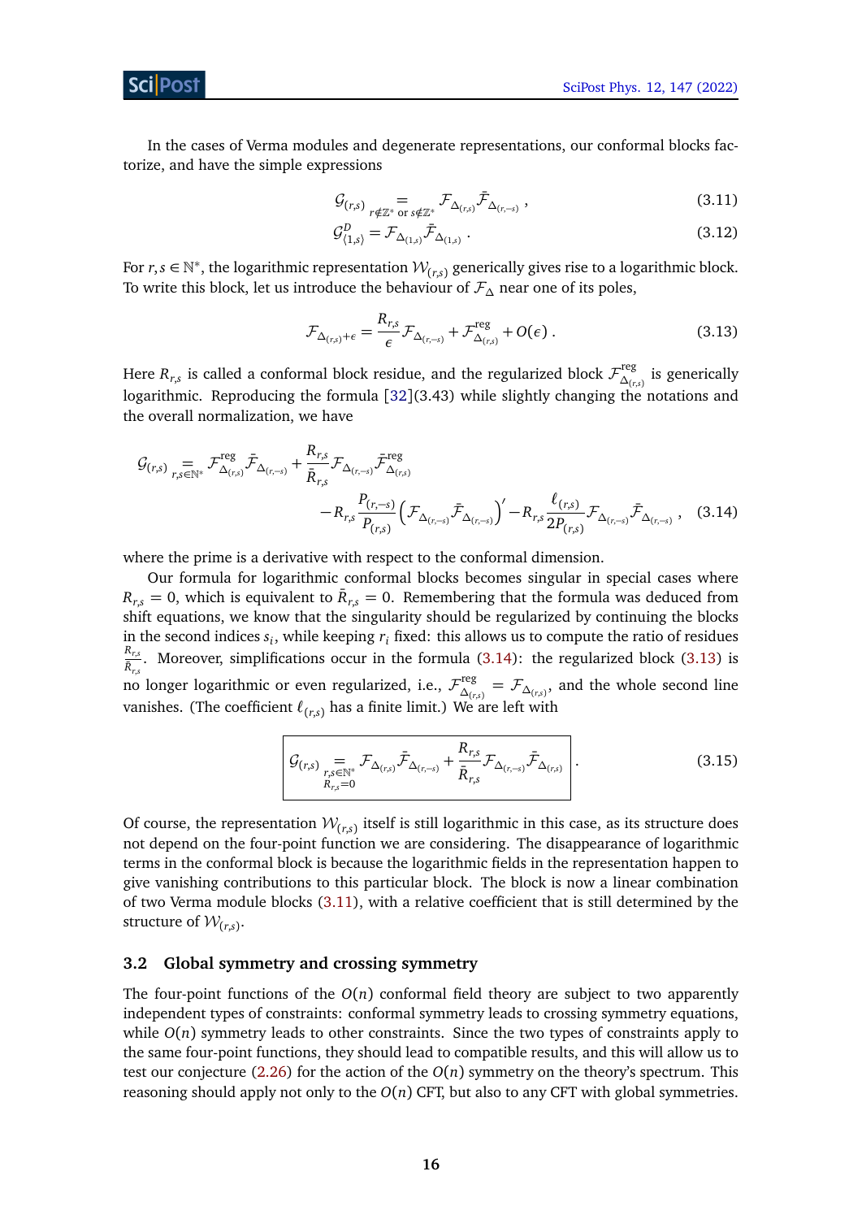In the cases of Verma modules and degenerate representations, our conformal blocks factorize, and have the simple expressions

$$\mathcal{G}_{(r,s)} \underset{r\notin\mathbb{Z}^* \text{ or } s\notin\mathbb{Z}^*}{=} \mathcal{F}_{\Delta_{(r,s)}} \bar{\mathcal{F}}_{\Delta_{(r,-s)}} , \tag{3.11}$$

$$\mathcal{G}^D_{\langle 1,s\rangle} = \mathcal{F}_{\Delta_{(1,s)}} \bar{\mathcal{F}}_{\Delta_{(1,s)}} . \tag{3.12}$$

For $r,s \in \mathbb{N}^*$, the logarithmic representation $\mathcal{W}_{(r,s)}$ generically gives rise to a logarithmic block. To write this block, let us introduce the behaviour of $\mathcal{F}_\Delta$ near one of its poles,

$$\mathcal{F}_{\Delta_{(r,s)}+\epsilon} = \frac{R_{r,s}}{\epsilon} \mathcal{F}_{\Delta_{(r,-s)}} + \mathcal{F}^{\text{reg}}_{\Delta_{(r,s)}} + O(\epsilon) . \tag{3.13}$$

Here $R_{r,s}$ is called a conformal block residue, and the regularized block $\mathcal{F}^{\text{reg}}_{\Delta_{(r,s)}}$ is generically logarithmic. Reproducing the formula [32](3.43) while slightly changing the notations and the overall normalization, we have

$$\begin{aligned}\mathcal{G}_{(r,s)} \underset{r,s\in\mathbb{N}^*}{=} \mathcal{F}^{\text{reg}}_{\Delta_{(r,s)}} \bar{\mathcal{F}}_{\Delta_{(r,-s)}} + \frac{R_{r,s}}{\bar{R}_{r,s}} \mathcal{F}_{\Delta_{(r,-s)}} \bar{\mathcal{F}}^{\text{reg}}_{\Delta_{(r,s)}} \\ - R_{r,s} \frac{P_{(r,-s)}}{P_{(r,s)}} \left( \mathcal{F}_{\Delta_{(r,-s)}} \bar{\mathcal{F}}_{\Delta_{(r,-s)}} \right)' - R_{r,s} \frac{\ell_{(r,s)}}{2P_{(r,s)}} \mathcal{F}_{\Delta_{(r,-s)}} \bar{\mathcal{F}}_{\Delta_{(r,-s)}} ,\end{aligned} \tag{3.14}$$

where the prime is a derivative with respect to the conformal dimension.

Our formula for logarithmic conformal blocks becomes singular in special cases where $R_{r,s} = 0$, which is equivalent to $\bar{R}_{r,s} = 0$. Remembering that the formula was deduced from shift equations, we know that the singularity should be regularized by continuing the blocks in the second indices $s_i$, while keeping $r_i$ fixed: this allows us to compute the ratio of residues $\frac{R_{r,s}}{\bar{R}_{r,s}}$. Moreover, simplifications occur in the formula (3.14): the regularized block (3.13) is no longer logarithmic or even regularized, i.e., $\mathcal{F}^{\text{reg}}_{\Delta_{(r,s)}} = \mathcal{F}_{\Delta_{(r,s)}}$, and the whole second line vanishes. (The coefficient $\ell_{(r,s)}$ has a finite limit.) We are left with

$$\boxed{\mathcal{G}_{(r,s)} \underset{\substack{r,s\in\mathbb{N}^* \\ R_{r,s}=0}}{=} \mathcal{F}_{\Delta_{(r,s)}} \bar{\mathcal{F}}_{\Delta_{(r,-s)}} + \frac{R_{r,s}}{\bar{R}_{r,s}} \mathcal{F}_{\Delta_{(r,-s)}} \bar{\mathcal{F}}_{\Delta_{(r,s)}}} . \tag{3.15}$$

Of course, the representation $\mathcal{W}_{(r,s)}$ itself is still logarithmic in this case, as its structure does not depend on the four-point function we are considering. The disappearance of logarithmic terms in the conformal block is because the logarithmic fields in the representation happen to give vanishing contributions to this particular block. The block is now a linear combination of two Verma module blocks (3.11), with a relative coefficient that is still determined by the structure of $\mathcal{W}_{(r,s)}$.

### 3.2 Global symmetry and crossing symmetry

The four-point functions of the $O(n)$ conformal field theory are subject to two apparently independent types of constraints: conformal symmetry leads to crossing symmetry equations, while $O(n)$ symmetry leads to other constraints. Since the two types of constraints apply to the same four-point functions, they should lead to compatible results, and this will allow us to test our conjecture (2.26) for the action of the $O(n)$ symmetry on the theory's spectrum. This reasoning should apply not only to the $O(n)$ CFT, but also to any CFT with global symmetries.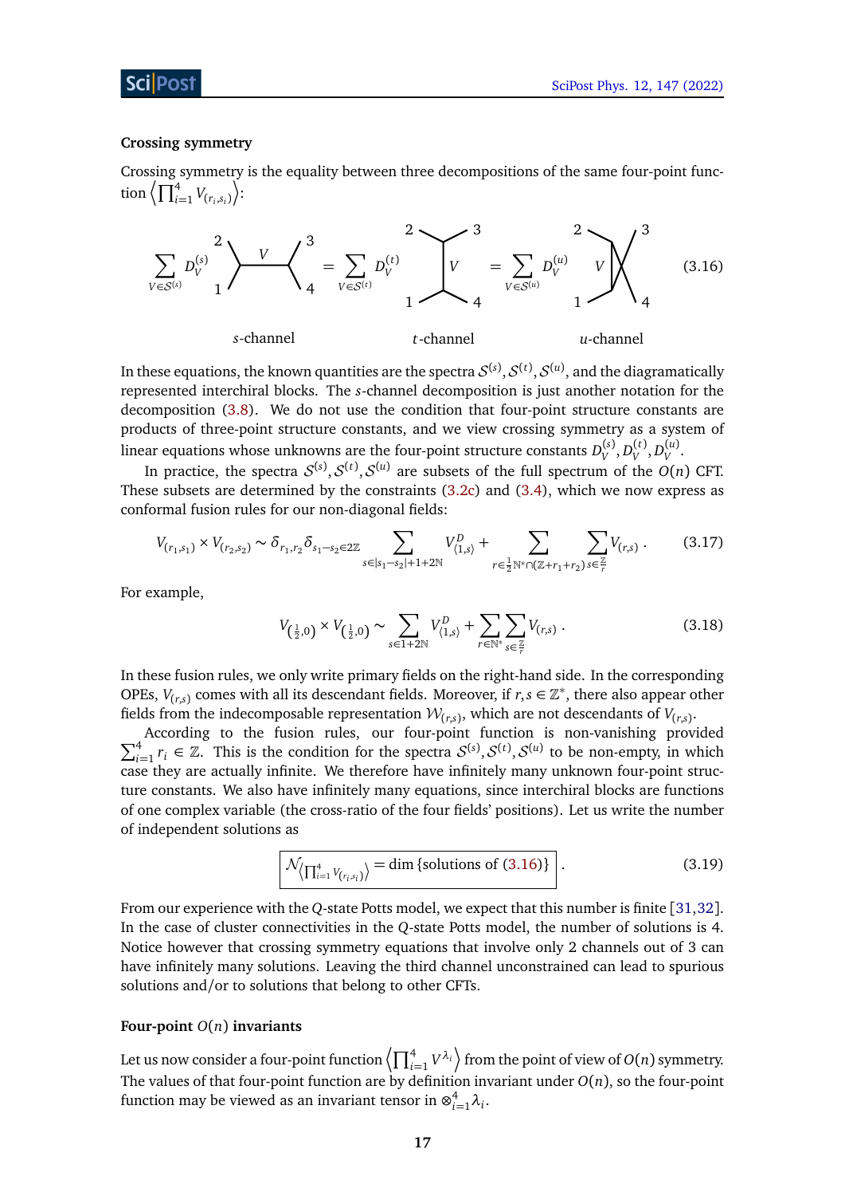**Crossing symmetry**

Crossing symmetry is the equality between three decompositions of the same four-point function $\left\langle \prod_{i=1}^4 V_{(r_i,s_i)} \right\rangle$:

$$\sum_{V\in\mathcal{S}^{(s)}} D_V^{(s)} \quad [\text{s-channel diagram}] \quad = \sum_{V\in\mathcal{S}^{(t)}} D_V^{(t)} \quad [\text{t-channel diagram}] \quad = \sum_{V\in\mathcal{S}^{(u)}} D_V^{(u)} \quad [\text{u-channel diagram}] \tag{3.16}$$

*s*-channel $\qquad$ *t*-channel $\qquad$ *u*-channel

In these equations, the known quantities are the spectra $\mathcal{S}^{(s)}, \mathcal{S}^{(t)}, \mathcal{S}^{(u)}$, and the diagramatically represented interchiral blocks. The $s$-channel decomposition is just another notation for the decomposition (3.8). We do not use the condition that four-point structure constants are products of three-point structure constants, and we view crossing symmetry as a system of linear equations whose unknowns are the four-point structure constants $D_V^{(s)}, D_V^{(t)}, D_V^{(u)}$.

In practice, the spectra $\mathcal{S}^{(s)}, \mathcal{S}^{(t)}, \mathcal{S}^{(u)}$ are subsets of the full spectrum of the $O(n)$ CFT. These subsets are determined by the constraints (3.2c) and (3.4), which we now express as conformal fusion rules for our non-diagonal fields:

$$V_{(r_1,s_1)} \times V_{(r_2,s_2)} \sim \delta_{r_1,r_2}\delta_{s_1-s_2\in 2\mathbb{Z}} \sum_{s\in|s_1-s_2|+1+2\mathbb{N}} V^D_{\langle 1,s\rangle} + \sum_{r\in\frac12\mathbb{N}^*\cap(\mathbb{Z}+r_1+r_2)} \sum_{s\in\frac{\mathbb{Z}}{r}} V_{(r,s)} \,. \tag{3.17}$$

For example,

$$V_{(\frac12,0)} \times V_{(\frac12,0)} \sim \sum_{s\in 1+2\mathbb{N}} V^D_{\langle 1,s\rangle} + \sum_{r\in\mathbb{N}^*}\sum_{s\in\frac{\mathbb{Z}}{r}} V_{(r,s)} \,. \tag{3.18}$$

In these fusion rules, we only write primary fields on the right-hand side. In the corresponding OPEs, $V_{(r,s)}$ comes with all its descendant fields. Moreover, if $r,s\in\mathbb{Z}^*$, there also appear other fields from the indecomposable representation $\mathcal{W}_{(r,s)}$, which are not descendants of $V_{(r,s)}$.

According to the fusion rules, our four-point function is non-vanishing provided $\sum_{i=1}^4 r_i \in \mathbb{Z}$. This is the condition for the spectra $\mathcal{S}^{(s)}, \mathcal{S}^{(t)}, \mathcal{S}^{(u)}$ to be non-empty, in which case they are actually infinite. We therefore have infinitely many unknown four-point structure constants. We also have infinitely many equations, since interchiral blocks are functions of one complex variable (the cross-ratio of the four fields' positions). Let us write the number of independent solutions as

$$\boxed{\mathcal{N}_{\left\langle \prod_{i=1}^4 V_{(r_i,s_i)}\right\rangle} = \dim\left\{\text{solutions of (3.16)}\right\}} \,. \tag{3.19}$$

From our experience with the $Q$-state Potts model, we expect that this number is finite [31,32]. In the case of cluster connectivities in the $Q$-state Potts model, the number of solutions is 4. Notice however that crossing symmetry equations that involve only 2 channels out of 3 can have infinitely many solutions. Leaving the third channel unconstrained can lead to spurious solutions and/or to solutions that belong to other CFTs.

**Four-point $O(n)$ invariants**

Let us now consider a four-point function $\left\langle \prod_{i=1}^4 V^{\lambda_i} \right\rangle$ from the point of view of $O(n)$ symmetry. The values of that four-point function are by definition invariant under $O(n)$, so the four-point function may be viewed as an invariant tensor in $\otimes_{i=1}^4 \lambda_i$.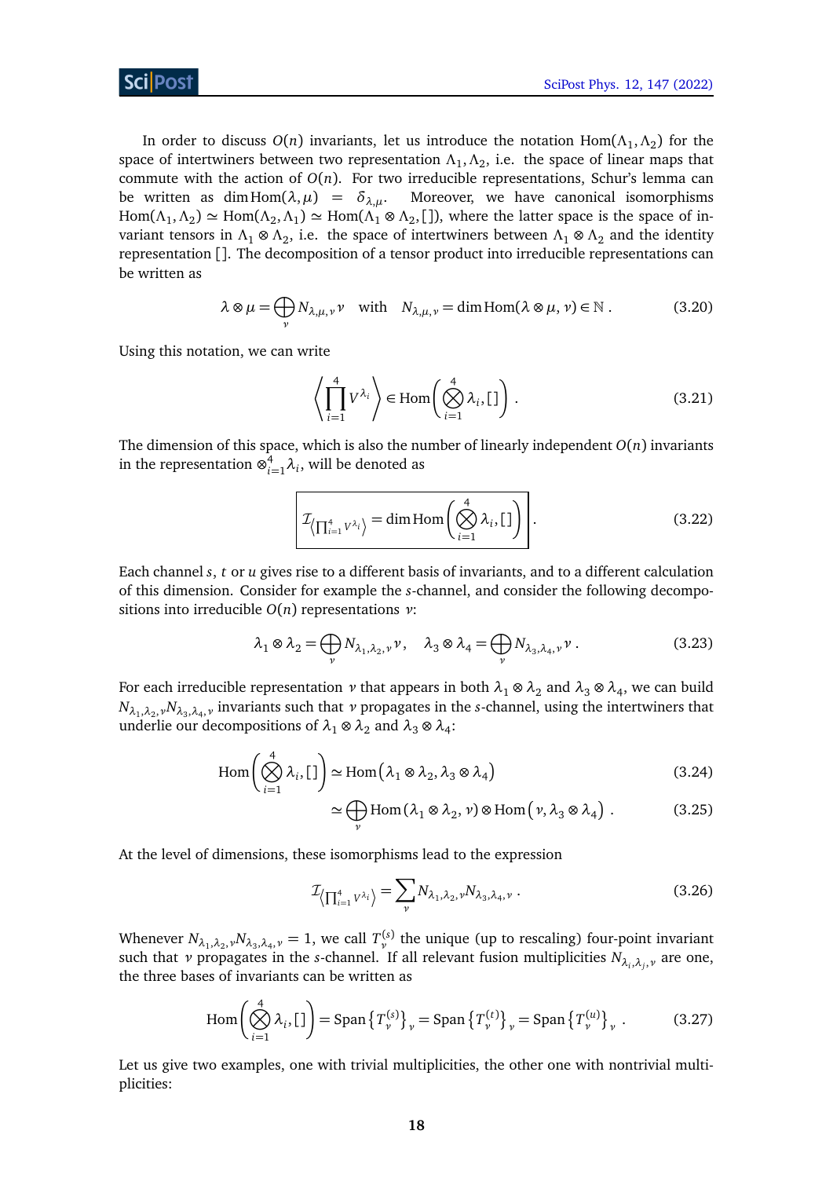In order to discuss $O(n)$ invariants, let us introduce the notation $\text{Hom}(\Lambda_1, \Lambda_2)$ for the space of intertwiners between two representation $\Lambda_1, \Lambda_2$, i.e. the space of linear maps that commute with the action of $O(n)$. For two irreducible representations, Schur's lemma can be written as $\dim \text{Hom}(\lambda, \mu) = \delta_{\lambda,\mu}$. Moreover, we have canonical isomorphisms $\text{Hom}(\Lambda_1, \Lambda_2) \simeq \text{Hom}(\Lambda_2, \Lambda_1) \simeq \text{Hom}(\Lambda_1 \otimes \Lambda_2, [])$, where the latter space is the space of invariant tensors in $\Lambda_1 \otimes \Lambda_2$, i.e. the space of intertwiners between $\Lambda_1 \otimes \Lambda_2$ and the identity representation $[]$. The decomposition of a tensor product into irreducible representations can be written as

$$\lambda \otimes \mu = \bigoplus_{\nu} N_{\lambda,\mu,\nu} \nu \quad \text{with} \quad N_{\lambda,\mu,\nu} = \dim \text{Hom}(\lambda \otimes \mu, \nu) \in \mathbb{N} \,. \tag{3.20}$$

Using this notation, we can write

$$\left\langle \prod_{i=1}^{4} V^{\lambda_i} \right\rangle \in \text{Hom}\left( \bigotimes_{i=1}^{4} \lambda_i, [] \right) . \tag{3.21}$$

The dimension of this space, which is also the number of linearly independent $O(n)$ invariants in the representation $\otimes_{i=1}^{4} \lambda_i$, will be denoted as

$$\boxed{\mathcal{I}_{\left\langle \prod_{i=1}^{4} V^{\lambda_i} \right\rangle} = \dim \text{Hom}\left( \bigotimes_{i=1}^{4} \lambda_i, [] \right)} . \tag{3.22}$$

Each channel $s$, $t$ or $u$ gives rise to a different basis of invariants, and to a different calculation of this dimension. Consider for example the $s$-channel, and consider the following decompositions into irreducible $O(n)$ representations $\nu$:

$$\lambda_1 \otimes \lambda_2 = \bigoplus_{\nu} N_{\lambda_1,\lambda_2,\nu} \nu , \quad \lambda_3 \otimes \lambda_4 = \bigoplus_{\nu} N_{\lambda_3,\lambda_4,\nu} \nu \,. \tag{3.23}$$

For each irreducible representation $\nu$ that appears in both $\lambda_1 \otimes \lambda_2$ and $\lambda_3 \otimes \lambda_4$, we can build $N_{\lambda_1,\lambda_2,\nu} N_{\lambda_3,\lambda_4,\nu}$ invariants such that $\nu$ propagates in the $s$-channel, using the intertwiners that underlie our decompositions of $\lambda_1 \otimes \lambda_2$ and $\lambda_3 \otimes \lambda_4$:

$$\text{Hom}\left( \bigotimes_{i=1}^{4} \lambda_i, [] \right) \simeq \text{Hom}\left( \lambda_1 \otimes \lambda_2, \lambda_3 \otimes \lambda_4 \right) \tag{3.24}$$

$$\simeq \bigoplus_{\nu} \text{Hom}\left( \lambda_1 \otimes \lambda_2, \nu \right) \otimes \text{Hom}\left( \nu, \lambda_3 \otimes \lambda_4 \right) . \tag{3.25}$$

At the level of dimensions, these isomorphisms lead to the expression

$$\mathcal{I}_{\left\langle \prod_{i=1}^{4} V^{\lambda_i} \right\rangle} = \sum_{\nu} N_{\lambda_1,\lambda_2,\nu} N_{\lambda_3,\lambda_4,\nu} \,. \tag{3.26}$$

Whenever $N_{\lambda_1,\lambda_2,\nu} N_{\lambda_3,\lambda_4,\nu} = 1$, we call $T^{(s)}_{\nu}$ the unique (up to rescaling) four-point invariant such that $\nu$ propagates in the $s$-channel. If all relevant fusion multiplicities $N_{\lambda_i,\lambda_j,\nu}$ are one, the three bases of invariants can be written as

$$\text{Hom}\left( \bigotimes_{i=1}^{4} \lambda_i, [] \right) = \text{Span}\left\{ T^{(s)}_{\nu} \right\}_{\nu} = \text{Span}\left\{ T^{(t)}_{\nu} \right\}_{\nu} = \text{Span}\left\{ T^{(u)}_{\nu} \right\}_{\nu} . \tag{3.27}$$

Let us give two examples, one with trivial multiplicities, the other one with nontrivial multiplicities: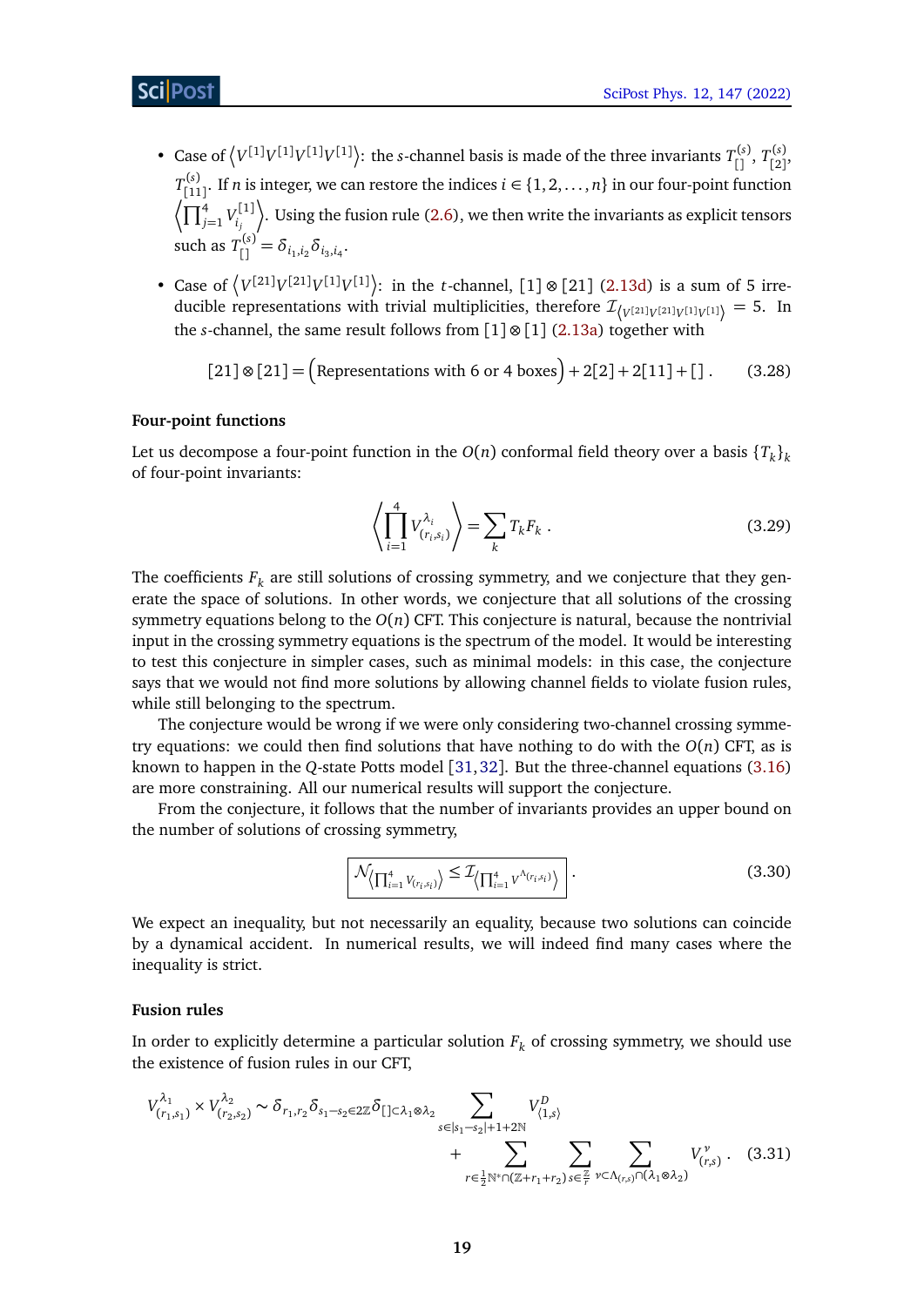- Case of $\left\langle V^{[1]}V^{[1]}V^{[1]}V^{[1]}\right\rangle$: the $s$-channel basis is made of the three invariants $T^{(s)}_{[]}$, $T^{(s)}_{[2]}$, $T^{(s)}_{[11]}$. If $n$ is integer, we can restore the indices $i \in \{1,2,\dots,n\}$ in our four-point function $\left\langle \prod_{j=1}^4 V^{[1]}_{i_j}\right\rangle$. Using the fusion rule (2.6), we then write the invariants as explicit tensors such as $T^{(s)}_{[]} = \delta_{i_1,i_2}\delta_{i_3,i_4}$.
- Case of $\left\langle V^{[21]}V^{[21]}V^{[1]}V^{[1]}\right\rangle$: in the $t$-channel, $[1]\otimes[21]$ (2.13d) is a sum of 5 irreducible representations with trivial multiplicities, therefore $\mathcal{I}_{\left\langle V^{[21]}V^{[21]}V^{[1]}V^{[1]}\right\rangle} = 5$. In the $s$-channel, the same result follows from $[1]\otimes[1]$ (2.13a) together with

$$[21]\otimes[21] = \Big(\text{Representations with 6 or 4 boxes}\Big) + 2[2] + 2[11] + [] \,. \tag{3.28}$$

**Four-point functions**

Let us decompose a four-point function in the $O(n)$ conformal field theory over a basis $\{T_k\}_k$ of four-point invariants:

$$\left\langle \prod_{i=1}^4 V^{\lambda_i}_{(r_i,s_i)}\right\rangle = \sum_k T_k F_k \,. \tag{3.29}$$

The coefficients $F_k$ are still solutions of crossing symmetry, and we conjecture that they generate the space of solutions. In other words, we conjecture that all solutions of the crossing symmetry equations belong to the $O(n)$ CFT. This conjecture is natural, because the nontrivial input in the crossing symmetry equations is the spectrum of the model. It would be interesting to test this conjecture in simpler cases, such as minimal models: in this case, the conjecture says that we would not find more solutions by allowing channel fields to violate fusion rules, while still belonging to the spectrum.

The conjecture would be wrong if we were only considering two-channel crossing symmetry equations: we could then find solutions that have nothing to do with the $O(n)$ CFT, as is known to happen in the $Q$-state Potts model [31,32]. But the three-channel equations (3.16) are more constraining. All our numerical results will support the conjecture.

From the conjecture, it follows that the number of invariants provides an upper bound on the number of solutions of crossing symmetry,

$$\boxed{\mathcal{N}_{\left\langle \prod_{i=1}^4 V_{(r_i,s_i)}\right\rangle} \leq \mathcal{I}_{\left\langle \prod_{i=1}^4 V^{\Lambda_{(r_i,s_i)}}\right\rangle}} \,. \tag{3.30}$$

We expect an inequality, but not necessarily an equality, because two solutions can coincide by a dynamical accident. In numerical results, we will indeed find many cases where the inequality is strict.

**Fusion rules**

In order to explicitly determine a particular solution $F_k$ of crossing symmetry, we should use the existence of fusion rules in our CFT,

$$\begin{aligned} V^{\lambda_1}_{(r_1,s_1)} \times V^{\lambda_2}_{(r_2,s_2)} \sim \delta_{r_1,r_2}\delta_{s_1-s_2\in 2\mathbb{Z}}\delta_{[]\subset\lambda_1\otimes\lambda_2} \sum_{s\in|s_1-s_2|+1+2\mathbb{N}} V^D_{\langle 1,s\rangle} \\ + \sum_{r\in\frac12\mathbb{N}^*\cap(\mathbb{Z}+r_1+r_2)} \sum_{s\in\frac{\mathbb{Z}}{r}} \sum_{\nu\subset\Lambda_{(r,s)}\cap(\lambda_1\otimes\lambda_2)} V^\nu_{(r,s)} \,. \end{aligned} \tag{3.31}$$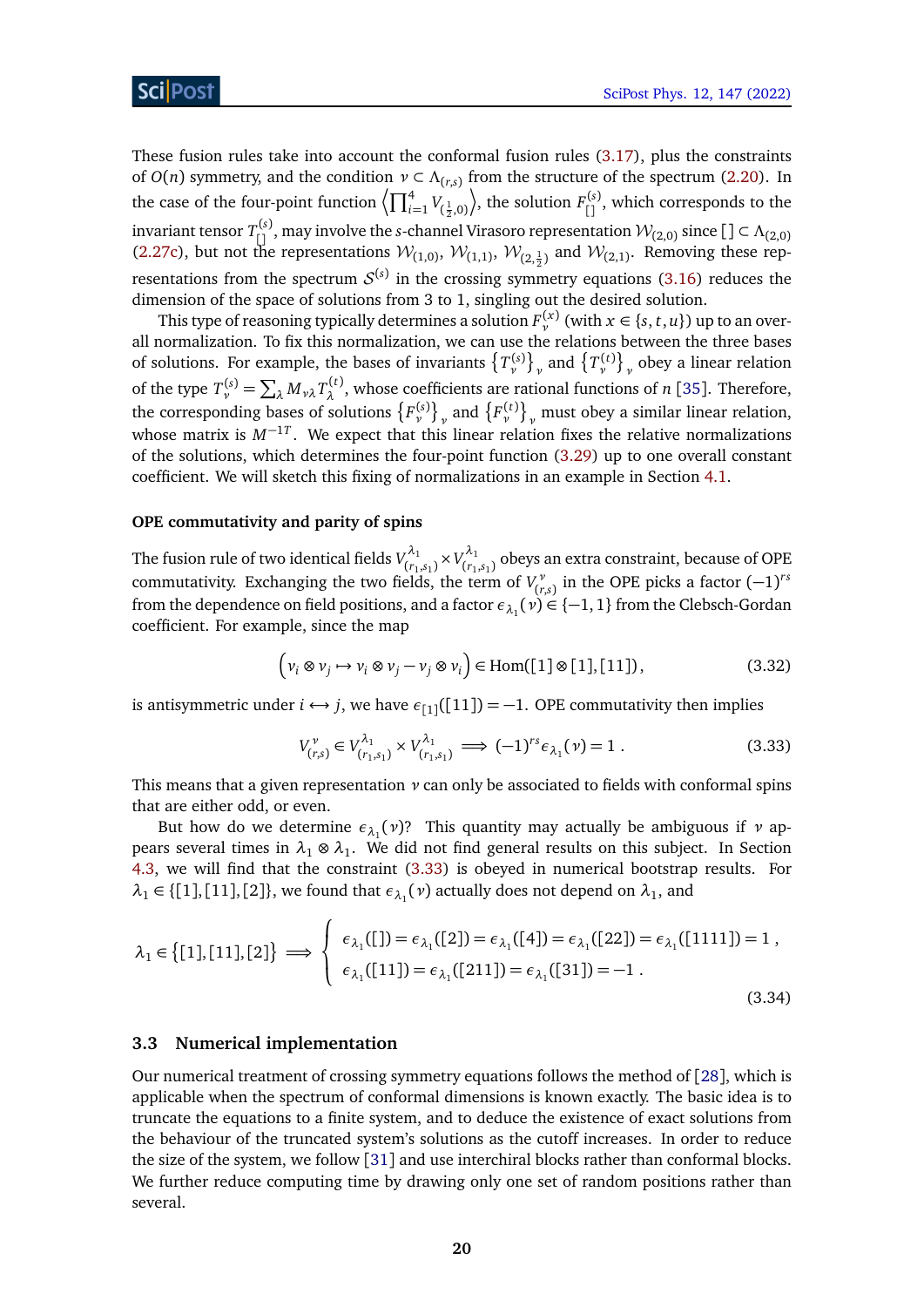These fusion rules take into account the conformal fusion rules (3.17), plus the constraints of $O(n)$ symmetry, and the condition $\nu \subset \Lambda_{(r,s)}$ from the structure of the spectrum (2.20). In the case of the four-point function $\left\langle \prod_{i=1}^4 V_{(\frac12,0)} \right\rangle$, the solution $F^{(s)}_{[]}$, which corresponds to the invariant tensor $T^{(s)}_{[]}$, may involve the $s$-channel Virasoro representation $\mathcal{W}_{(2,0)}$ since $[] \subset \Lambda_{(2,0)}$ (2.27c), but not the representations $\mathcal{W}_{(1,0)}$, $\mathcal{W}_{(1,1)}$, $\mathcal{W}_{(2,\frac12)}$ and $\mathcal{W}_{(2,1)}$. Removing these representations from the spectrum $\mathcal{S}^{(s)}$ in the crossing symmetry equations (3.16) reduces the dimension of the space of solutions from 3 to 1, singling out the desired solution.

This type of reasoning typically determines a solution $F^{(x)}_\nu$ (with $x \in \{s,t,u\}$) up to an overall normalization. To fix this normalization, we can use the relations between the three bases of solutions. For example, the bases of invariants $\left\{T^{(s)}_\nu\right\}_\nu$ and $\left\{T^{(t)}_\nu\right\}_\nu$ obey a linear relation of the type $T^{(s)}_\nu = \sum_\lambda M_{\nu\lambda} T^{(t)}_\lambda$, whose coefficients are rational functions of $n$ [35]. Therefore, the corresponding bases of solutions $\left\{F^{(s)}_\nu\right\}_\nu$ and $\left\{F^{(t)}_\nu\right\}_\nu$ must obey a similar linear relation, whose matrix is $M^{-1T}$. We expect that this linear relation fixes the relative normalizations of the solutions, which determines the four-point function (3.29) up to one overall constant coefficient. We will sketch this fixing of normalizations in an example in Section 4.1.

#### OPE commutativity and parity of spins

The fusion rule of two identical fields $V^{\lambda_1}_{(r_1,s_1)} \times V^{\lambda_1}_{(r_1,s_1)}$ obeys an extra constraint, because of OPE commutativity. Exchanging the two fields, the term of $V^\nu_{(r,s)}$ in the OPE picks a factor $(-1)^{rs}$ from the dependence on field positions, and a factor $\epsilon_{\lambda_1}(\nu) \in \{-1,1\}$ from the Clebsch-Gordan coefficient. For example, since the map

$$\left(v_i \otimes v_j \mapsto v_i \otimes v_j - v_j \otimes v_i\right) \in \operatorname{Hom}([1]\otimes[1],[11])\,, \tag{3.32}$$

is antisymmetric under $i \leftrightarrow j$, we have $\epsilon_{[1]}([11]) = -1$. OPE commutativity then implies

$$V^\nu_{(r,s)} \in V^{\lambda_1}_{(r_1,s_1)} \times V^{\lambda_1}_{(r_1,s_1)} \implies (-1)^{rs}\epsilon_{\lambda_1}(\nu) = 1\,. \tag{3.33}$$

This means that a given representation $\nu$ can only be associated to fields with conformal spins that are either odd, or even.

But how do we determine $\epsilon_{\lambda_1}(\nu)$? This quantity may actually be ambiguous if $\nu$ appears several times in $\lambda_1 \otimes \lambda_1$. We did not find general results on this subject. In Section 4.3, we will find that the constraint (3.33) is obeyed in numerical bootstrap results. For $\lambda_1 \in \{[1],[11],[2]\}$, we found that $\epsilon_{\lambda_1}(\nu)$ actually does not depend on $\lambda_1$, and

$$\lambda_1 \in \{[1],[11],[2]\} \implies \left\{\begin{array}{l} \epsilon_{\lambda_1}([]) = \epsilon_{\lambda_1}([2]) = \epsilon_{\lambda_1}([4]) = \epsilon_{\lambda_1}([22]) = \epsilon_{\lambda_1}([1111]) = 1\,, \\ \epsilon_{\lambda_1}([11]) = \epsilon_{\lambda_1}([211]) = \epsilon_{\lambda_1}([31]) = -1\,. \end{array}\right. \tag{3.34}$$

### 3.3 Numerical implementation

Our numerical treatment of crossing symmetry equations follows the method of [28], which is applicable when the spectrum of conformal dimensions is known exactly. The basic idea is to truncate the equations to a finite system, and to deduce the existence of exact solutions from the behaviour of the truncated system's solutions as the cutoff increases. In order to reduce the size of the system, we follow [31] and use interchiral blocks rather than conformal blocks. We further reduce computing time by drawing only one set of random positions rather than several.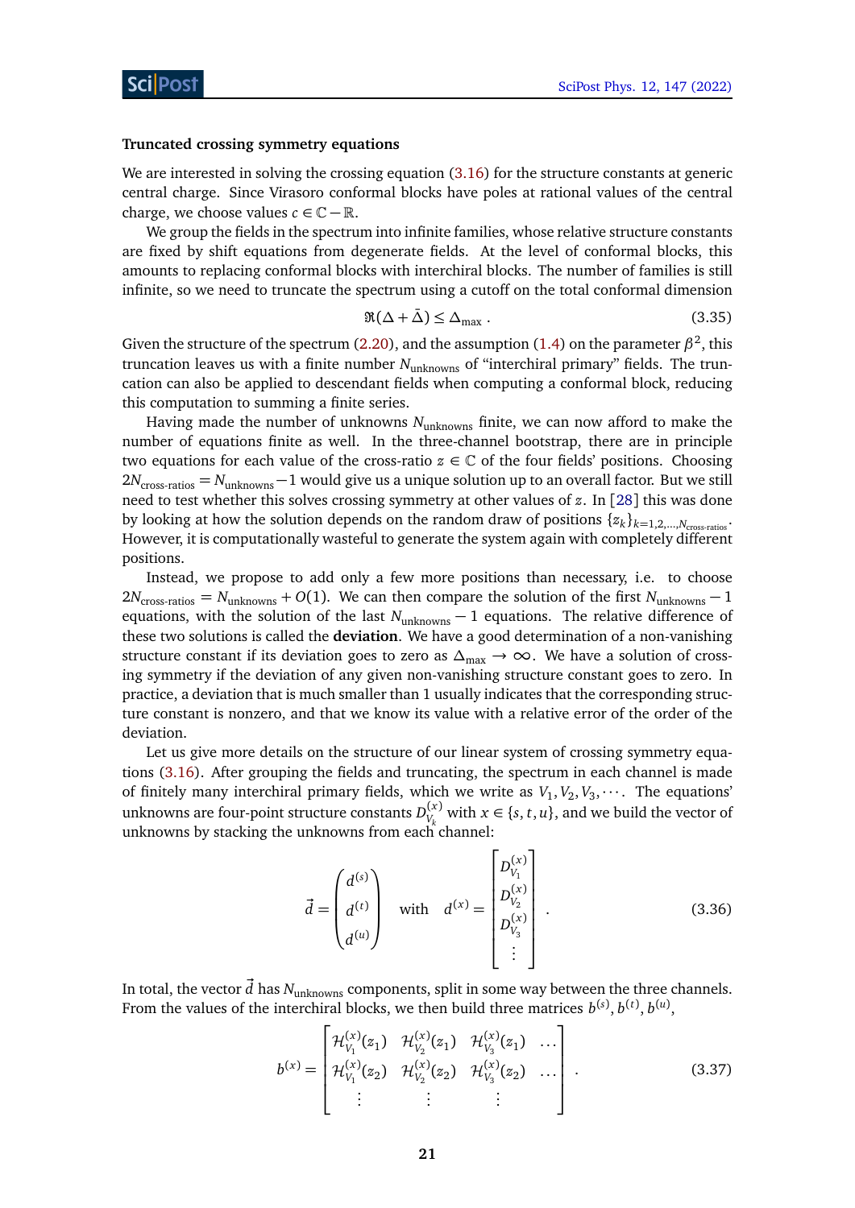#### Truncated crossing symmetry equations

We are interested in solving the crossing equation (3.16) for the structure constants at generic central charge. Since Virasoro conformal blocks have poles at rational values of the central charge, we choose values $c \in \mathbb{C} - \mathbb{R}$.

We group the fields in the spectrum into infinite families, whose relative structure constants are fixed by shift equations from degenerate fields. At the level of conformal blocks, this amounts to replacing conformal blocks with interchiral blocks. The number of families is still infinite, so we need to truncate the spectrum using a cutoff on the total conformal dimension

$$\Re(\Delta + \bar{\Delta}) \leq \Delta_{\max} . \tag{3.35}$$

Given the structure of the spectrum (2.20), and the assumption (1.4) on the parameter $\beta^2$, this truncation leaves us with a finite number $N_{\text{unknowns}}$ of "interchiral primary" fields. The truncation can also be applied to descendant fields when computing a conformal block, reducing this computation to summing a finite series.

Having made the number of unknowns $N_{\text{unknowns}}$ finite, we can now afford to make the number of equations finite as well. In the three-channel bootstrap, there are in principle two equations for each value of the cross-ratio $z \in \mathbb{C}$ of the four fields' positions. Choosing $2N_{\text{cross-ratios}} = N_{\text{unknowns}} - 1$ would give us a unique solution up to an overall factor. But we still need to test whether this solves crossing symmetry at other values of $z$. In [28] this was done by looking at how the solution depends on the random draw of positions $\{z_k\}_{k=1,2,\dots,N_{\text{cross-ratios}}}$. However, it is computationally wasteful to generate the system again with completely different positions.

Instead, we propose to add only a few more positions than necessary, i.e. to choose $2N_{\text{cross-ratios}} = N_{\text{unknowns}} + O(1)$. We can then compare the solution of the first $N_{\text{unknowns}} - 1$ equations, with the solution of the last $N_{\text{unknowns}} - 1$ equations. The relative difference of these two solutions is called the **deviation**. We have a good determination of a non-vanishing structure constant if its deviation goes to zero as $\Delta_{\max} \to \infty$. We have a solution of crossing symmetry if the deviation of any given non-vanishing structure constant goes to zero. In practice, a deviation that is much smaller than 1 usually indicates that the corresponding structure constant is nonzero, and that we know its value with a relative error of the order of the deviation.

Let us give more details on the structure of our linear system of crossing symmetry equations (3.16). After grouping the fields and truncating, the spectrum in each channel is made of finitely many interchiral primary fields, which we write as $V_1, V_2, V_3, \cdots$. The equations' unknowns are four-point structure constants $D^{(x)}_{V_k}$ with $x \in \{s, t, u\}$, and we build the vector of unknowns by stacking the unknowns from each channel:

$$\vec{d} = \begin{pmatrix} d^{(s)} \\ d^{(t)} \\ d^{(u)} \end{pmatrix} \quad \text{with} \quad d^{(x)} = \begin{bmatrix} D^{(x)}_{V_1} \\ D^{(x)}_{V_2} \\ D^{(x)}_{V_3} \\ \vdots \end{bmatrix} . \tag{3.36}$$

In total, the vector $\vec{d}$ has $N_{\text{unknowns}}$ components, split in some way between the three channels. From the values of the interchiral blocks, we then build three matrices $b^{(s)}, b^{(t)}, b^{(u)}$,

$$b^{(x)} = \begin{bmatrix} \mathcal{H}^{(x)}_{V_1}(z_1) & \mathcal{H}^{(x)}_{V_2}(z_1) & \mathcal{H}^{(x)}_{V_3}(z_1) & \dots \\ \mathcal{H}^{(x)}_{V_1}(z_2) & \mathcal{H}^{(x)}_{V_2}(z_2) & \mathcal{H}^{(x)}_{V_3}(z_2) & \dots \\ \vdots & \vdots & \vdots & \end{bmatrix} . \tag{3.37}$$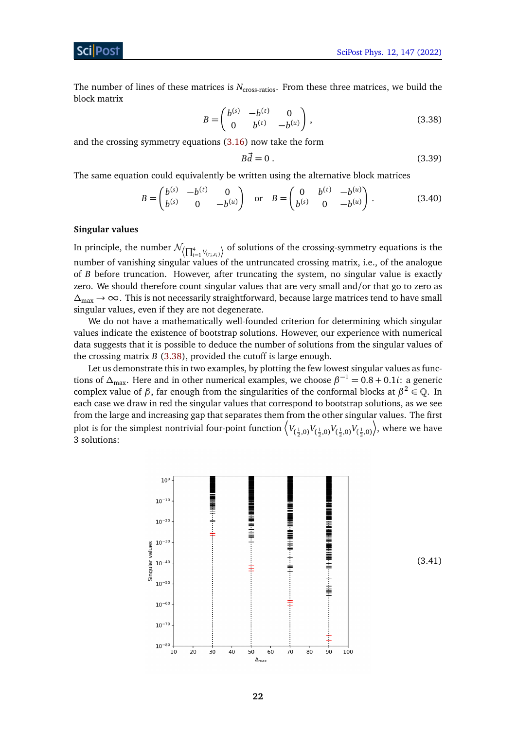The number of lines of these matrices is $N_{\text{cross-ratios}}$. From these three matrices, we build the block matrix

$$B = \begin{pmatrix} b^{(s)} & -b^{(t)} & 0 \\ 0 & b^{(t)} & -b^{(u)} \end{pmatrix} , \tag{3.38}$$

and the crossing symmetry equations (3.16) now take the form

$$B\vec{d} = 0 . \tag{3.39}$$

The same equation could equivalently be written using the alternative block matrices

$$B = \begin{pmatrix} b^{(s)} & -b^{(t)} & 0 \\ b^{(s)} & 0 & -b^{(u)} \end{pmatrix} \quad \text{or} \quad B = \begin{pmatrix} 0 & b^{(t)} & -b^{(u)} \\ b^{(s)} & 0 & -b^{(u)} \end{pmatrix} . \tag{3.40}$$

#### Singular values

In principle, the number $\mathcal{N}_{\left\langle \prod_{i=1}^4 V_{(r_i,s_i)} \right\rangle}$ of solutions of the crossing-symmetry equations is the number of vanishing singular values of the untruncated crossing matrix, i.e., of the analogue of $B$ before truncation. However, after truncating the system, no singular value is exactly zero. We should therefore count singular values that are very small and/or that go to zero as $\Delta_{\text{max}} \to \infty$. This is not necessarily straightforward, because large matrices tend to have small singular values, even if they are not degenerate.

We do not have a mathematically well-founded criterion for determining which singular values indicate the existence of bootstrap solutions. However, our experience with numerical data suggests that it is possible to deduce the number of solutions from the singular values of the crossing matrix $B$ (3.38), provided the cutoff is large enough.

Let us demonstrate this in two examples, by plotting the few lowest singular values as functions of $\Delta_{\text{max}}$. Here and in other numerical examples, we choose $\beta^{-1} = 0.8 + 0.1i$: a generic complex value of $\beta$, far enough from the singularities of the conformal blocks at $\beta^2 \in \mathbb{Q}$. In each case we draw in red the singular values that correspond to bootstrap solutions, as we see from the large and increasing gap that separates them from the other singular values. The first plot is for the simplest nontrivial four-point function $\left\langle V_{(\frac{1}{2},0)} V_{(\frac{1}{2},0)} V_{(\frac{1}{2},0)} V_{(\frac{1}{2},0)} \right\rangle$, where we have 3 solutions:

(3.41)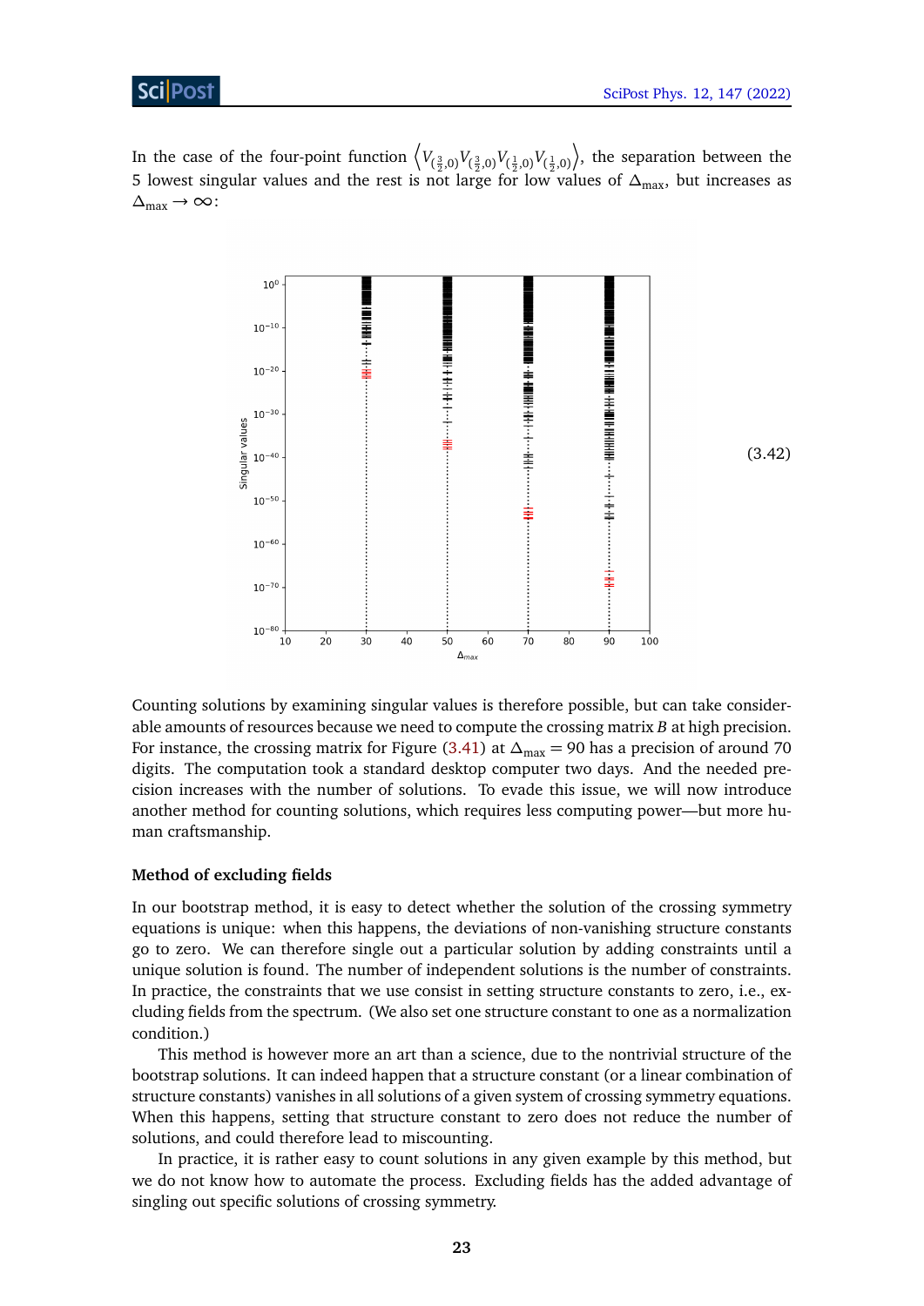In the case of the four-point function $\left\langle V_{(\frac{3}{2},0)} V_{(\frac{3}{2},0)} V_{(\frac{1}{2},0)} V_{(\frac{1}{2},0)} \right\rangle$, the separation between the 5 lowest singular values and the rest is not large for low values of $\Delta_{\max}$, but increases as $\Delta_{\max} \to \infty$:

(3.42)

Counting solutions by examining singular values is therefore possible, but can take considerable amounts of resources because we need to compute the crossing matrix $B$ at high precision. For instance, the crossing matrix for Figure (3.41) at $\Delta_{\max} = 90$ has a precision of around 70 digits. The computation took a standard desktop computer two days. And the needed precision increases with the number of solutions. To evade this issue, we will now introduce another method for counting solutions, which requires less computing power—but more human craftsmanship.

### Method of excluding fields

In our bootstrap method, it is easy to detect whether the solution of the crossing symmetry equations is unique: when this happens, the deviations of non-vanishing structure constants go to zero. We can therefore single out a particular solution by adding constraints until a unique solution is found. The number of independent solutions is the number of constraints. In practice, the constraints that we use consist in setting structure constants to zero, i.e., excluding fields from the spectrum. (We also set one structure constant to one as a normalization condition.)

This method is however more an art than a science, due to the nontrivial structure of the bootstrap solutions. It can indeed happen that a structure constant (or a linear combination of structure constants) vanishes in all solutions of a given system of crossing symmetry equations. When this happens, setting that structure constant to zero does not reduce the number of solutions, and could therefore lead to miscounting.

In practice, it is rather easy to count solutions in any given example by this method, but we do not know how to automate the process. Excluding fields has the added advantage of singling out specific solutions of crossing symmetry.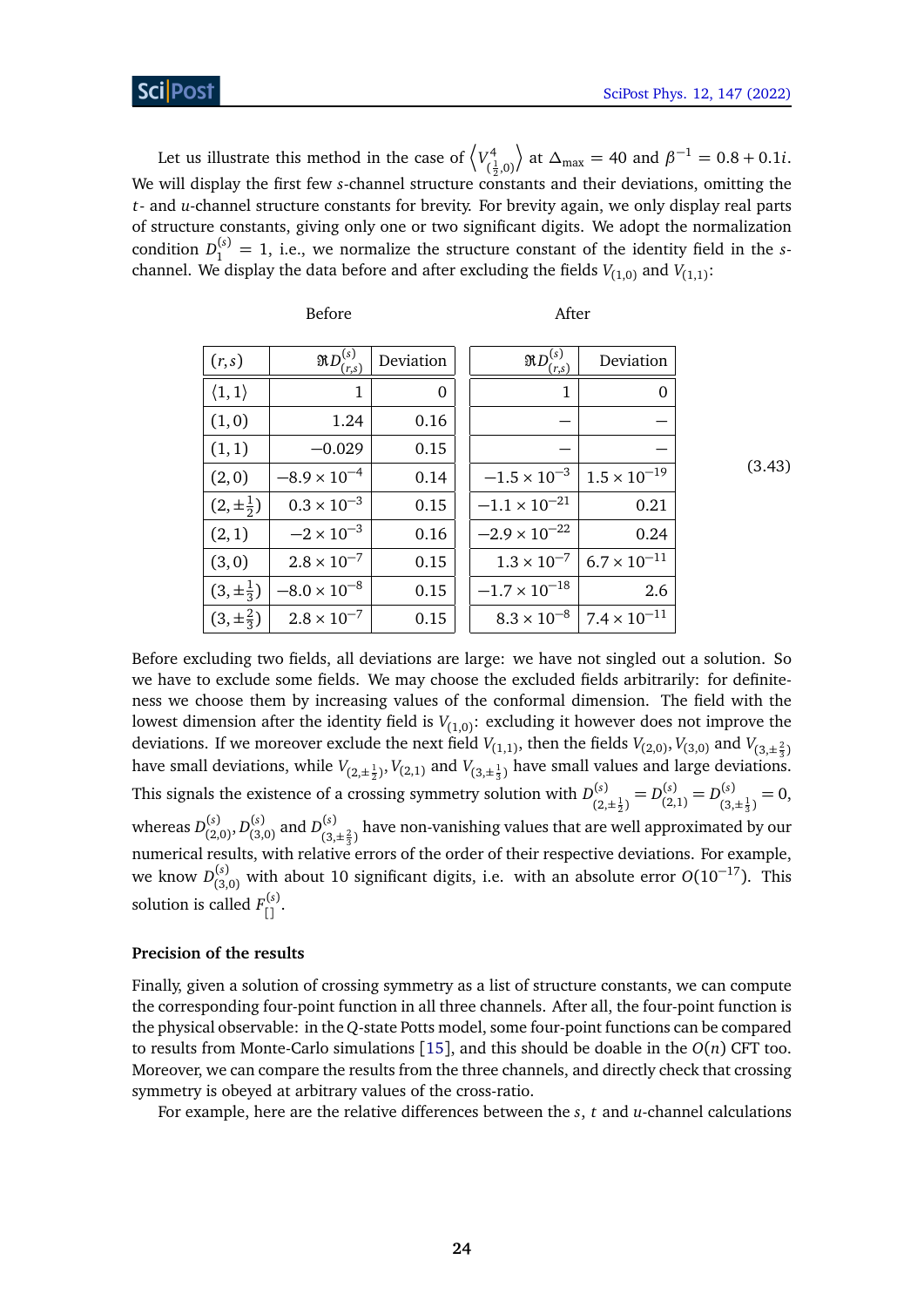Let us illustrate this method in the case of $\left\langle V^4_{(\frac12,0)}\right\rangle$ at $\Delta_{\max} = 40$ and $\beta^{-1} = 0.8 + 0.1i$. We will display the first few $s$-channel structure constants and their deviations, omitting the $t$- and $u$-channel structure constants for brevity. For brevity again, we only display real parts of structure constants, giving only one or two significant digits. We adopt the normalization condition $D^{(s)}_{1} = 1$, i.e., we normalize the structure constant of the identity field in the $s$-channel. We display the data before and after excluding the fields $V_{(1,0)}$ and $V_{(1,1)}$:

| | Before | | After | |
|---|---|---|---|---|
| $(r,s)$ | $\Re D^{(s)}_{(r,s)}$ | Deviation | $\Re D^{(s)}_{(r,s)}$ | Deviation |
| $\langle 1,1\rangle$ | $1$ | $0$ | $1$ | $0$ |
| $(1,0)$ | $1.24$ | $0.16$ | $-$ | $-$ |
| $(1,1)$ | $-0.029$ | $0.15$ | $-$ | $-$ |
| $(2,0)$ | $-8.9\times 10^{-4}$ | $0.14$ | $-1.5\times 10^{-3}$ | $1.5\times 10^{-19}$ |
| $(2,\pm\frac12)$ | $0.3\times 10^{-3}$ | $0.15$ | $-1.1\times 10^{-21}$ | $0.21$ |
| $(2,1)$ | $-2\times 10^{-3}$ | $0.16$ | $-2.9\times 10^{-22}$ | $0.24$ |
| $(3,0)$ | $2.8\times 10^{-7}$ | $0.15$ | $1.3\times 10^{-7}$ | $6.7\times 10^{-11}$ |
| $(3,\pm\frac13)$ | $-8.0\times 10^{-8}$ | $0.15$ | $-1.7\times 10^{-18}$ | $2.6$ |
| $(3,\pm\frac23)$ | $2.8\times 10^{-7}$ | $0.15$ | $8.3\times 10^{-8}$ | $7.4\times 10^{-11}$ |

(3.43)

Before excluding two fields, all deviations are large: we have not singled out a solution. So we have to exclude some fields. We may choose the excluded fields arbitrarily: for definiteness we choose them by increasing values of the conformal dimension. The field with the lowest dimension after the identity field is $V_{(1,0)}$: excluding it however does not improve the deviations. If we moreover exclude the next field $V_{(1,1)}$, then the fields $V_{(2,0)}, V_{(3,0)}$ and $V_{(3,\pm\frac23)}$ have small deviations, while $V_{(2,\pm\frac12)}, V_{(2,1)}$ and $V_{(3,\pm\frac13)}$ have small values and large deviations. This signals the existence of a crossing symmetry solution with $D^{(s)}_{(2,\pm\frac12)} = D^{(s)}_{(2,1)} = D^{(s)}_{(3,\pm\frac13)} = 0$, whereas $D^{(s)}_{(2,0)}, D^{(s)}_{(3,0)}$ and $D^{(s)}_{(3,\pm\frac23)}$ have non-vanishing values that are well approximated by our numerical results, with relative errors of the order of their respective deviations. For example, we know $D^{(s)}_{(3,0)}$ with about 10 significant digits, i.e. with an absolute error $O(10^{-17})$. This solution is called $F^{(s)}_{[]}$.

**Precision of the results**

Finally, given a solution of crossing symmetry as a list of structure constants, we can compute the corresponding four-point function in all three channels. After all, the four-point function is the physical observable: in the $Q$-state Potts model, some four-point functions can be compared to results from Monte-Carlo simulations [15], and this should be doable in the $O(n)$ CFT too. Moreover, we can compare the results from the three channels, and directly check that crossing symmetry is obeyed at arbitrary values of the cross-ratio.

For example, here are the relative differences between the $s$, $t$ and $u$-channel calculations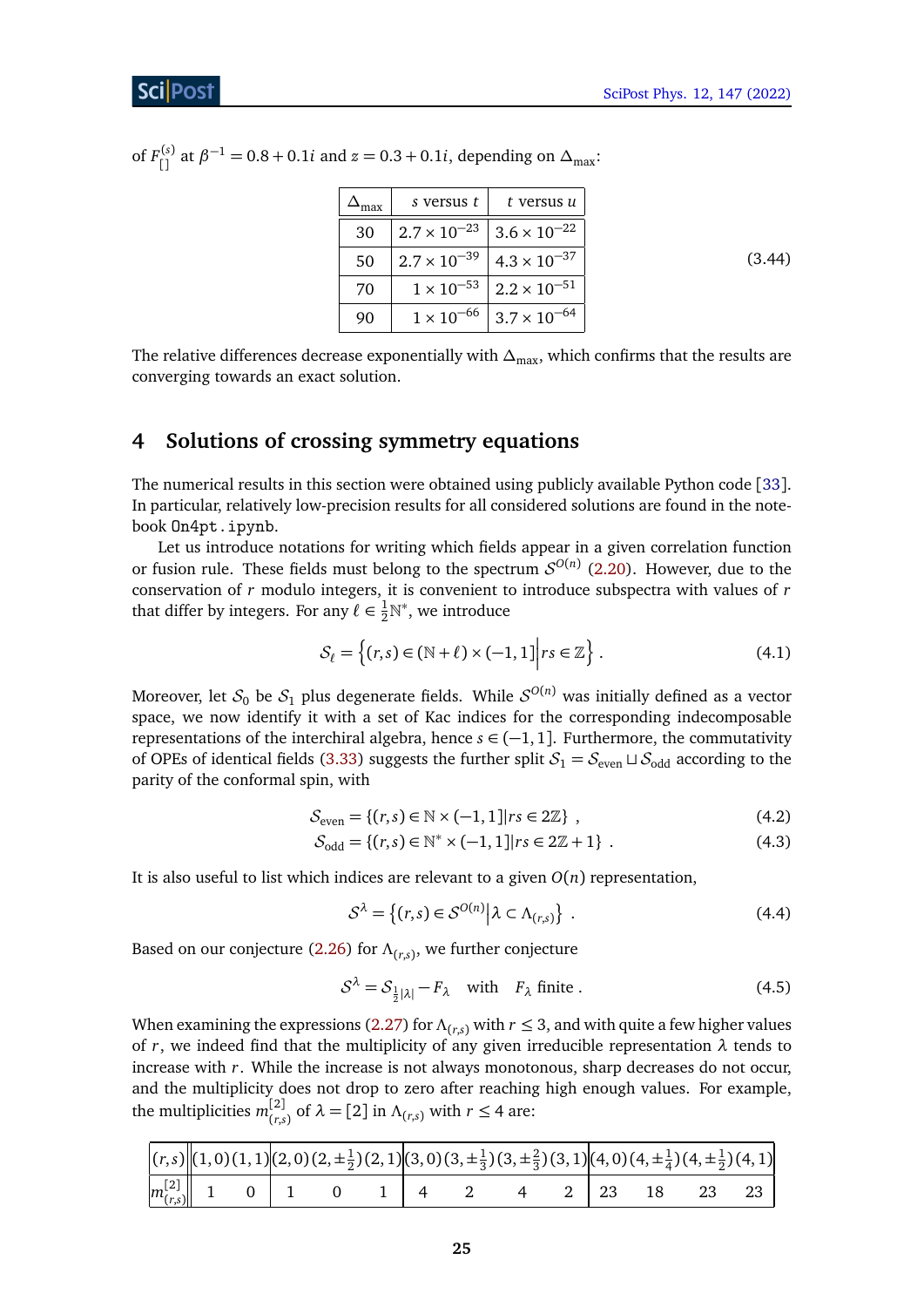of $F^{(s)}_{[]}$ at $\beta^{-1} = 0.8 + 0.1i$ and $z = 0.3 + 0.1i$, depending on $\Delta_{\max}$:

$$\begin{array}{|c|c|c|} \hline \Delta_{\max} & s \text{ versus } t & t \text{ versus } u \\ \hline 30 & 2.7\times 10^{-23} & 3.6\times 10^{-22} \\ \hline 50 & 2.7\times 10^{-39} & 4.3\times 10^{-37} \\ \hline 70 & 1\times 10^{-53} & 2.2\times 10^{-51} \\ \hline 90 & 1\times 10^{-66} & 3.7\times 10^{-64} \\ \hline \end{array} \tag{3.44}$$

The relative differences decrease exponentially with $\Delta_{\max}$, which confirms that the results are converging towards an exact solution.

# 4 Solutions of crossing symmetry equations

The numerical results in this section were obtained using publicly available Python code [33]. In particular, relatively low-precision results for all considered solutions are found in the notebook `On4pt.ipynb`.

Let us introduce notations for writing which fields appear in a given correlation function or fusion rule. These fields must belong to the spectrum $\mathcal{S}^{O(n)}$ (2.20). However, due to the conservation of $r$ modulo integers, it is convenient to introduce subspectra with values of $r$ that differ by integers. For any $\ell \in \frac12 \mathbb{N}^*$, we introduce

$$\mathcal{S}_\ell = \left\{(r,s) \in (\mathbb{N}+\ell)\times(-1,1]\middle| rs \in \mathbb{Z}\right\}. \tag{4.1}$$

Moreover, let $\mathcal{S}_0$ be $\mathcal{S}_1$ plus degenerate fields. While $\mathcal{S}^{O(n)}$ was initially defined as a vector space, we now identify it with a set of Kac indices for the corresponding indecomposable representations of the interchiral algebra, hence $s \in (-1,1]$. Furthermore, the commutativity of OPEs of identical fields (3.33) suggests the further split $\mathcal{S}_1 = \mathcal{S}_{\text{even}} \sqcup \mathcal{S}_{\text{odd}}$ according to the parity of the conformal spin, with

$$\mathcal{S}_{\text{even}} = \{(r,s) \in \mathbb{N}\times(-1,1] | rs \in 2\mathbb{Z}\}\ , \tag{4.2}$$

$$\mathcal{S}_{\text{odd}} = \{(r,s) \in \mathbb{N}^*\times(-1,1] | rs \in 2\mathbb{Z}+1\}\ . \tag{4.3}$$

It is also useful to list which indices are relevant to a given $O(n)$ representation,

$$\mathcal{S}^\lambda = \left\{(r,s) \in \mathcal{S}^{O(n)}\middle| \lambda \subset \Lambda_{(r,s)}\right\}\ . \tag{4.4}$$

Based on our conjecture (2.26) for $\Lambda_{(r,s)}$, we further conjecture

$$\mathcal{S}^\lambda = \mathcal{S}_{\frac12|\lambda|} - F_\lambda \quad \text{with} \quad F_\lambda \text{ finite}\ . \tag{4.5}$$

When examining the expressions (2.27) for $\Lambda_{(r,s)}$ with $r \leq 3$, and with quite a few higher values of $r$, we indeed find that the multiplicity of any given irreducible representation $\lambda$ tends to increase with $r$. While the increase is not always monotonous, sharp decreases do not occur, and the multiplicity does not drop to zero after reaching high enough values. For example, the multiplicities $m^{[2]}_{(r,s)}$ of $\lambda = [2]$ in $\Lambda_{(r,s)}$ with $r \leq 4$ are:

| $(r,s)$ | $(1,0)$ | $(1,1)$ | $(2,0)$ | $(2,\pm\frac12)$ | $(2,1)$ | $(3,0)$ | $(3,\pm\frac13)$ | $(3,\pm\frac23)$ | $(3,1)$ | $(4,0)$ | $(4,\pm\frac14)$ | $(4,\pm\frac12)$ | $(4,1)$ |
|---|---|---|---|---|---|---|---|---|---|---|---|---|---|
| $m^{[2]}_{(r,s)}$ | 1 | 0 | 1 | 0 | 1 | 4 | 2 | 4 | 2 | 23 | 18 | 23 | 23 |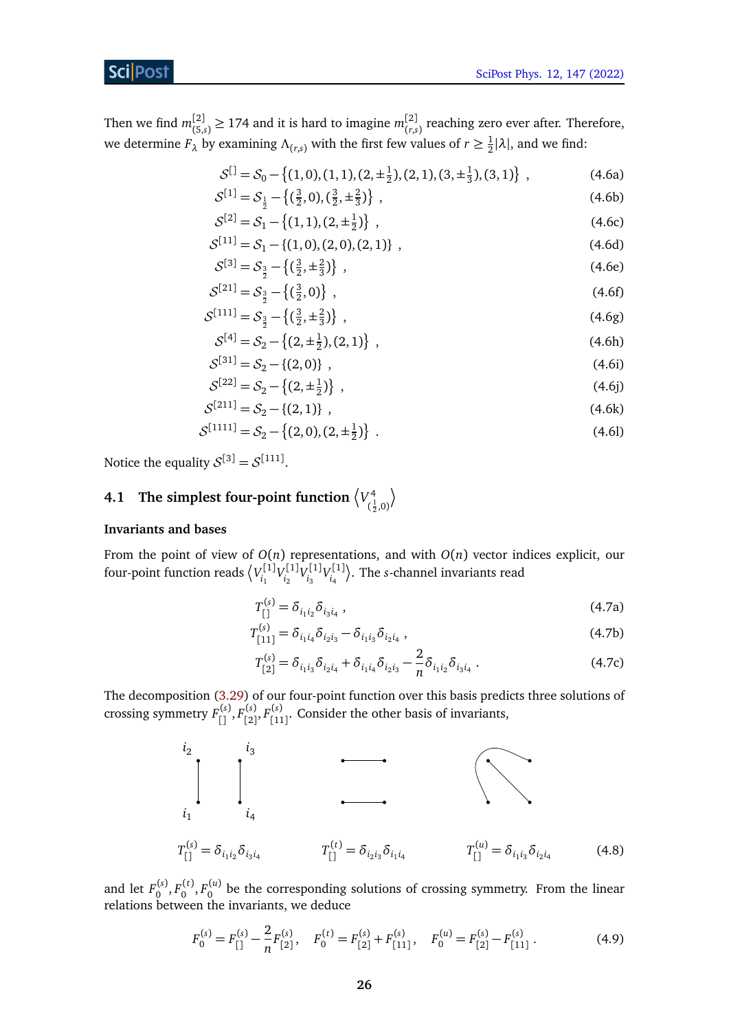Then we find $m^{[2]}_{(5,s)} \geq 174$ and it is hard to imagine $m^{[2]}_{(r,s)}$ reaching zero ever after. Therefore, we determine $F_\lambda$ by examining $\Lambda_{(r,s)}$ with the first few values of $r \geq \frac{1}{2}|\lambda|$, and we find:

$$\mathcal{S}^{[]} = \mathcal{S}_0 - \left\{(1,0),(1,1),(2,\pm\tfrac{1}{2}),(2,1),(3,\pm\tfrac{1}{3}),(3,1)\right\} \ , \tag{4.6a}$$

$$\mathcal{S}^{[1]} = \mathcal{S}_{\frac{1}{2}} - \left\{(\tfrac{3}{2},0),(\tfrac{3}{2},\pm\tfrac{2}{3})\right\} \ , \tag{4.6b}$$

$$\mathcal{S}^{[2]} = \mathcal{S}_1 - \left\{(1,1),(2,\pm\tfrac{1}{2})\right\} \ , \tag{4.6c}$$

$$\mathcal{S}^{[11]} = \mathcal{S}_1 - \left\{(1,0),(2,0),(2,1)\right\} \ , \tag{4.6d}$$

$$\mathcal{S}^{[3]} = \mathcal{S}_{\frac{3}{2}} - \left\{(\tfrac{3}{2},\pm\tfrac{2}{3})\right\} \ , \tag{4.6e}$$

$$\mathcal{S}^{[21]} = \mathcal{S}_{\frac{3}{2}} - \left\{(\tfrac{3}{2},0)\right\} \ , \tag{4.6f}$$

$$\mathcal{S}^{[111]} = \mathcal{S}_{\frac{3}{2}} - \left\{(\tfrac{3}{2},\pm\tfrac{2}{3})\right\} \ , \tag{4.6g}$$

$$\mathcal{S}^{[4]} = \mathcal{S}_2 - \left\{(2,\pm\tfrac{1}{2}),(2,1)\right\} \ , \tag{4.6h}$$

$$\mathcal{S}^{[31]} = \mathcal{S}_2 - \left\{(2,0)\right\} \ , \tag{4.6i}$$

$$\mathcal{S}^{[22]} = \mathcal{S}_2 - \left\{(2,\pm\tfrac{1}{2})\right\} \ , \tag{4.6j}$$

$$\mathcal{S}^{[211]} = \mathcal{S}_2 - \left\{(2,1)\right\} \ , \tag{4.6k}$$

$$\mathcal{S}^{[1111]} = \mathcal{S}_2 - \left\{(2,0),(2,\pm\tfrac{1}{2})\right\} \ . \tag{4.6l}$$

Notice the equality $\mathcal{S}^{[3]} = \mathcal{S}^{[111]}$.

### 4.1 The simplest four-point function $\left\langle V^4_{(\frac{1}{2},0)}\right\rangle$

#### Invariants and bases

From the point of view of $O(n)$ representations, and with $O(n)$ vector indices explicit, our four-point function reads $\left\langle V^{[1]}_{i_1} V^{[1]}_{i_2} V^{[1]}_{i_3} V^{[1]}_{i_4}\right\rangle$. The $s$-channel invariants read

$$T^{(s)}_{[]} = \delta_{i_1 i_2}\delta_{i_3 i_4} \ , \tag{4.7a}$$

$$T^{(s)}_{[11]} = \delta_{i_1 i_4}\delta_{i_2 i_3} - \delta_{i_1 i_3}\delta_{i_2 i_4} \ , \tag{4.7b}$$

$$T^{(s)}_{[2]} = \delta_{i_1 i_3}\delta_{i_2 i_4} + \delta_{i_1 i_4}\delta_{i_2 i_3} - \frac{2}{n}\delta_{i_1 i_2}\delta_{i_3 i_4} \ . \tag{4.7c}$$

The decomposition (3.29) of our four-point function over this basis predicts three solutions of crossing symmetry $F^{(s)}_{[]}, F^{(s)}_{[2]}, F^{(s)}_{[11]}$. Consider the other basis of invariants,

$$T^{(s)}_{[]} = \delta_{i_1 i_2}\delta_{i_3 i_4} \qquad T^{(t)}_{[]} = \delta_{i_2 i_3}\delta_{i_1 i_4} \qquad T^{(u)}_{[]} = \delta_{i_1 i_3}\delta_{i_2 i_4} \tag{4.8}$$

and let $F^{(s)}_0, F^{(t)}_0, F^{(u)}_0$ be the corresponding solutions of crossing symmetry. From the linear relations between the invariants, we deduce

$$F^{(s)}_0 = F^{(s)}_{[]} - \frac{2}{n}F^{(s)}_{[2]}\,, \quad F^{(t)}_0 = F^{(s)}_{[2]} + F^{(s)}_{[11]}\,, \quad F^{(u)}_0 = F^{(s)}_{[2]} - F^{(s)}_{[11]}\,. \tag{4.9}$$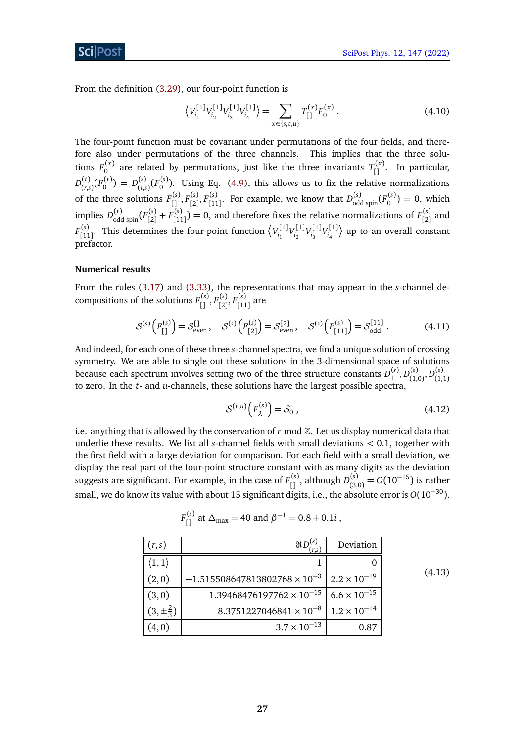From the definition (3.29), our four-point function is

$$\left\langle V^{[1]}_{i_1} V^{[1]}_{i_2} V^{[1]}_{i_3} V^{[1]}_{i_4} \right\rangle = \sum_{x\in\{s,t,u\}} T^{(x)}_{[]} F^{(x)}_0 \, . \tag{4.10}$$

The four-point function must be covariant under permutations of the four fields, and therefore also under permutations of the three channels. This implies that the three solutions $F^{(x)}_0$ are related by permutations, just like the three invariants $T^{(x)}_{[]}$. In particular, $D^{(t)}_{(r,s)}(F^{(t)}_0) = D^{(s)}_{(r,s)}(F^{(s)}_0)$. Using Eq. (4.9), this allows us to fix the relative normalizations of the three solutions $F^{(s)}_{[]}, F^{(s)}_{[2]}, F^{(s)}_{[11]}$. For example, we know that $D^{(s)}_{\text{odd spin}}(F^{(s)}_0) = 0$, which implies $D^{(t)}_{\text{odd spin}}(F^{(s)}_{[2]} + F^{(s)}_{[11]}) = 0$, and therefore fixes the relative normalizations of $F^{(s)}_{[2]}$ and $F^{(s)}_{[11]}$. This determines the four-point function $\left\langle V^{[1]}_{i_1} V^{[1]}_{i_2} V^{[1]}_{i_3} V^{[1]}_{i_4} \right\rangle$ up to an overall constant prefactor.

### Numerical results

From the rules (3.17) and (3.33), the representations that may appear in the $s$-channel decompositions of the solutions $F^{(s)}_{[]}, F^{(s)}_{[2]}, F^{(s)}_{[11]}$ are

$$\mathcal{S}^{(s)}\left(F^{(s)}_{[]}\right) = \mathcal{S}^{[]}_{\text{even}} \, , \quad \mathcal{S}^{(s)}\left(F^{(s)}_{[2]}\right) = \mathcal{S}^{[2]}_{\text{even}} \, , \quad \mathcal{S}^{(s)}\left(F^{(s)}_{[11]}\right) = \mathcal{S}^{[11]}_{\text{odd}} \, . \tag{4.11}$$

And indeed, for each one of these three $s$-channel spectra, we find a unique solution of crossing symmetry. We are able to single out these solutions in the 3-dimensional space of solutions because each spectrum involves setting two of the three structure constants $D^{(s)}_1, D^{(s)}_{(1,0)}, D^{(s)}_{(1,1)}$ to zero. In the $t$- and $u$-channels, these solutions have the largest possible spectra,

$$\mathcal{S}^{(t,u)}\left(F^{(s)}_{\lambda}\right) = \mathcal{S}_0 \, , \tag{4.12}$$

i.e. anything that is allowed by the conservation of $r \bmod \mathbb{Z}$. Let us display numerical data that underlie these results. We list all $s$-channel fields with small deviations $< 0.1$, together with the first field with a large deviation for comparison. For each field with a small deviation, we display the real part of the four-point structure constant with as many digits as the deviation suggests are significant. For example, in the case of $F^{(s)}_{[]}$, although $D^{(s)}_{(3,0)} = O(10^{-15})$ is rather small, we do know its value with about 15 significant digits, i.e., the absolute error is $O(10^{-30})$.

$F^{(s)}_{[]}$ at $\Delta_{\max} = 40$ and $\beta^{-1} = 0.8 + 0.1i$ ,

| $(r,s)$ | $\Re D^{(s)}_{(r,s)}$ | Deviation |
|---|---:|---:|
| $\langle 1,1 \rangle$ | $1$ | $0$ |
| $(2,0)$ | $-1.515508647813802768 \times 10^{-3}$ | $2.2 \times 10^{-19}$ |
| $(3,0)$ | $1.39468476197762 \times 10^{-15}$ | $6.6 \times 10^{-15}$ |
| $(3,\pm\frac{2}{3})$ | $8.3751227046841 \times 10^{-8}$ | $1.2 \times 10^{-14}$ |
| $(4,0)$ | $3.7 \times 10^{-13}$ | $0.87$ |

(4.13)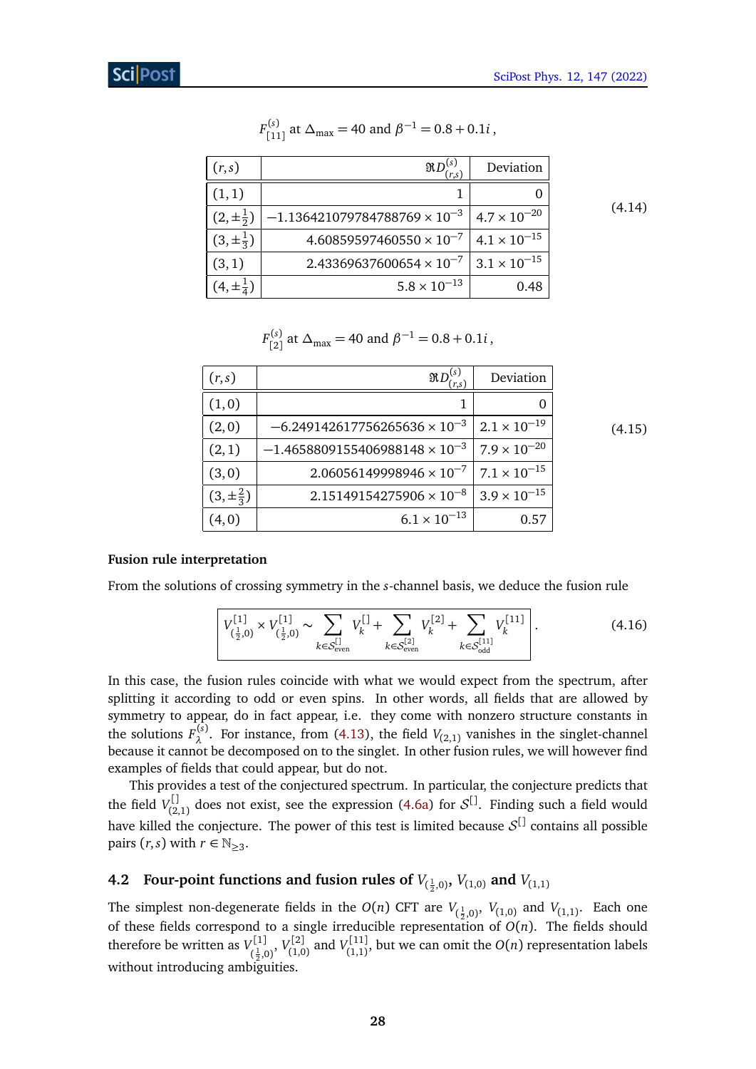$$F^{(s)}_{[11]} \text{ at } \Delta_{\max} = 40 \text{ and } \beta^{-1} = 0.8 + 0.1i\,,$$

| $(r,s)$ | $\Re D^{(s)}_{(r,s)}$ | Deviation |
|---|---:|---:|
| $(1,1)$ | $1$ | $0$ |
| $(2,\pm\frac{1}{2})$ | $-1.136421079784788769 \times 10^{-3}$ | $4.7 \times 10^{-20}$ |
| $(3,\pm\frac{1}{3})$ | $4.60859597460550 \times 10^{-7}$ | $4.1 \times 10^{-15}$ |
| $(3,1)$ | $2.43369637600654 \times 10^{-7}$ | $3.1 \times 10^{-15}$ |
| $(4,\pm\frac{1}{4})$ | $5.8 \times 10^{-13}$ | $0.48$ |

(4.14)

$$F^{(s)}_{[2]} \text{ at } \Delta_{\max} = 40 \text{ and } \beta^{-1} = 0.8 + 0.1i\,,$$

| $(r,s)$ | $\Re D^{(s)}_{(r,s)}$ | Deviation |
|---|---:|---:|
| $(1,0)$ | $1$ | $0$ |
| $(2,0)$ | $-6.249142617756265636 \times 10^{-3}$ | $2.1 \times 10^{-19}$ |
| $(2,1)$ | $-1.4658809155406988148 \times 10^{-3}$ | $7.9 \times 10^{-20}$ |
| $(3,0)$ | $2.06056149998946 \times 10^{-7}$ | $7.1 \times 10^{-15}$ |
| $(3,\pm\frac{2}{3})$ | $2.15149154275906 \times 10^{-8}$ | $3.9 \times 10^{-15}$ |
| $(4,0)$ | $6.1 \times 10^{-13}$ | $0.57$ |

(4.15)

**Fusion rule interpretation**

From the solutions of crossing symmetry in the $s$-channel basis, we deduce the fusion rule

$$\boxed{V^{[1]}_{(\frac{1}{2},0)} \times V^{[1]}_{(\frac{1}{2},0)} \sim \sum_{k\in\mathcal{S}^{[]}_{\text{even}}} V^{[]}_k + \sum_{k\in\mathcal{S}^{[2]}_{\text{even}}} V^{[2]}_k + \sum_{k\in\mathcal{S}^{[11]}_{\text{odd}}} V^{[11]}_k}\,. \tag{4.16}$$

In this case, the fusion rules coincide with what we would expect from the spectrum, after splitting it according to odd or even spins. In other words, all fields that are allowed by symmetry to appear, do in fact appear, i.e. they come with nonzero structure constants in the solutions $F^{(s)}_\lambda$. For instance, from (4.13), the field $V_{(2,1)}$ vanishes in the singlet-channel because it cannot be decomposed on to the singlet. In other fusion rules, we will however find examples of fields that could appear, but do not.

This provides a test of the conjectured spectrum. In particular, the conjecture predicts that the field $V^{[]}_{(2,1)}$ does not exist, see the expression (4.6a) for $\mathcal{S}^{[]}$. Finding such a field would have killed the conjecture. The power of this test is limited because $\mathcal{S}^{[]}$ contains all possible pairs $(r,s)$ with $r \in \mathbb{N}_{\geq 3}$.

## 4.2 Four-point functions and fusion rules of $V_{(\frac{1}{2},0)}$, $V_{(1,0)}$ and $V_{(1,1)}$

The simplest non-degenerate fields in the $O(n)$ CFT are $V_{(\frac{1}{2},0)}$, $V_{(1,0)}$ and $V_{(1,1)}$. Each one of these fields correspond to a single irreducible representation of $O(n)$. The fields should therefore be written as $V^{[1]}_{(\frac{1}{2},0)}$, $V^{[2]}_{(1,0)}$ and $V^{[11]}_{(1,1)}$, but we can omit the $O(n)$ representation labels without introducing ambiguities.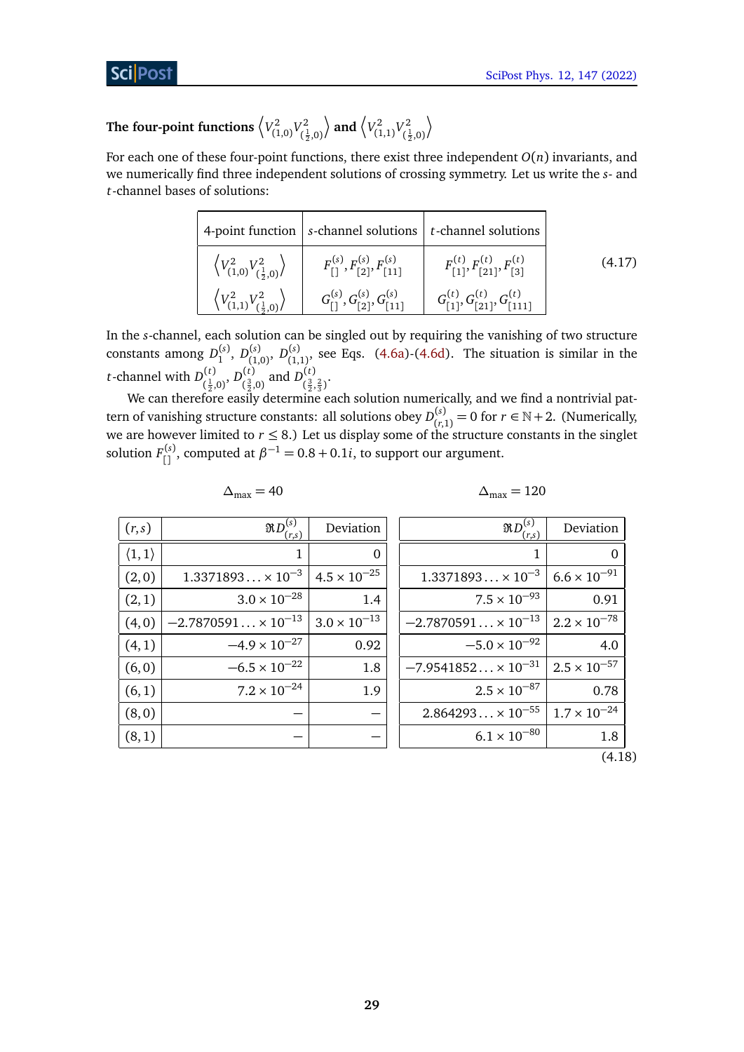**The four-point functions $\left\langle V^2_{(1,0)} V^2_{(\frac12,0)} \right\rangle$ and $\left\langle V^2_{(1,1)} V^2_{(\frac12,0)} \right\rangle$**

For each one of these four-point functions, there exist three independent $O(n)$ invariants, and we numerically find three independent solutions of crossing symmetry. Let us write the $s$- and $t$-channel bases of solutions:

$$\begin{array}{|c|c|c|} \hline \text{4-point function} & s\text{-channel solutions} & t\text{-channel solutions} \\ \hline \left\langle V^2_{(1,0)} V^2_{(\frac12,0)} \right\rangle & F^{(s)}_{[]}, F^{(s)}_{[2]}, F^{(s)}_{[11]} & F^{(t)}_{[1]}, F^{(t)}_{[21]}, F^{(t)}_{[3]} \\ \left\langle V^2_{(1,1)} V^2_{(\frac12,0)} \right\rangle & G^{(s)}_{[]}, G^{(s)}_{[2]}, G^{(s)}_{[11]} & G^{(t)}_{[1]}, G^{(t)}_{[21]}, G^{(t)}_{[111]} \\ \hline \end{array} \tag{4.17}$$

In the $s$-channel, each solution can be singled out by requiring the vanishing of two structure constants among $D^{(s)}_{1}$, $D^{(s)}_{(1,0)}$, $D^{(s)}_{(1,1)}$, see Eqs. (4.6a)-(4.6d). The situation is similar in the $t$-channel with $D^{(t)}_{(\frac12,0)}$, $D^{(t)}_{(\frac32,0)}$ and $D^{(t)}_{(\frac32,\frac23)}$.

We can therefore easily determine each solution numerically, and we find a nontrivial pattern of vanishing structure constants: all solutions obey $D^{(s)}_{(r,1)} = 0$ for $r \in \mathbb{N}+2$. (Numerically, we are however limited to $r \leq 8$.) Let us display some of the structure constants in the singlet solution $F^{(s)}_{[]}$, computed at $\beta^{-1} = 0.8 + 0.1i$, to support our argument.

| | $\Delta_{\max} = 40$ | | $\Delta_{\max} = 120$ | |
|---|---|---|---|---|
| $(r,s)$ | $\Re D^{(s)}_{(r,s)}$ | Deviation | $\Re D^{(s)}_{(r,s)}$ | Deviation |
| $\langle 1,1 \rangle$ | $1$ | $0$ | $1$ | $0$ |
| $(2,0)$ | $1.3371893\ldots \times 10^{-3}$ | $4.5 \times 10^{-25}$ | $1.3371893\ldots \times 10^{-3}$ | $6.6 \times 10^{-91}$ |
| $(2,1)$ | $3.0 \times 10^{-28}$ | $1.4$ | $7.5 \times 10^{-93}$ | $0.91$ |
| $(4,0)$ | $-2.7870591\ldots \times 10^{-13}$ | $3.0 \times 10^{-13}$ | $-2.7870591\ldots \times 10^{-13}$ | $2.2 \times 10^{-78}$ |
| $(4,1)$ | $-4.9 \times 10^{-27}$ | $0.92$ | $-5.0 \times 10^{-92}$ | $4.0$ |
| $(6,0)$ | $-6.5 \times 10^{-22}$ | $1.8$ | $-7.9541852\ldots \times 10^{-31}$ | $2.5 \times 10^{-57}$ |
| $(6,1)$ | $7.2 \times 10^{-24}$ | $1.9$ | $2.5 \times 10^{-87}$ | $0.78$ |
| $(8,0)$ | – | – | $2.864293\ldots \times 10^{-55}$ | $1.7 \times 10^{-24}$ |
| $(8,1)$ | – | – | $6.1 \times 10^{-80}$ | $1.8$ |

(4.18)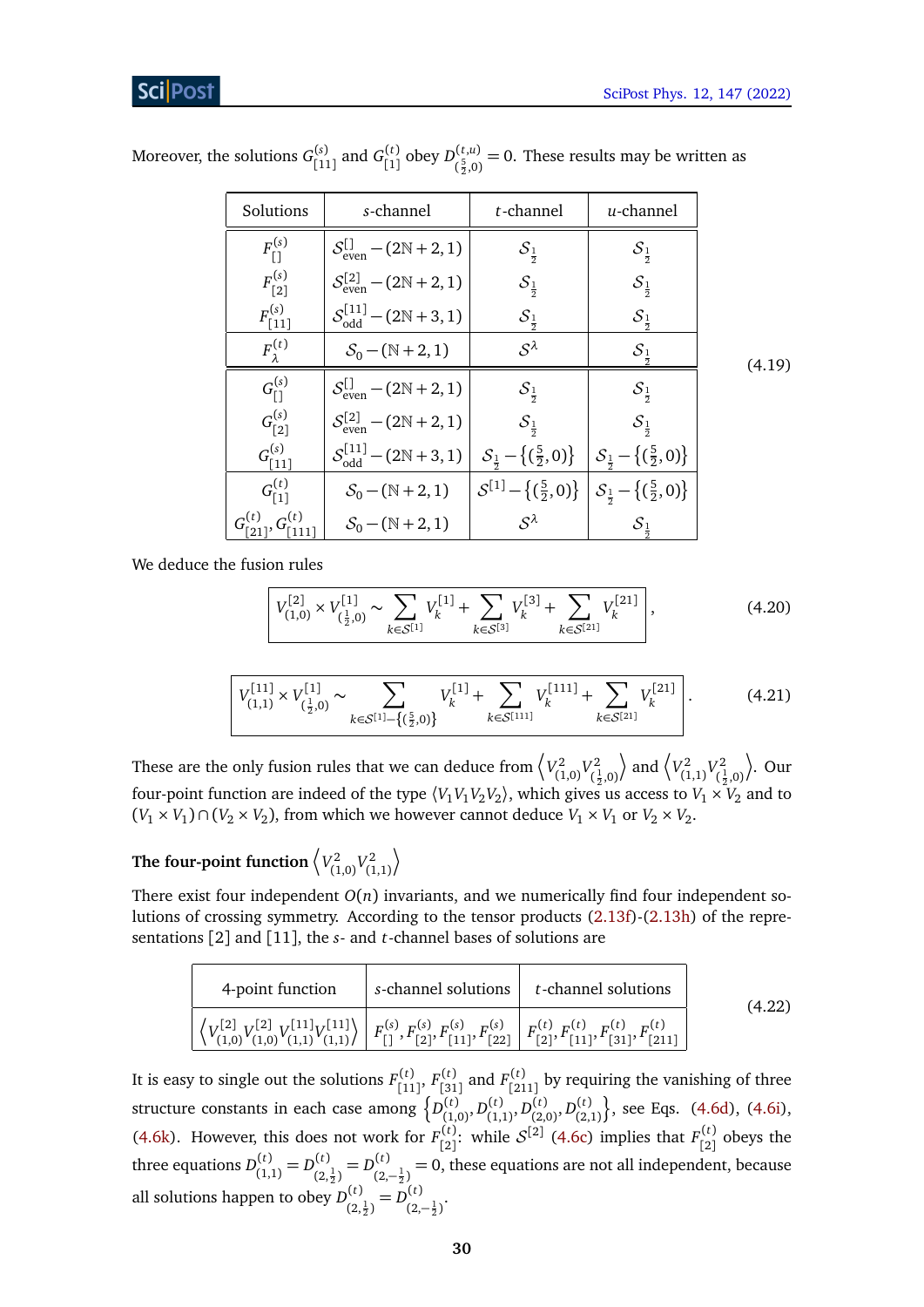Moreover, the solutions $G^{(s)}_{[11]}$ and $G^{(t)}_{[1]}$ obey $D^{(t,u)}_{(\frac{5}{2},0)} = 0$. These results may be written as

| Solutions | $s$-channel | $t$-channel | $u$-channel |
|---|---|---|---|
| $F^{(s)}_{[]}$ | $\mathcal{S}^{[]}_{\text{even}} - (2\mathbb{N}+2,1)$ | $\mathcal{S}_{\frac{1}{2}}$ | $\mathcal{S}_{\frac{1}{2}}$ |
| $F^{(s)}_{[2]}$ | $\mathcal{S}^{[2]}_{\text{even}} - (2\mathbb{N}+2,1)$ | $\mathcal{S}_{\frac{1}{2}}$ | $\mathcal{S}_{\frac{1}{2}}$ |
| $F^{(s)}_{[11]}$ | $\mathcal{S}^{[11]}_{\text{odd}} - (2\mathbb{N}+3,1)$ | $\mathcal{S}_{\frac{1}{2}}$ | $\mathcal{S}_{\frac{1}{2}}$ |
| $F^{(t)}_{\lambda}$ | $\mathcal{S}_0 - (\mathbb{N}+2,1)$ | $\mathcal{S}^{\lambda}$ | $\mathcal{S}_{\frac{1}{2}}$ |
| $G^{(s)}_{[]}$ | $\mathcal{S}^{[]}_{\text{even}} - (2\mathbb{N}+2,1)$ | $\mathcal{S}_{\frac{1}{2}}$ | $\mathcal{S}_{\frac{1}{2}}$ |
| $G^{(s)}_{[2]}$ | $\mathcal{S}^{[2]}_{\text{even}} - (2\mathbb{N}+2,1)$ | $\mathcal{S}_{\frac{1}{2}}$ | $\mathcal{S}_{\frac{1}{2}}$ |
| $G^{(s)}_{[11]}$ | $\mathcal{S}^{[11]}_{\text{odd}} - (2\mathbb{N}+3,1)$ | $\mathcal{S}_{\frac{1}{2}} - \{(\frac{5}{2},0)\}$ | $\mathcal{S}_{\frac{1}{2}} - \{(\frac{5}{2},0)\}$ |
| $G^{(t)}_{[1]}$ | $\mathcal{S}_0 - (\mathbb{N}+2,1)$ | $\mathcal{S}^{[1]} - \{(\frac{5}{2},0)\}$ | $\mathcal{S}_{\frac{1}{2}} - \{(\frac{5}{2},0)\}$ |
| $G^{(t)}_{[21]}, G^{(t)}_{[111]}$ | $\mathcal{S}_0 - (\mathbb{N}+2,1)$ | $\mathcal{S}^{\lambda}$ | $\mathcal{S}_{\frac{1}{2}}$ |

(4.19)

We deduce the fusion rules

$$\boxed{V^{[2]}_{(1,0)} \times V^{[1]}_{(\frac{1}{2},0)} \sim \sum_{k\in\mathcal{S}^{[1]}} V^{[1]}_k + \sum_{k\in\mathcal{S}^{[3]}} V^{[3]}_k + \sum_{k\in\mathcal{S}^{[21]}} V^{[21]}_k}\,, \tag{4.20}$$

$$\boxed{V^{[11]}_{(1,1)} \times V^{[1]}_{(\frac{1}{2},0)} \sim \sum_{k\in\mathcal{S}^{[1]}-\{(\frac{5}{2},0)\}} V^{[1]}_k + \sum_{k\in\mathcal{S}^{[111]}} V^{[111]}_k + \sum_{k\in\mathcal{S}^{[21]}} V^{[21]}_k}\,. \tag{4.21}$$

These are the only fusion rules that we can deduce from $\left\langle V^2_{(1,0)} V^2_{(\frac{1}{2},0)}\right\rangle$ and $\left\langle V^2_{(1,1)} V^2_{(\frac{1}{2},0)}\right\rangle$. Our four-point function are indeed of the type $\langle V_1V_1V_2V_2\rangle$, which gives us access to $V_1 \times V_2$ and to $(V_1 \times V_1) \cap (V_2 \times V_2)$, from which we however cannot deduce $V_1 \times V_1$ or $V_2 \times V_2$.

#### The four-point function $\left\langle V^2_{(1,0)} V^2_{(1,1)}\right\rangle$

There exist four independent $O(n)$ invariants, and we numerically find four independent solutions of crossing symmetry. According to the tensor products (2.13f)-(2.13h) of the representations [2] and [11], the $s$- and $t$-channel bases of solutions are

| 4-point function | $s$-channel solutions | $t$-channel solutions |
|---|---|---|
| $\left\langle V^{[2]}_{(1,0)} V^{[2]}_{(1,0)} V^{[11]}_{(1,1)} V^{[11]}_{(1,1)}\right\rangle$ | $F^{(s)}_{[]}, F^{(s)}_{[2]}, F^{(s)}_{[11]}, F^{(s)}_{[22]}$ | $F^{(t)}_{[2]}, F^{(t)}_{[11]}, F^{(t)}_{[31]}, F^{(t)}_{[211]}$ |

(4.22)

It is easy to single out the solutions $F^{(t)}_{[11]}$, $F^{(t)}_{[31]}$ and $F^{(t)}_{[211]}$ by requiring the vanishing of three structure constants in each case among $\left\{D^{(t)}_{(1,0)}, D^{(t)}_{(1,1)}, D^{(t)}_{(2,0)}, D^{(t)}_{(2,1)}\right\}$, see Eqs. (4.6d), (4.6i), (4.6k). However, this does not work for $F^{(t)}_{[2]}$: while $\mathcal{S}^{[2]}$ (4.6c) implies that $F^{(t)}_{[2]}$ obeys the three equations $D^{(t)}_{(1,1)} = D^{(t)}_{(2,\frac{1}{2})} = D^{(t)}_{(2,-\frac{1}{2})} = 0$, these equations are not all independent, because all solutions happen to obey $D^{(t)}_{(2,\frac{1}{2})} = D^{(t)}_{(2,-\frac{1}{2})}$.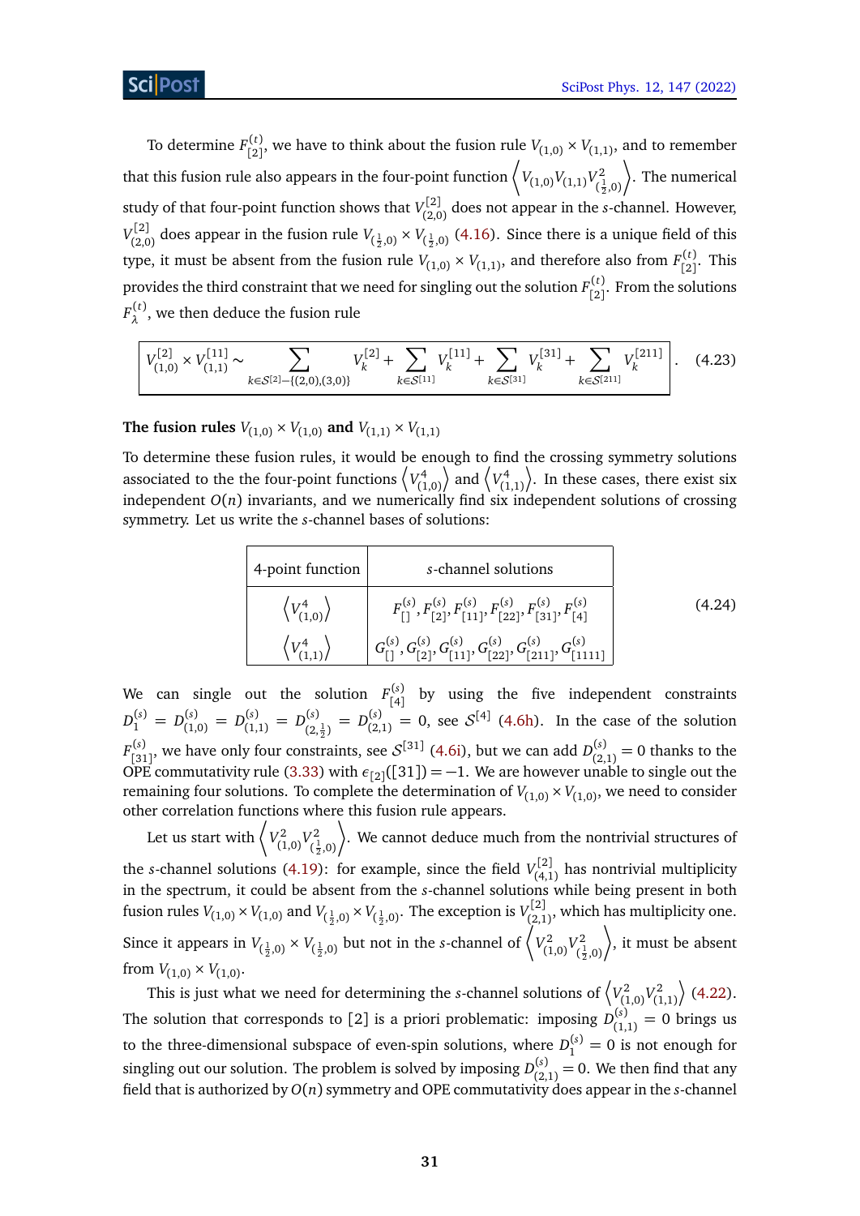To determine $F^{(t)}_{[2]}$, we have to think about the fusion rule $V_{(1,0)} \times V_{(1,1)}$, and to remember that this fusion rule also appears in the four-point function $\left\langle V_{(1,0)} V_{(1,1)} V^2_{(\frac12,0)} \right\rangle$. The numerical study of that four-point function shows that $V^{[2]}_{(2,0)}$ does not appear in the $s$-channel. However, $V^{[2]}_{(2,0)}$ does appear in the fusion rule $V_{(\frac12,0)} \times V_{(\frac12,0)}$ (4.16). Since there is a unique field of this type, it must be absent from the fusion rule $V_{(1,0)} \times V_{(1,1)}$, and therefore also from $F^{(t)}_{[2]}$. This provides the third constraint that we need for singling out the solution $F^{(t)}_{[2]}$. From the solutions $F^{(t)}_\lambda$, we then deduce the fusion rule

$$\boxed{V^{[2]}_{(1,0)} \times V^{[11]}_{(1,1)} \sim \sum_{k\in\mathcal{S}^{[2]}-\{(2,0),(3,0)\}} V^{[2]}_k + \sum_{k\in\mathcal{S}^{[11]}} V^{[11]}_k + \sum_{k\in\mathcal{S}^{[31]}} V^{[31]}_k + \sum_{k\in\mathcal{S}^{[211]}} V^{[211]}_k}\,. \tag{4.23}$$

**The fusion rules $V_{(1,0)} \times V_{(1,0)}$ and $V_{(1,1)} \times V_{(1,1)}$**

To determine these fusion rules, it would be enough to find the crossing symmetry solutions associated to the four-point functions $\left\langle V^4_{(1,0)} \right\rangle$ and $\left\langle V^4_{(1,1)} \right\rangle$. In these cases, there exist six independent $O(n)$ invariants, and we numerically find six independent solutions of crossing symmetry. Let us write the $s$-channel bases of solutions:

| 4-point function | $s$-channel solutions |
|---|---|
| $\left\langle V^4_{(1,0)} \right\rangle$ | $F^{(s)}_{[]}, F^{(s)}_{[2]}, F^{(s)}_{[11]}, F^{(s)}_{[22]}, F^{(s)}_{[31]}, F^{(s)}_{[4]}$ |
| $\left\langle V^4_{(1,1)} \right\rangle$ | $G^{(s)}_{[]}, G^{(s)}_{[2]}, G^{(s)}_{[11]}, G^{(s)}_{[22]}, G^{(s)}_{[211]}, G^{(s)}_{[1111]}$ |

(4.24)

We can single out the solution $F^{(s)}_{[4]}$ by using the five independent constraints $D^{(s)}_1 = D^{(s)}_{(1,0)} = D^{(s)}_{(1,1)} = D^{(s)}_{(2,\frac12)} = D^{(s)}_{(2,1)} = 0$, see $\mathcal{S}^{[4]}$ (4.6h). In the case of the solution $F^{(s)}_{[31]}$, we have only four constraints, see $\mathcal{S}^{[31]}$ (4.6i), but we can add $D^{(s)}_{(2,1)} = 0$ thanks to the OPE commutativity rule (3.33) with $\epsilon_{[2]}([31]) = -1$. We are however unable to single out the remaining four solutions. To complete the determination of $V_{(1,0)} \times V_{(1,0)}$, we need to consider other correlation functions where this fusion rule appears.

Let us start with $\left\langle V^2_{(1,0)} V^2_{(\frac12,0)} \right\rangle$. We cannot deduce much from the nontrivial structures of the $s$-channel solutions (4.19): for example, since the field $V^{[2]}_{(4,1)}$ has nontrivial multiplicity in the spectrum, it could be absent from the $s$-channel solutions while being present in both fusion rules $V_{(1,0)} \times V_{(1,0)}$ and $V_{(\frac12,0)} \times V_{(\frac12,0)}$. The exception is $V^{[2]}_{(2,1)}$, which has multiplicity one. Since it appears in $V_{(\frac12,0)} \times V_{(\frac12,0)}$ but not in the $s$-channel of $\left\langle V^2_{(1,0)} V^2_{(\frac12,0)} \right\rangle$, it must be absent from $V_{(1,0)} \times V_{(1,0)}$.

This is just what we need for determining the $s$-channel solutions of $\left\langle V^2_{(1,0)} V^2_{(1,1)} \right\rangle$ (4.22). The solution that corresponds to $[2]$ is a priori problematic: imposing $D^{(s)}_{(1,1)} = 0$ brings us to the three-dimensional subspace of even-spin solutions, where $D^{(s)}_1 = 0$ is not enough for singling out our solution. The problem is solved by imposing $D^{(s)}_{(2,1)} = 0$. We then find that any field that is authorized by $O(n)$ symmetry and OPE commutativity does appear in the $s$-channel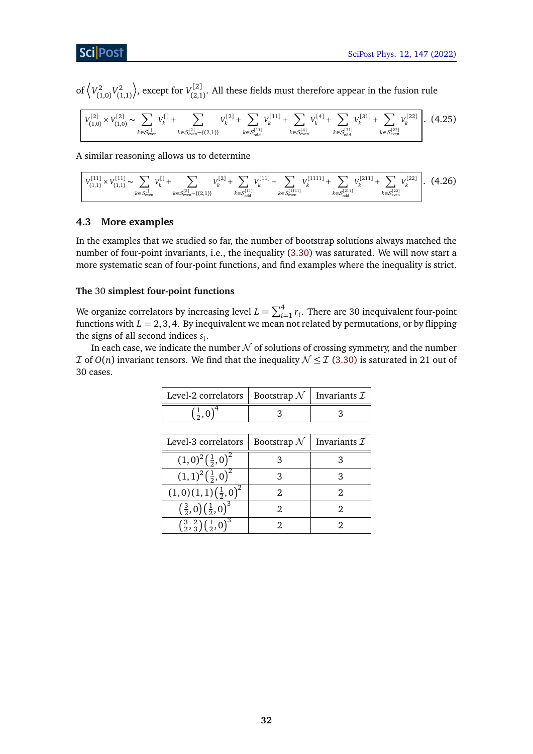of $\left\langle V^2_{(1,0)} V^2_{(1,1)} \right\rangle$, except for $V^{[2]}_{(2,1)}$. All these fields must therefore appear in the fusion rule

$$V^{[2]}_{(1,0)} \times V^{[2]}_{(1,0)} \sim \sum_{k\in\mathcal{S}^{[]}_{\text{even}}} V^{[]}_k + \sum_{k\in\mathcal{S}^{[2]}_{\text{even}}-\{(2,1)\}} V^{[2]}_k + \sum_{k\in\mathcal{S}^{[11]}_{\text{odd}}} V^{[11]}_k + \sum_{k\in\mathcal{S}^{[4]}_{\text{even}}} V^{[4]}_k + \sum_{k\in\mathcal{S}^{[31]}_{\text{odd}}} V^{[31]}_k + \sum_{k\in\mathcal{S}^{[22]}_{\text{even}}} V^{[22]}_k . \tag{4.25}$$

A similar reasoning allows us to determine

$$V^{[11]}_{(1,1)} \times V^{[11]}_{(1,1)} \sim \sum_{k\in\mathcal{S}^{[]}_{\text{even}}} V^{[]}_k + \sum_{k\in\mathcal{S}^{[2]}_{\text{even}}-\{(2,1)\}} V^{[2]}_k + \sum_{k\in\mathcal{S}^{[11]}_{\text{odd}}} V^{[11]}_k + \sum_{k\in\mathcal{S}^{[1111]}_{\text{even}}} V^{[1111]}_k + \sum_{k\in\mathcal{S}^{[211]}_{\text{odd}}} V^{[211]}_k + \sum_{k\in\mathcal{S}^{[22]}_{\text{even}}} V^{[22]}_k . \tag{4.26}$$

## 4.3 More examples

In the examples that we studied so far, the number of bootstrap solutions always matched the number of four-point invariants, i.e., the inequality (3.30) was saturated. We will now start a more systematic scan of four-point functions, and find examples where the inequality is strict.

#### The 30 simplest four-point functions

We organize correlators by increasing level $L = \sum_{i=1}^4 r_i$. There are 30 inequivalent four-point functions with $L = 2, 3, 4$. By inequivalent we mean not related by permutations, or by flipping the signs of all second indices $s_i$.

In each case, we indicate the number $\mathcal{N}$ of solutions of crossing symmetry, and the number $\mathcal{I}$ of $O(n)$ invariant tensors. We find that the inequality $\mathcal{N} \leq \mathcal{I}$ (3.30) is saturated in 21 out of 30 cases.

| Level-2 correlators | Bootstrap $\mathcal{N}$ | Invariants $\mathcal{I}$ |
|---|---|---|
| $\left(\frac12, 0\right)^4$ | 3 | 3 |

| Level-3 correlators | Bootstrap $\mathcal{N}$ | Invariants $\mathcal{I}$ |
|---|---|---|
| $(1,0)^2\left(\frac12,0\right)^2$ | 3 | 3 |
| $(1,1)^2\left(\frac12,0\right)^2$ | 3 | 3 |
| $(1,0)(1,1)\left(\frac12,0\right)^2$ | 2 | 2 |
| $\left(\frac32,0\right)\left(\frac12,0\right)^3$ | 2 | 2 |
| $\left(\frac32,\frac23\right)\left(\frac12,0\right)^3$ | 2 | 2 |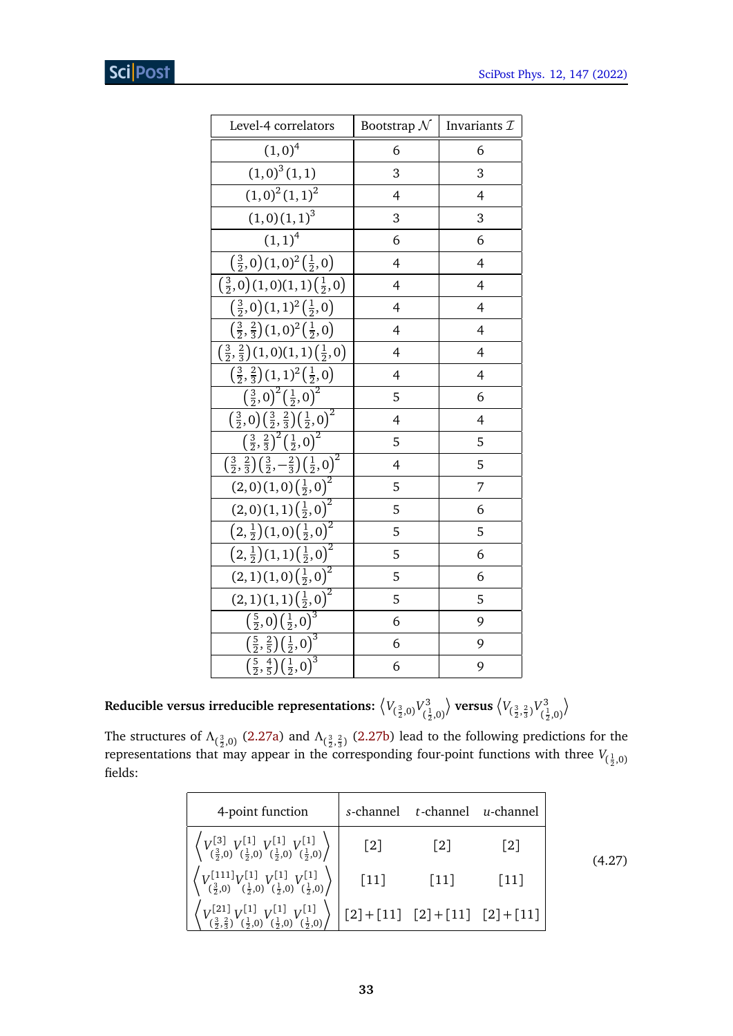| Level-4 correlators | Bootstrap $\mathcal{N}$ | Invariants $\mathcal{I}$ |
|---|---|---|
| $(1,0)^4$ | 6 | 6 |
| $(1,0)^3(1,1)$ | 3 | 3 |
| $(1,0)^2(1,1)^2$ | 4 | 4 |
| $(1,0)(1,1)^3$ | 3 | 3 |
| $(1,1)^4$ | 6 | 6 |
| $\left(\frac{3}{2},0\right)(1,0)^2\left(\frac{1}{2},0\right)$ | 4 | 4 |
| $\left(\frac{3}{2},0\right)(1,0)(1,1)\left(\frac{1}{2},0\right)$ | 4 | 4 |
| $\left(\frac{3}{2},0\right)(1,1)^2\left(\frac{1}{2},0\right)$ | 4 | 4 |
| $\left(\frac{3}{2},\frac{2}{3}\right)(1,0)^2\left(\frac{1}{2},0\right)$ | 4 | 4 |
| $\left(\frac{3}{2},\frac{2}{3}\right)(1,0)(1,1)\left(\frac{1}{2},0\right)$ | 4 | 4 |
| $\left(\frac{3}{2},\frac{2}{3}\right)(1,1)^2\left(\frac{1}{2},0\right)$ | 4 | 4 |
| $\left(\frac{3}{2},0\right)^2\left(\frac{1}{2},0\right)^2$ | 5 | 6 |
| $\left(\frac{3}{2},0\right)\left(\frac{3}{2},\frac{2}{3}\right)\left(\frac{1}{2},0\right)^2$ | 4 | 4 |
| $\left(\frac{3}{2},\frac{2}{3}\right)^2\left(\frac{1}{2},0\right)^2$ | 5 | 5 |
| $\left(\frac{3}{2},\frac{2}{3}\right)\left(\frac{3}{2},-\frac{2}{3}\right)\left(\frac{1}{2},0\right)^2$ | 4 | 5 |
| $(2,0)(1,0)\left(\frac{1}{2},0\right)^2$ | 5 | 7 |
| $(2,0)(1,1)\left(\frac{1}{2},0\right)^2$ | 5 | 6 |
| $\left(2,\frac{1}{2}\right)(1,0)\left(\frac{1}{2},0\right)^2$ | 5 | 5 |
| $\left(2,\frac{1}{2}\right)(1,1)\left(\frac{1}{2},0\right)^2$ | 5 | 6 |
| $(2,1)(1,0)\left(\frac{1}{2},0\right)^2$ | 5 | 6 |
| $(2,1)(1,1)\left(\frac{1}{2},0\right)^2$ | 5 | 5 |
| $\left(\frac{5}{2},0\right)\left(\frac{1}{2},0\right)^3$ | 6 | 9 |
| $\left(\frac{5}{2},\frac{2}{5}\right)\left(\frac{1}{2},0\right)^3$ | 6 | 9 |
| $\left(\frac{5}{2},\frac{4}{5}\right)\left(\frac{1}{2},0\right)^3$ | 6 | 9 |

**Reducible versus irreducible representations:** $\left\langle V_{(\frac{3}{2},0)} V^3_{(\frac{1}{2},0)} \right\rangle$ **versus** $\left\langle V_{(\frac{3}{2},\frac{2}{3})} V^3_{(\frac{1}{2},0)} \right\rangle$

The structures of $\Lambda_{(\frac{3}{2},0)}$ (2.27a) and $\Lambda_{(\frac{3}{2},\frac{2}{3})}$ (2.27b) lead to the following predictions for the representations that may appear in the corresponding four-point functions with three $V_{(\frac{1}{2},0)}$ fields:

| 4-point function | $s$-channel | $t$-channel | $u$-channel |
|---|---|---|---|
| $\left\langle V^{[3]}_{(\frac{3}{2},0)} V^{[1]}_{(\frac{1}{2},0)} V^{[1]}_{(\frac{1}{2},0)} V^{[1]}_{(\frac{1}{2},0)} \right\rangle$ | $[2]$ | $[2]$ | $[2]$ |
| $\left\langle V^{[111]}_{(\frac{3}{2},0)} V^{[1]}_{(\frac{1}{2},0)} V^{[1]}_{(\frac{1}{2},0)} V^{[1]}_{(\frac{1}{2},0)} \right\rangle$ | $[11]$ | $[11]$ | $[11]$ |
| $\left\langle V^{[21]}_{(\frac{3}{2},\frac{2}{3})} V^{[1]}_{(\frac{1}{2},0)} V^{[1]}_{(\frac{1}{2},0)} V^{[1]}_{(\frac{1}{2},0)} \right\rangle$ | $[2]+[11]$ | $[2]+[11]$ | $[2]+[11]$ |

(4.27)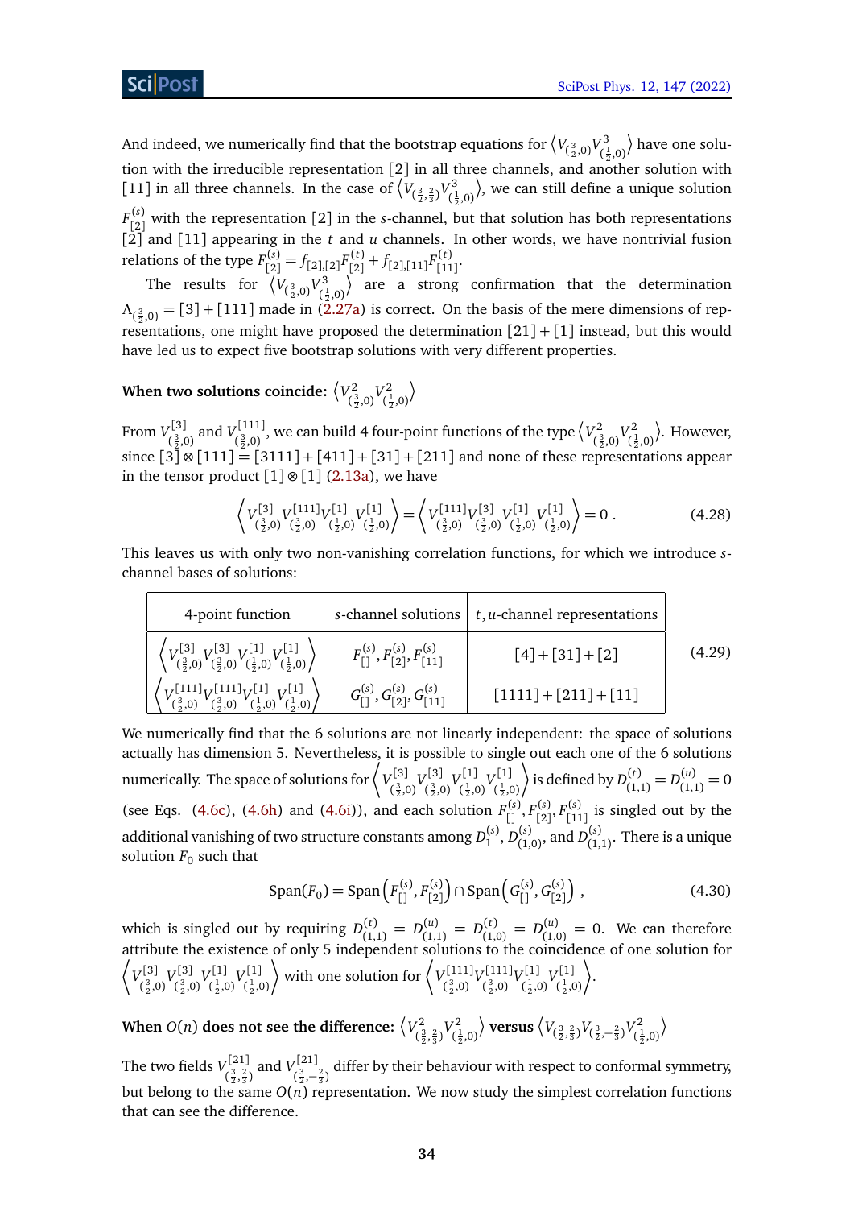And indeed, we numerically find that the bootstrap equations for $\left\langle V_{(\frac{3}{2},0)} V^3_{(\frac{1}{2},0)}\right\rangle$ have one solution with the irreducible representation [2] in all three channels, and another solution with [11] in all three channels. In the case of $\left\langle V_{(\frac{3}{2},\frac{2}{3})} V^3_{(\frac{1}{2},0)}\right\rangle$, we can still define a unique solution $F^{(s)}_{[2]}$ with the representation [2] in the $s$-channel, but that solution has both representations [2] and [11] appearing in the $t$ and $u$ channels. In other words, we have nontrivial fusion relations of the type $F^{(s)}_{[2]} = f_{[2],[2]} F^{(t)}_{[2]} + f_{[2],[11]} F^{(t)}_{[11]}$.

The results for $\left\langle V_{(\frac{3}{2},0)} V^3_{(\frac{1}{2},0)}\right\rangle$ are a strong confirmation that the determination $\Lambda_{(\frac{3}{2},0)} = [3] + [111]$ made in (2.27a) is correct. On the basis of the mere dimensions of representations, one might have proposed the determination $[21] + [1]$ instead, but this would have led us to expect five bootstrap solutions with very different properties.

**When two solutions coincide:** $\left\langle V^2_{(\frac{3}{2},0)} V^2_{(\frac{1}{2},0)}\right\rangle$

From $V^{[3]}_{(\frac{3}{2},0)}$ and $V^{[111]}_{(\frac{3}{2},0)}$, we can build 4 four-point functions of the type $\left\langle V^2_{(\frac{3}{2},0)} V^2_{(\frac{1}{2},0)}\right\rangle$. However, since $[3] \otimes [111] = [3111] + [411] + [31] + [211]$ and none of these representations appear in the tensor product $[1] \otimes [1]$ (2.13a), we have

$$\left\langle V^{[3]}_{(\frac{3}{2},0)} V^{[111]}_{(\frac{3}{2},0)} V^{[1]}_{(\frac{1}{2},0)} V^{[1]}_{(\frac{1}{2},0)}\right\rangle = \left\langle V^{[111]}_{(\frac{3}{2},0)} V^{[3]}_{(\frac{3}{2},0)} V^{[1]}_{(\frac{1}{2},0)} V^{[1]}_{(\frac{1}{2},0)}\right\rangle = 0\,. \tag{4.28}$$

This leaves us with only two non-vanishing correlation functions, for which we introduce $s$-channel bases of solutions:

$$\text{(4.29)}$$

| 4-point function | $s$-channel solutions | $t,u$-channel representations |
|---|---|---|
| $\left\langle V^{[3]}_{(\frac{3}{2},0)} V^{[3]}_{(\frac{3}{2},0)} V^{[1]}_{(\frac{1}{2},0)} V^{[1]}_{(\frac{1}{2},0)}\right\rangle$ | $F^{(s)}_{[]}, F^{(s)}_{[2]}, F^{(s)}_{[11]}$ | $[4] + [31] + [2]$ |
| $\left\langle V^{[111]}_{(\frac{3}{2},0)} V^{[111]}_{(\frac{3}{2},0)} V^{[1]}_{(\frac{1}{2},0)} V^{[1]}_{(\frac{1}{2},0)}\right\rangle$ | $G^{(s)}_{[]}, G^{(s)}_{[2]}, G^{(s)}_{[11]}$ | $[1111] + [211] + [11]$ |

We numerically find that the 6 solutions are not linearly independent: the space of solutions actually has dimension 5. Nevertheless, it is possible to single out each one of the 6 solutions numerically. The space of solutions for $\left\langle V^{[3]}_{(\frac{3}{2},0)} V^{[3]}_{(\frac{3}{2},0)} V^{[1]}_{(\frac{1}{2},0)} V^{[1]}_{(\frac{1}{2},0)}\right\rangle$ is defined by $D^{(t)}_{(1,1)} = D^{(u)}_{(1,1)} = 0$ (see Eqs. (4.6c), (4.6h) and (4.6i)), and each solution $F^{(s)}_{[]}, F^{(s)}_{[2]}, F^{(s)}_{[11]}$ is singled out by the additional vanishing of two structure constants among $D^{(s)}_1$, $D^{(s)}_{(1,0)}$, and $D^{(s)}_{(1,1)}$. There is a unique solution $F_0$ such that

$$\text{Span}(F_0) = \text{Span}\left(F^{(s)}_{[]}, F^{(s)}_{[2]}\right) \cap \text{Span}\left(G^{(s)}_{[]}, G^{(s)}_{[2]}\right)\,, \tag{4.30}$$

which is singled out by requiring $D^{(t)}_{(1,1)} = D^{(u)}_{(1,1)} = D^{(t)}_{(1,0)} = D^{(u)}_{(1,0)} = 0$. We can therefore attribute the existence of only 5 independent solutions to the coincidence of one solution for $\left\langle V^{[3]}_{(\frac{3}{2},0)} V^{[3]}_{(\frac{3}{2},0)} V^{[1]}_{(\frac{1}{2},0)} V^{[1]}_{(\frac{1}{2},0)}\right\rangle$ with one solution for $\left\langle V^{[111]}_{(\frac{3}{2},0)} V^{[111]}_{(\frac{3}{2},0)} V^{[1]}_{(\frac{1}{2},0)} V^{[1]}_{(\frac{1}{2},0)}\right\rangle$.

**When $O(n)$ does not see the difference:** $\left\langle V^2_{(\frac{3}{2},\frac{2}{3})} V^2_{(\frac{1}{2},0)}\right\rangle$ **versus** $\left\langle V_{(\frac{3}{2},\frac{2}{3})} V_{(\frac{3}{2},-\frac{2}{3})} V^2_{(\frac{1}{2},0)}\right\rangle$

The two fields $V^{[21]}_{(\frac{3}{2},\frac{2}{3})}$ and $V^{[21]}_{(\frac{3}{2},-\frac{2}{3})}$ differ by their behaviour with respect to conformal symmetry, but belong to the same $O(n)$ representation. We now study the simplest correlation functions that can see the difference.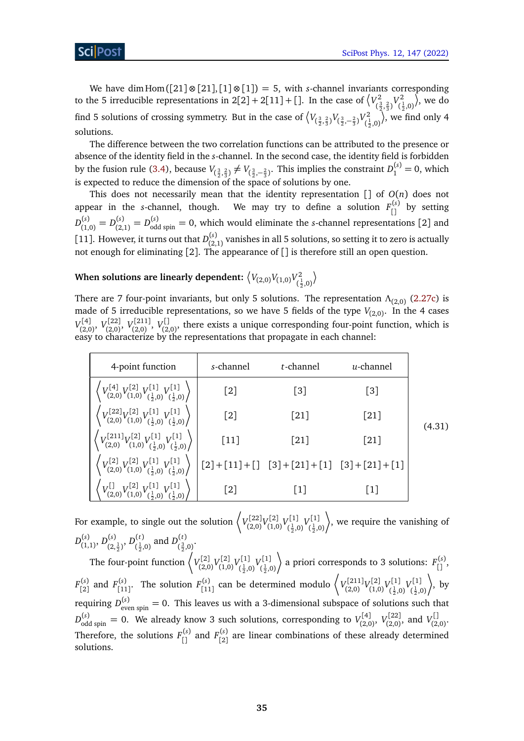We have $\dim \mathrm{Hom}([21]\otimes[21],[1]\otimes[1]) = 5$, with $s$-channel invariants corresponding to the 5 irreducible representations in $2[2]+2[11]+[]$. In the case of $\left\langle V^2_{(\frac32,\frac23)} V^2_{(\frac12,0)}\right\rangle$, we do find 5 solutions of crossing symmetry. But in the case of $\left\langle V_{(\frac32,\frac23)} V_{(\frac32,-\frac23)} V^2_{(\frac12,0)}\right\rangle$, we find only 4 solutions.

The difference between the two correlation functions can be attributed to the presence or absence of the identity field in the $s$-channel. In the second case, the identity field is forbidden by the fusion rule (3.4), because $V_{(\frac32,\frac23)} \neq V_{(\frac32,-\frac23)}$. This implies the constraint $D^{(s)}_{1} = 0$, which is expected to reduce the dimension of the space of solutions by one.

This does not necessarily mean that the identity representation $[]$ of $O(n)$ does not appear in the $s$-channel, though. We may try to define a solution $F^{(s)}_{[]}$ by setting $D^{(s)}_{(1,0)} = D^{(s)}_{(2,1)} = D^{(s)}_{\text{odd spin}} = 0$, which would eliminate the $s$-channel representations $[2]$ and $[11]$. However, it turns out that $D^{(s)}_{(2,1)}$ vanishes in all 5 solutions, so setting it to zero is actually not enough for eliminating $[2]$. The appearance of $[]$ is therefore still an open question.

**When solutions are linearly dependent: $\left\langle V_{(2,0)} V_{(1,0)} V^2_{(\frac12,0)}\right\rangle$**

There are 7 four-point invariants, but only 5 solutions. The representation $\Lambda_{(2,0)}$ (2.27c) is made of 5 irreducible representations, so we have 5 fields of the type $V_{(2,0)}$. In the 4 cases $V^{[4]}_{(2,0)}$, $V^{[22]}_{(2,0)}$, $V^{[211]}_{(2,0)}$, $V^{[]}_{(2,0)}$, there exists a unique corresponding four-point function, which is easy to characterize by the representations that propagate in each channel:

$$(4.31)$$

| 4-point function | $s$-channel | $t$-channel | $u$-channel |
|---|---|---|---|
| $\left\langle V^{[4]}_{(2,0)} V^{[2]}_{(1,0)} V^{[1]}_{(\frac12,0)} V^{[1]}_{(\frac12,0)}\right\rangle$ | $[2]$ | $[3]$ | $[3]$ |
| $\left\langle V^{[22]}_{(2,0)} V^{[2]}_{(1,0)} V^{[1]}_{(\frac12,0)} V^{[1]}_{(\frac12,0)}\right\rangle$ | $[2]$ | $[21]$ | $[21]$ |
| $\left\langle V^{[211]}_{(2,0)} V^{[2]}_{(1,0)} V^{[1]}_{(\frac12,0)} V^{[1]}_{(\frac12,0)}\right\rangle$ | $[11]$ | $[21]$ | $[21]$ |
| $\left\langle V^{[2]}_{(2,0)} V^{[2]}_{(1,0)} V^{[1]}_{(\frac12,0)} V^{[1]}_{(\frac12,0)}\right\rangle$ | $[2]+[11]+[]$ | $[3]+[21]+[1]$ | $[3]+[21]+[1]$ |
| $\left\langle V^{[]}_{(2,0)} V^{[2]}_{(1,0)} V^{[1]}_{(\frac12,0)} V^{[1]}_{(\frac12,0)}\right\rangle$ | $[2]$ | $[1]$ | $[1]$ |

For example, to single out the solution $\left\langle V^{[22]}_{(2,0)} V^{[2]}_{(1,0)} V^{[1]}_{(\frac12,0)} V^{[1]}_{(\frac12,0)}\right\rangle$, we require the vanishing of $D^{(s)}_{(1,1)}$, $D^{(s)}_{(2,\frac12)}$, $D^{(t)}_{(\frac12,0)}$ and $D^{(t)}_{(\frac32,0)}$.

The four-point function $\left\langle V^{[2]}_{(2,0)} V^{[2]}_{(1,0)} V^{[1]}_{(\frac12,0)} V^{[1]}_{(\frac12,0)}\right\rangle$ a priori corresponds to 3 solutions: $F^{(s)}_{[]}$, $F^{(s)}_{[2]}$ and $F^{(s)}_{[11]}$. The solution $F^{(s)}_{[11]}$ can be determined modulo $\left\langle V^{[211]}_{(2,0)} V^{[2]}_{(1,0)} V^{[1]}_{(\frac12,0)} V^{[1]}_{(\frac12,0)}\right\rangle$, by requiring $D^{(s)}_{\text{even spin}} = 0$. This leaves us with a 3-dimensional subspace of solutions such that $D^{(s)}_{\text{odd spin}} = 0$. We already know 3 such solutions, corresponding to $V^{[4]}_{(2,0)}$, $V^{[22]}_{(2,0)}$, and $V^{[]}_{(2,0)}$. Therefore, the solutions $F^{(s)}_{[]}$ and $F^{(s)}_{[2]}$ are linear combinations of these already determined solutions.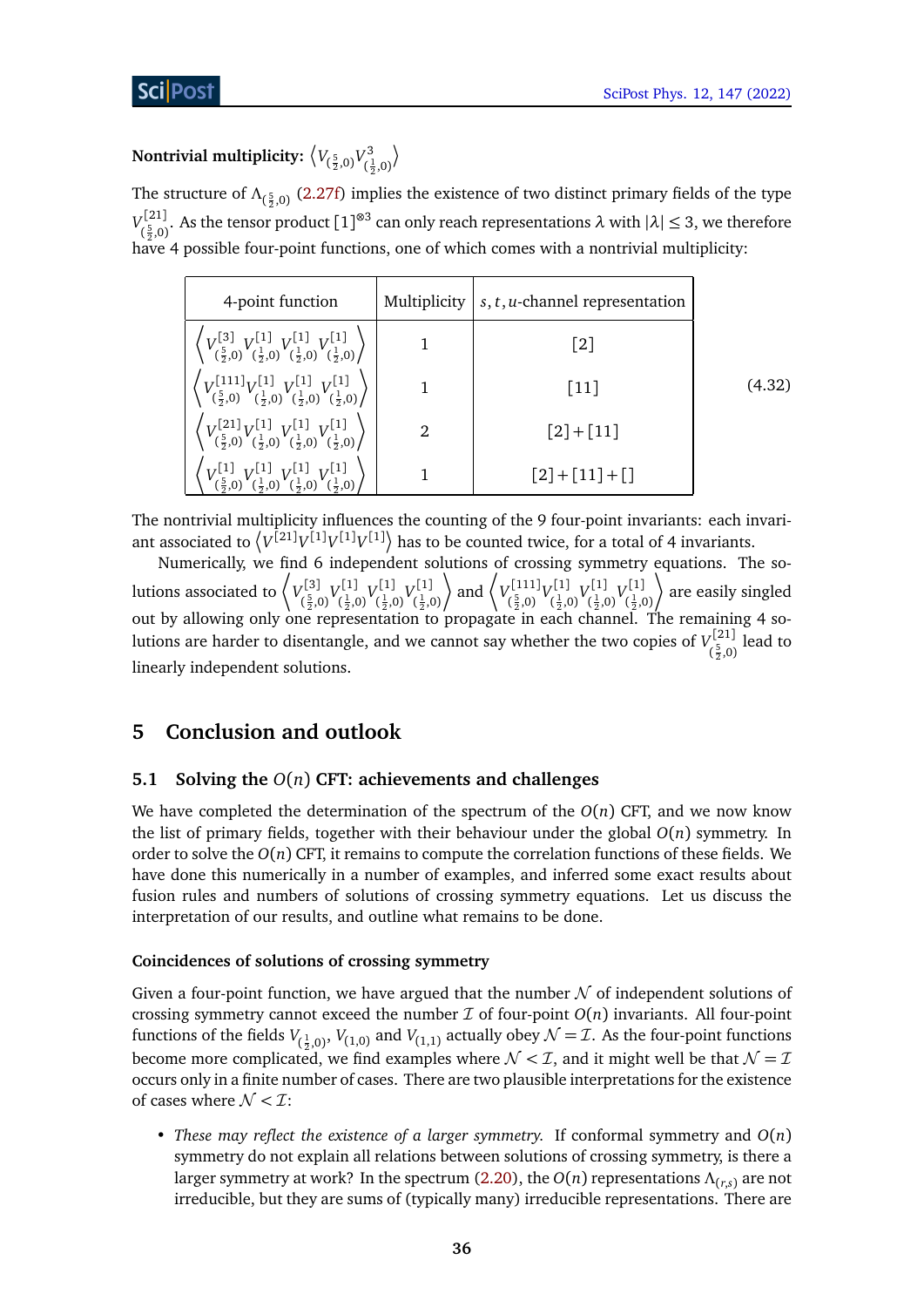**Nontrivial multiplicity:** $\left\langle V_{(\frac{5}{2},0)} V^3_{(\frac{1}{2},0)} \right\rangle$

The structure of $\Lambda_{(\frac{5}{2},0)}$ (2.27f) implies the existence of two distinct primary fields of the type $V^{[21]}_{(\frac{5}{2},0)}$. As the tensor product $[1]^{\otimes 3}$ can only reach representations $\lambda$ with $|\lambda| \leq 3$, we therefore have 4 possible four-point functions, one of which comes with a nontrivial multiplicity:

| 4-point function | Multiplicity | $s,t,u$-channel representation |
|---|---|---|
| $\left\langle V^{[3]}_{(\frac{5}{2},0)} V^{[1]}_{(\frac{1}{2},0)} V^{[1]}_{(\frac{1}{2},0)} V^{[1]}_{(\frac{1}{2},0)} \right\rangle$ | 1 | $[2]$ |
| $\left\langle V^{[111]}_{(\frac{5}{2},0)} V^{[1]}_{(\frac{1}{2},0)} V^{[1]}_{(\frac{1}{2},0)} V^{[1]}_{(\frac{1}{2},0)} \right\rangle$ | 1 | $[11]$ |
| $\left\langle V^{[21]}_{(\frac{5}{2},0)} V^{[1]}_{(\frac{1}{2},0)} V^{[1]}_{(\frac{1}{2},0)} V^{[1]}_{(\frac{1}{2},0)} \right\rangle$ | 2 | $[2]+[11]$ |
| $\left\langle V^{[1]}_{(\frac{5}{2},0)} V^{[1]}_{(\frac{1}{2},0)} V^{[1]}_{(\frac{1}{2},0)} V^{[1]}_{(\frac{1}{2},0)} \right\rangle$ | 1 | $[2]+[11]+[]$ |

(4.32)

The nontrivial multiplicity influences the counting of the 9 four-point invariants: each invariant associated to $\left\langle V^{[21]} V^{[1]} V^{[1]} V^{[1]} \right\rangle$ has to be counted twice, for a total of 4 invariants.

Numerically, we find 6 independent solutions of crossing symmetry equations. The solutions associated to $\left\langle V^{[3]}_{(\frac{5}{2},0)} V^{[1]}_{(\frac{1}{2},0)} V^{[1]}_{(\frac{1}{2},0)} V^{[1]}_{(\frac{1}{2},0)} \right\rangle$ and $\left\langle V^{[111]}_{(\frac{5}{2},0)} V^{[1]}_{(\frac{1}{2},0)} V^{[1]}_{(\frac{1}{2},0)} V^{[1]}_{(\frac{1}{2},0)} \right\rangle$ are easily singled out by allowing only one representation to propagate in each channel. The remaining 4 solutions are harder to disentangle, and we cannot say whether the two copies of $V^{[21]}_{(\frac{5}{2},0)}$ lead to linearly independent solutions.

# 5 Conclusion and outlook

## 5.1 Solving the $O(n)$ CFT: achievements and challenges

We have completed the determination of the spectrum of the $O(n)$ CFT, and we now know the list of primary fields, together with their behaviour under the global $O(n)$ symmetry. In order to solve the $O(n)$ CFT, it remains to compute the correlation functions of these fields. We have done this numerically in a number of examples, and inferred some exact results about fusion rules and numbers of solutions of crossing symmetry equations. Let us discuss the interpretation of our results, and outline what remains to be done.

### Coincidences of solutions of crossing symmetry

Given a four-point function, we have argued that the number $\mathcal{N}$ of independent solutions of crossing symmetry cannot exceed the number $\mathcal{I}$ of four-point $O(n)$ invariants. All four-point functions of the fields $V_{(\frac{1}{2},0)}$, $V_{(1,0)}$ and $V_{(1,1)}$ actually obey $\mathcal{N} = \mathcal{I}$. As the four-point functions become more complicated, we find examples where $\mathcal{N} < \mathcal{I}$, and it might well be that $\mathcal{N} = \mathcal{I}$ occurs only in a finite number of cases. There are two plausible interpretations for the existence of cases where $\mathcal{N} < \mathcal{I}$:

- *These may reflect the existence of a larger symmetry.* If conformal symmetry and $O(n)$ symmetry do not explain all relations between solutions of crossing symmetry, is there a larger symmetry at work? In the spectrum (2.20), the $O(n)$ representations $\Lambda_{(r,s)}$ are not irreducible, but they are sums of (typically many) irreducible representations. There are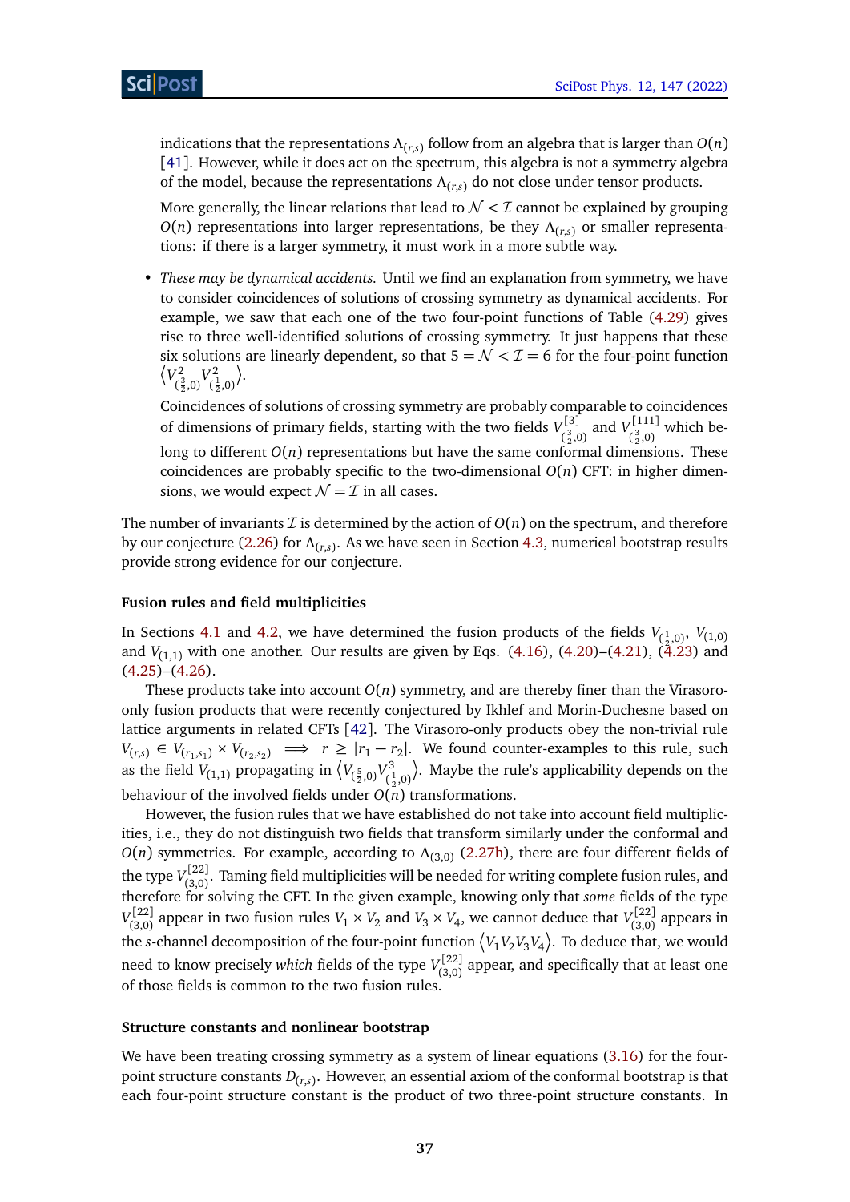indications that the representations $\Lambda_{(r,s)}$ follow from an algebra that is larger than $O(n)$ [41]. However, while it does act on the spectrum, this algebra is not a symmetry algebra of the model, because the representations $\Lambda_{(r,s)}$ do not close under tensor products.

More generally, the linear relations that lead to $\mathcal{N} < \mathcal{I}$ cannot be explained by grouping $O(n)$ representations into larger representations, be they $\Lambda_{(r,s)}$ or smaller representations: if there is a larger symmetry, it must work in a more subtle way.

- *These may be dynamical accidents.* Until we find an explanation from symmetry, we have to consider coincidences of solutions of crossing symmetry as dynamical accidents. For example, we saw that each one of the two four-point functions of Table (4.29) gives rise to three well-identified solutions of crossing symmetry. It just happens that these six solutions are linearly dependent, so that $5 = \mathcal{N} < \mathcal{I} = 6$ for the four-point function $\left\langle V^2_{(\frac{3}{2},0)} V^2_{(\frac{1}{2},0)} \right\rangle$.

  Coincidences of solutions of crossing symmetry are probably comparable to coincidences of dimensions of primary fields, starting with the two fields $V^{[3]}_{(\frac{3}{2},0)}$ and $V^{[111]}_{(\frac{3}{2},0)}$ which belong to different $O(n)$ representations but have the same conformal dimensions. These coincidences are probably specific to the two-dimensional $O(n)$ CFT: in higher dimensions, we would expect $\mathcal{N} = \mathcal{I}$ in all cases.

The number of invariants $\mathcal{I}$ is determined by the action of $O(n)$ on the spectrum, and therefore by our conjecture (2.26) for $\Lambda_{(r,s)}$. As we have seen in Section 4.3, numerical bootstrap results provide strong evidence for our conjecture.

#### Fusion rules and field multiplicities

In Sections 4.1 and 4.2, we have determined the fusion products of the fields $V_{(\frac{1}{2},0)}$, $V_{(1,0)}$ and $V_{(1,1)}$ with one another. Our results are given by Eqs. (4.16), (4.20)–(4.21), (4.23) and (4.25)–(4.26).

These products take into account $O(n)$ symmetry, and are thereby finer than the Virasoro-only fusion products that were recently conjectured by Ikhlef and Morin-Duchesne based on lattice arguments in related CFTs [42]. The Virasoro-only products obey the non-trivial rule $V_{(r,s)} \in V_{(r_1,s_1)} \times V_{(r_2,s_2)} \implies r \geq |r_1 - r_2|$. We found counter-examples to this rule, such as the field $V_{(1,1)}$ propagating in $\left\langle V_{(\frac{5}{2},0)} V^3_{(\frac{1}{2},0)} \right\rangle$. Maybe the rule's applicability depends on the behaviour of the involved fields under $O(n)$ transformations.

However, the fusion rules that we have established do not take into account field multiplicities, i.e., they do not distinguish two fields that transform similarly under the conformal and $O(n)$ symmetries. For example, according to $\Lambda_{(3,0)}$ (2.27h), there are four different fields of the type $V^{[22]}_{(3,0)}$. Taming field multiplicities will be needed for writing complete fusion rules, and therefore for solving the CFT. In the given example, knowing only that *some* fields of the type $V^{[22]}_{(3,0)}$ appear in two fusion rules $V_1 \times V_2$ and $V_3 \times V_4$, we cannot deduce that $V^{[22]}_{(3,0)}$ appears in the $s$-channel decomposition of the four-point function $\left\langle V_1 V_2 V_3 V_4 \right\rangle$. To deduce that, we would need to know precisely *which* fields of the type $V^{[22]}_{(3,0)}$ appear, and specifically that at least one of those fields is common to the two fusion rules.

#### Structure constants and nonlinear bootstrap

We have been treating crossing symmetry as a system of linear equations (3.16) for the four-point structure constants $D_{(r,s)}$. However, an essential axiom of the conformal bootstrap is that each four-point structure constant is the product of two three-point structure constants. In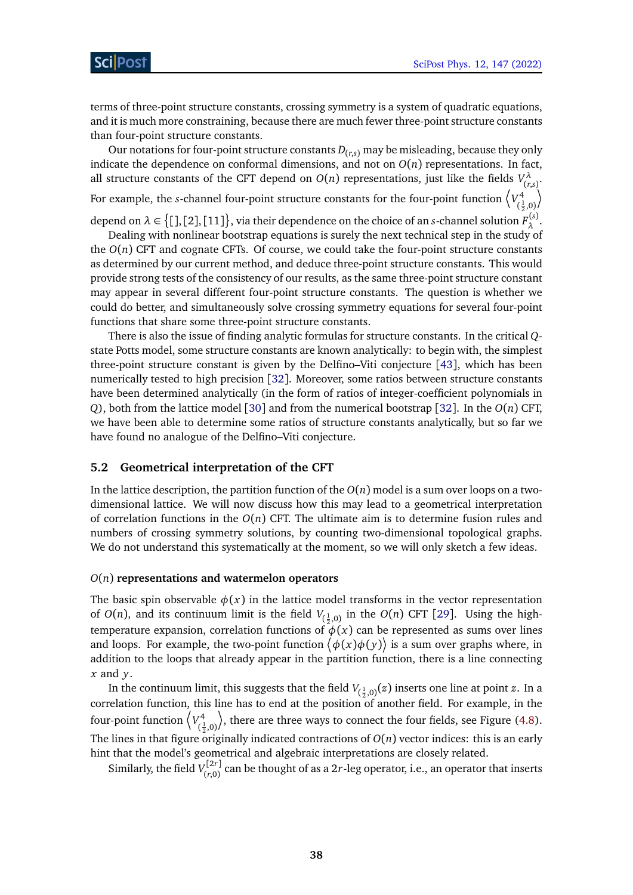terms of three-point structure constants, crossing symmetry is a system of quadratic equations, and it is much more constraining, because there are much fewer three-point structure constants than four-point structure constants.

Our notations for four-point structure constants $D_{(r,s)}$ may be misleading, because they only indicate the dependence on conformal dimensions, and not on $O(n)$ representations. In fact, all structure constants of the CFT depend on $O(n)$ representations, just like the fields $V^{\lambda}_{(r,s)}$. For example, the $s$-channel four-point structure constants for the four-point function $\left\langle V^4_{(\frac{1}{2},0)} \right\rangle$ depend on $\lambda \in \{[],[2],[11]\}$, via their dependence on the choice of an $s$-channel solution $F^{(s)}_{\lambda}$.

Dealing with nonlinear bootstrap equations is surely the next technical step in the study of the $O(n)$ CFT and cognate CFTs. Of course, we could take the four-point structure constants as determined by our current method, and deduce three-point structure constants. This would provide strong tests of the consistency of our results, as the same three-point structure constant may appear in several different four-point structure constants. The question is whether we could do better, and simultaneously solve crossing symmetry equations for several four-point functions that share some three-point structure constants.

There is also the issue of finding analytic formulas for structure constants. In the critical $Q$-state Potts model, some structure constants are known analytically: to begin with, the simplest three-point structure constant is given by the Delfino–Viti conjecture [43], which has been numerically tested to high precision [32]. Moreover, some ratios between structure constants have been determined analytically (in the form of ratios of integer-coefficient polynomials in $Q$), both from the lattice model [30] and from the numerical bootstrap [32]. In the $O(n)$ CFT, we have been able to determine some ratios of structure constants analytically, but so far we have found no analogue of the Delfino–Viti conjecture.

## 5.2 Geometrical interpretation of the CFT

In the lattice description, the partition function of the $O(n)$ model is a sum over loops on a two-dimensional lattice. We will now discuss how this may lead to a geometrical interpretation of correlation functions in the $O(n)$ CFT. The ultimate aim is to determine fusion rules and numbers of crossing symmetry solutions, by counting two-dimensional topological graphs. We do not understand this systematically at the moment, so we will only sketch a few ideas.

#### $O(n)$ representations and watermelon operators

The basic spin observable $\phi(x)$ in the lattice model transforms in the vector representation of $O(n)$, and its continuum limit is the field $V_{(\frac{1}{2},0)}$ in the $O(n)$ CFT [29]. Using the high-temperature expansion, correlation functions of $\phi(x)$ can be represented as sums over lines and loops. For example, the two-point function $\left\langle \phi(x)\phi(y) \right\rangle$ is a sum over graphs where, in addition to the loops that already appear in the partition function, there is a line connecting $x$ and $y$.

In the continuum limit, this suggests that the field $V_{(\frac{1}{2},0)}(z)$ inserts one line at point $z$. In a correlation function, this line has to end at the position of another field. For example, in the four-point function $\left\langle V^4_{(\frac{1}{2},0)} \right\rangle$, there are three ways to connect the four fields, see Figure (4.8). The lines in that figure originally indicated contractions of $O(n)$ vector indices: this is an early hint that the model's geometrical and algebraic interpretations are closely related.

Similarly, the field $V^{[2r]}_{(r,0)}$ can be thought of as a $2r$-leg operator, i.e., an operator that inserts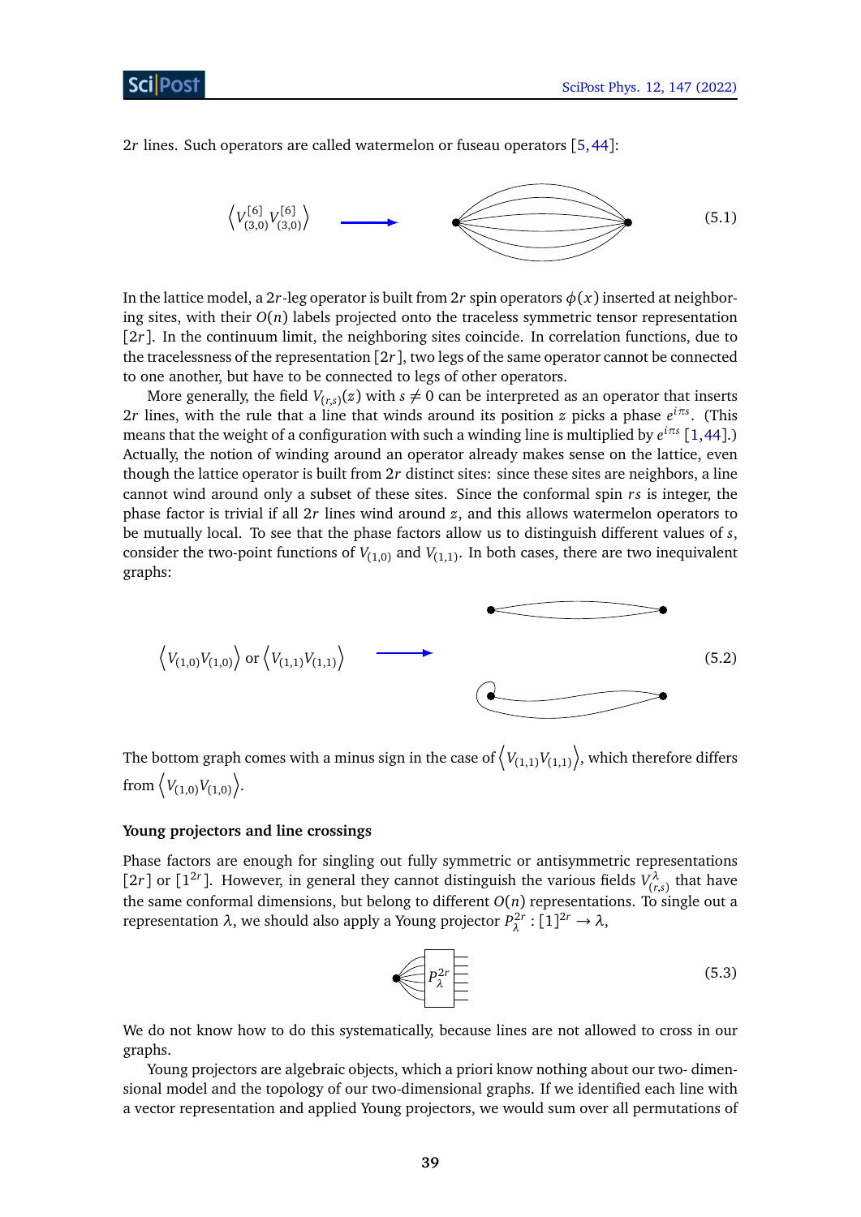$2r$ lines. Such operators are called watermelon or fuseau operators [5, 44]:

$$\left\langle V^{[6]}_{(3,0)} V^{[6]}_{(3,0)} \right\rangle \quad \longrightarrow \tag{5.1}$$

In the lattice model, a $2r$-leg operator is built from $2r$ spin operators $\phi(x)$ inserted at neighboring sites, with their $O(n)$ labels projected onto the traceless symmetric tensor representation $[2r]$. In the continuum limit, the neighboring sites coincide. In correlation functions, due to the tracelessness of the representation $[2r]$, two legs of the same operator cannot be connected to one another, but have to be connected to legs of other operators.

More generally, the field $V_{(r,s)}(z)$ with $s \neq 0$ can be interpreted as an operator that inserts $2r$ lines, with the rule that a line that winds around its position $z$ picks a phase $e^{i\pi s}$. (This means that the weight of a configuration with such a winding line is multiplied by $e^{i\pi s}$ [1, 44].) Actually, the notion of winding around an operator already makes sense on the lattice, even though the lattice operator is built from $2r$ distinct sites: since these sites are neighbors, a line cannot wind around only a subset of these sites. Since the conformal spin $rs$ is integer, the phase factor is trivial if all $2r$ lines wind around $z$, and this allows watermelon operators to be mutually local. To see that the phase factors allow us to distinguish different values of $s$, consider the two-point functions of $V_{(1,0)}$ and $V_{(1,1)}$. In both cases, there are two inequivalent graphs:

$$\left\langle V_{(1,0)} V_{(1,0)} \right\rangle \text{ or } \left\langle V_{(1,1)} V_{(1,1)} \right\rangle \quad \longrightarrow \tag{5.2}$$

The bottom graph comes with a minus sign in the case of $\left\langle V_{(1,1)} V_{(1,1)} \right\rangle$, which therefore differs from $\left\langle V_{(1,0)} V_{(1,0)} \right\rangle$.

**Young projectors and line crossings**

Phase factors are enough for singling out fully symmetric or antisymmetric representations $[2r]$ or $[1^{2r}]$. However, in general they cannot distinguish the various fields $V^{\lambda}_{(r,s)}$ that have the same conformal dimensions, but belong to different $O(n)$ representations. To single out a representation $\lambda$, we should also apply a Young projector $P^{2r}_{\lambda} : [1]^{2r} \to \lambda$,

$$P^{2r}_{\lambda} \tag{5.3}$$

We do not know how to do this systematically, because lines are not allowed to cross in our graphs.

Young projectors are algebraic objects, which a priori know nothing about our two- dimensional model and the topology of our two-dimensional graphs. If we identified each line with a vector representation and applied Young projectors, we would sum over all permutations of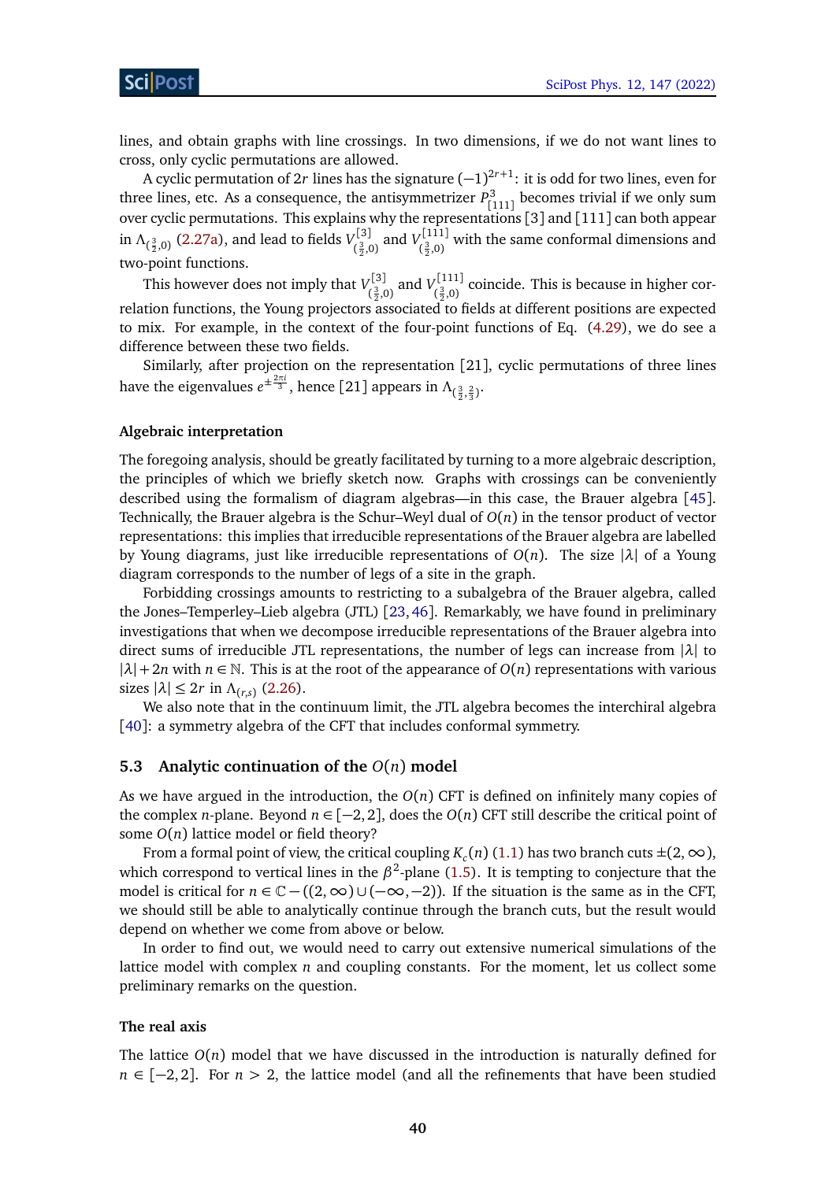lines, and obtain graphs with line crossings. In two dimensions, if we do not want lines to cross, only cyclic permutations are allowed.

A cyclic permutation of $2r$ lines has the signature $(-1)^{2r+1}$: it is odd for two lines, even for three lines, etc. As a consequence, the antisymmetrizer $P^3_{[111]}$ becomes trivial if we only sum over cyclic permutations. This explains why the representations [3] and [111] can both appear in $\Lambda_{(\frac{3}{2},0)}$ (2.27a), and lead to fields $V^{[3]}_{(\frac{3}{2},0)}$ and $V^{[111]}_{(\frac{3}{2},0)}$ with the same conformal dimensions and two-point functions.

This however does not imply that $V^{[3]}_{(\frac{3}{2},0)}$ and $V^{[111]}_{(\frac{3}{2},0)}$ coincide. This is because in higher correlation functions, the Young projectors associated to fields at different positions are expected to mix. For example, in the context of the four-point functions of Eq. (4.29), we do see a difference between these two fields.

Similarly, after projection on the representation [21], cyclic permutations of three lines have the eigenvalues $e^{\pm\frac{2\pi i}{3}}$, hence [21] appears in $\Lambda_{(\frac{3}{2},\frac{2}{3})}$.

#### Algebraic interpretation

The foregoing analysis, should be greatly facilitated by turning to a more algebraic description, the principles of which we briefly sketch now. Graphs with crossings can be conveniently described using the formalism of diagram algebras—in this case, the Brauer algebra [45]. Technically, the Brauer algebra is the Schur–Weyl dual of $O(n)$ in the tensor product of vector representations: this implies that irreducible representations of the Brauer algebra are labelled by Young diagrams, just like irreducible representations of $O(n)$. The size $|\lambda|$ of a Young diagram corresponds to the number of legs of a site in the graph.

Forbidding crossings amounts to restricting to a subalgebra of the Brauer algebra, called the Jones–Temperley–Lieb algebra (JTL) [23, 46]. Remarkably, we have found in preliminary investigations that when we decompose irreducible representations of the Brauer algebra into direct sums of irreducible JTL representations, the number of legs can increase from $|\lambda|$ to $|\lambda| + 2n$ with $n \in \mathbb{N}$. This is at the root of the appearance of $O(n)$ representations with various sizes $|\lambda| \leq 2r$ in $\Lambda_{(r,s)}$ (2.26).

We also note that in the continuum limit, the JTL algebra becomes the interchiral algebra [40]: a symmetry algebra of the CFT that includes conformal symmetry.

### 5.3 Analytic continuation of the $O(n)$ model

As we have argued in the introduction, the $O(n)$ CFT is defined on infinitely many copies of the complex $n$-plane. Beyond $n \in [-2, 2]$, does the $O(n)$ CFT still describe the critical point of some $O(n)$ lattice model or field theory?

From a formal point of view, the critical coupling $K_c(n)$ (1.1) has two branch cuts $\pm(2, \infty)$, which correspond to vertical lines in the $\beta^2$-plane (1.5). It is tempting to conjecture that the model is critical for $n \in \mathbb{C} - ((2, \infty) \cup (-\infty, -2))$. If the situation is the same as in the CFT, we should still be able to analytically continue through the branch cuts, but the result would depend on whether we come from above or below.

In order to find out, we would need to carry out extensive numerical simulations of the lattice model with complex $n$ and coupling constants. For the moment, let us collect some preliminary remarks on the question.

#### The real axis

The lattice $O(n)$ model that we have discussed in the introduction is naturally defined for $n \in [-2, 2]$. For $n > 2$, the lattice model (and all the refinements that have been studied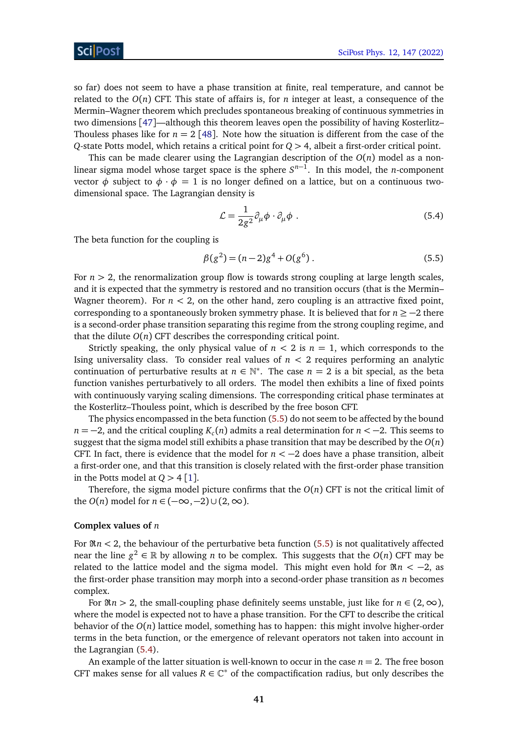so far) does not seem to have a phase transition at finite, real temperature, and cannot be related to the $O(n)$ CFT. This state of affairs is, for $n$ integer at least, a consequence of the Mermin–Wagner theorem which precludes spontaneous breaking of continuous symmetries in two dimensions [47]—although this theorem leaves open the possibility of having Kosterlitz–Thouless phases like for $n = 2$ [48]. Note how the situation is different from the case of the $Q$-state Potts model, which retains a critical point for $Q > 4$, albeit a first-order critical point.

This can be made clearer using the Lagrangian description of the $O(n)$ model as a non-linear sigma model whose target space is the sphere $S^{n-1}$. In this model, the $n$-component vector $\phi$ subject to $\phi \cdot \phi = 1$ is no longer defined on a lattice, but on a continuous two-dimensional space. The Lagrangian density is

$$\mathcal{L} = \frac{1}{2g^2}\partial_\mu \phi \cdot \partial_\mu \phi \ . \tag{5.4}$$

The beta function for the coupling is

$$\beta(g^2) = (n-2)g^4 + O(g^6) \ . \tag{5.5}$$

For $n > 2$, the renormalization group flow is towards strong coupling at large length scales, and it is expected that the symmetry is restored and no transition occurs (that is the Mermin–Wagner theorem). For $n < 2$, on the other hand, zero coupling is an attractive fixed point, corresponding to a spontaneously broken symmetry phase. It is believed that for $n \geq -2$ there is a second-order phase transition separating this regime from the strong coupling regime, and that the dilute $O(n)$ CFT describes the corresponding critical point.

Strictly speaking, the only physical value of $n < 2$ is $n = 1$, which corresponds to the Ising universality class. To consider real values of $n < 2$ requires performing an analytic continuation of perturbative results at $n \in \mathbb{N}^*$. The case $n = 2$ is a bit special, as the beta function vanishes perturbatively to all orders. The model then exhibits a line of fixed points with continuously varying scaling dimensions. The corresponding critical phase terminates at the Kosterlitz–Thouless point, which is described by the free boson CFT.

The physics encompassed in the beta function (5.5) do not seem to be affected by the bound $n = -2$, and the critical coupling $K_c(n)$ admits a real determination for $n < -2$. This seems to suggest that the sigma model still exhibits a phase transition that may be described by the $O(n)$ CFT. In fact, there is evidence that the model for $n < -2$ does have a phase transition, albeit a first-order one, and that this transition is closely related with the first-order phase transition in the Potts model at $Q > 4$ [1].

Therefore, the sigma model picture confirms that the $O(n)$ CFT is not the critical limit of the $O(n)$ model for $n \in (-\infty, -2) \cup (2, \infty)$.

#### Complex values of $n$

For $\Re n < 2$, the behaviour of the perturbative beta function (5.5) is not qualitatively affected near the line $g^2 \in \mathbb{R}$ by allowing $n$ to be complex. This suggests that the $O(n)$ CFT may be related to the lattice model and the sigma model. This might even hold for $\Re n < -2$, as the first-order phase transition may morph into a second-order phase transition as $n$ becomes complex.

For $\Re n > 2$, the small-coupling phase definitely seems unstable, just like for $n \in (2, \infty)$, where the model is expected not to have a phase transition. For the CFT to describe the critical behavior of the $O(n)$ lattice model, something has to happen: this might involve higher-order terms in the beta function, or the emergence of relevant operators not taken into account in the Lagrangian (5.4).

An example of the latter situation is well-known to occur in the case $n = 2$. The free boson CFT makes sense for all values $R \in \mathbb{C}^*$ of the compactification radius, but only describes the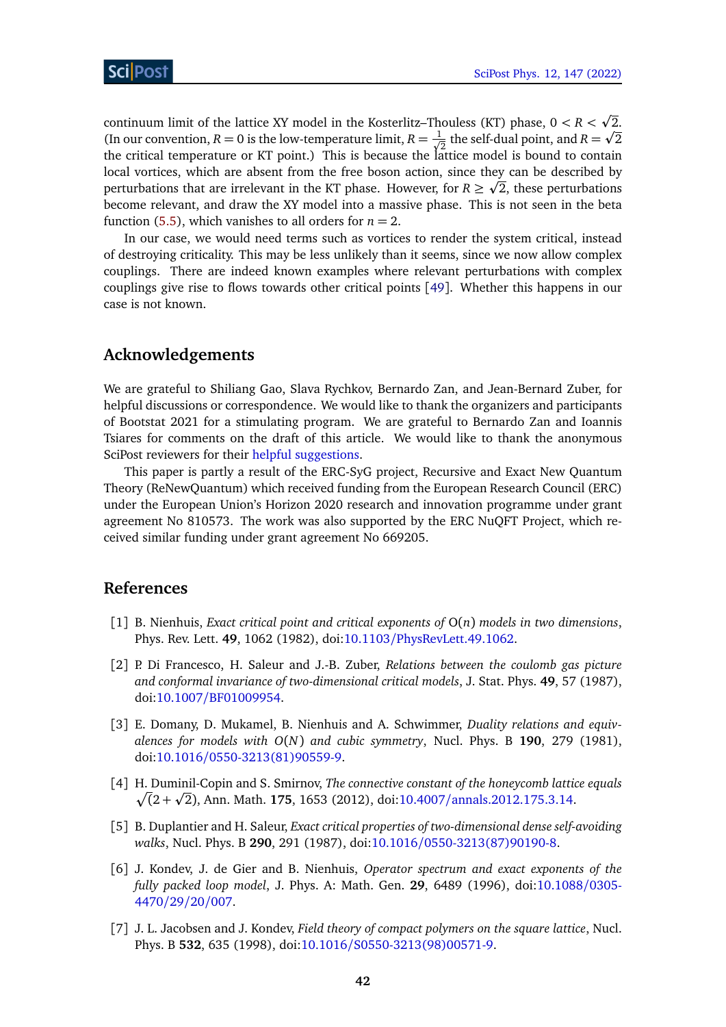continuum limit of the lattice XY model in the Kosterlitz–Thouless (KT) phase, $0 < R < \sqrt{2}$. (In our convention, $R = 0$ is the low-temperature limit, $R = \frac{1}{\sqrt{2}}$ the self-dual point, and $R = \sqrt{2}$ the critical temperature or KT point.) This is because the lattice model is bound to contain local vortices, which are absent from the free boson action, since they can be described by perturbations that are irrelevant in the KT phase. However, for $R \geq \sqrt{2}$, these perturbations become relevant, and draw the XY model into a massive phase. This is not seen in the beta function (5.5), which vanishes to all orders for $n = 2$.

In our case, we would need terms such as vortices to render the system critical, instead of destroying criticality. This may be less unlikely than it seems, since we now allow complex couplings. There are indeed known examples where relevant perturbations with complex couplings give rise to flows towards other critical points [49]. Whether this happens in our case is not known.

## Acknowledgements

We are grateful to Shiliang Gao, Slava Rychkov, Bernardo Zan, and Jean-Bernard Zuber, for helpful discussions or correspondence. We would like to thank the organizers and participants of Bootstat 2021 for a stimulating program. We are grateful to Bernardo Zan and Ioannis Tsiares for comments on the draft of this article. We would like to thank the anonymous SciPost reviewers for their helpful suggestions.

This paper is partly a result of the ERC-SyG project, Recursive and Exact New Quantum Theory (ReNewQuantum) which received funding from the European Research Council (ERC) under the European Union's Horizon 2020 research and innovation programme under grant agreement No 810573. The work was also supported by the ERC NuQFT Project, which received similar funding under grant agreement No 669205.

## References

[1] B. Nienhuis, *Exact critical point and critical exponents of* $O(n)$ *models in two dimensions*, Phys. Rev. Lett. **49**, 1062 (1982), doi:10.1103/PhysRevLett.49.1062.

[2] P. Di Francesco, H. Saleur and J.-B. Zuber, *Relations between the coulomb gas picture and conformal invariance of two-dimensional critical models*, J. Stat. Phys. **49**, 57 (1987), doi:10.1007/BF01009954.

[3] E. Domany, D. Mukamel, B. Nienhuis and A. Schwimmer, *Duality relations and equivalences for models with* $O(N)$ *and cubic symmetry*, Nucl. Phys. B **190**, 279 (1981), doi:10.1016/0550-3213(81)90559-9.

[4] H. Duminil-Copin and S. Smirnov, *The connective constant of the honeycomb lattice equals* $\sqrt{(2+\sqrt{2})}$, Ann. Math. **175**, 1653 (2012), doi:10.4007/annals.2012.175.3.14.

[5] B. Duplantier and H. Saleur, *Exact critical properties of two-dimensional dense self-avoiding walks*, Nucl. Phys. B **290**, 291 (1987), doi:10.1016/0550-3213(87)90190-8.

[6] J. Kondev, J. de Gier and B. Nienhuis, *Operator spectrum and exact exponents of the fully packed loop model*, J. Phys. A: Math. Gen. **29**, 6489 (1996), doi:10.1088/0305-4470/29/20/007.

[7] J. L. Jacobsen and J. Kondev, *Field theory of compact polymers on the square lattice*, Nucl. Phys. B **532**, 635 (1998), doi:10.1016/S0550-3213(98)00571-9.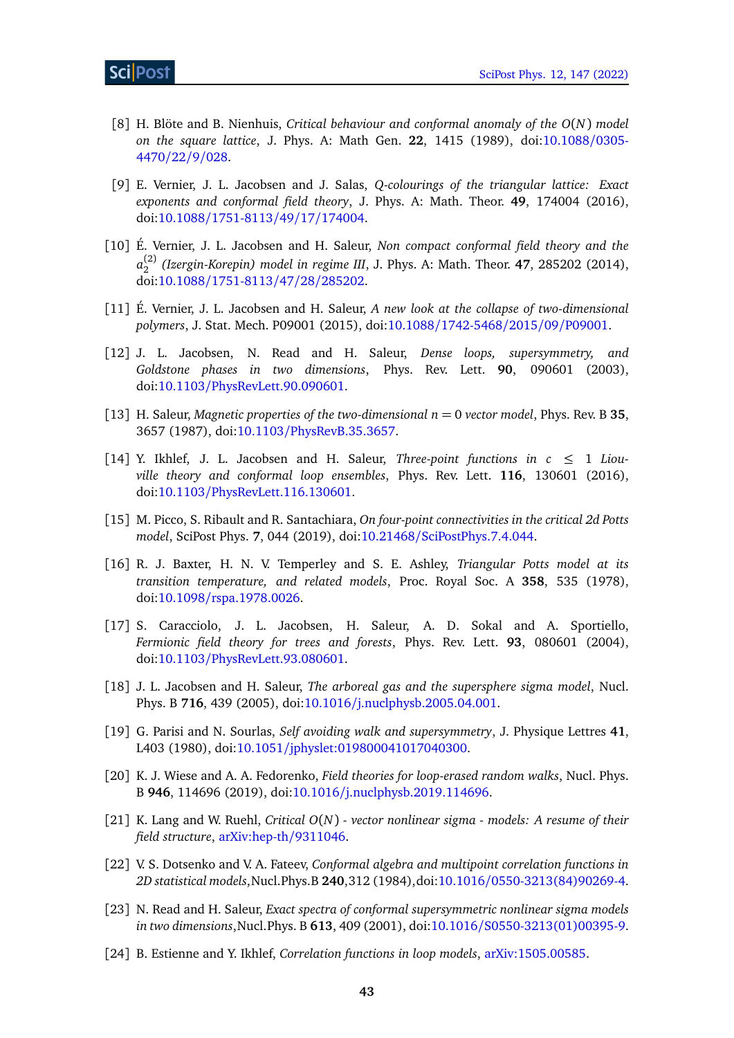[8] H. Blöte and B. Nienhuis, *Critical behaviour and conformal anomaly of the $O(N)$ model on the square lattice*, J. Phys. A: Math Gen. **22**, 1415 (1989), doi:10.1088/0305-4470/22/9/028.

[9] E. Vernier, J. L. Jacobsen and J. Salas, *Q-colourings of the triangular lattice: Exact exponents and conformal field theory*, J. Phys. A: Math. Theor. **49**, 174004 (2016), doi:10.1088/1751-8113/49/17/174004.

[10] É. Vernier, J. L. Jacobsen and H. Saleur, *Non compact conformal field theory and the $a_2^{(2)}$ (Izergin-Korepin) model in regime III*, J. Phys. A: Math. Theor. **47**, 285202 (2014), doi:10.1088/1751-8113/47/28/285202.

[11] É. Vernier, J. L. Jacobsen and H. Saleur, *A new look at the collapse of two-dimensional polymers*, J. Stat. Mech. P09001 (2015), doi:10.1088/1742-5468/2015/09/P09001.

[12] J. L. Jacobsen, N. Read and H. Saleur, *Dense loops, supersymmetry, and Goldstone phases in two dimensions*, Phys. Rev. Lett. **90**, 090601 (2003), doi:10.1103/PhysRevLett.90.090601.

[13] H. Saleur, *Magnetic properties of the two-dimensional $n = 0$ vector model*, Phys. Rev. B **35**, 3657 (1987), doi:10.1103/PhysRevB.35.3657.

[14] Y. Ikhlef, J. L. Jacobsen and H. Saleur, *Three-point functions in $c \leq 1$ Liouville theory and conformal loop ensembles*, Phys. Rev. Lett. **116**, 130601 (2016), doi:10.1103/PhysRevLett.116.130601.

[15] M. Picco, S. Ribault and R. Santachiara, *On four-point connectivities in the critical 2d Potts model*, SciPost Phys. **7**, 044 (2019), doi:10.21468/SciPostPhys.7.4.044.

[16] R. J. Baxter, H. N. V. Temperley and S. E. Ashley, *Triangular Potts model at its transition temperature, and related models*, Proc. Royal Soc. A **358**, 535 (1978), doi:10.1098/rspa.1978.0026.

[17] S. Caracciolo, J. L. Jacobsen, H. Saleur, A. D. Sokal and A. Sportiello, *Fermionic field theory for trees and forests*, Phys. Rev. Lett. **93**, 080601 (2004), doi:10.1103/PhysRevLett.93.080601.

[18] J. L. Jacobsen and H. Saleur, *The arboreal gas and the supersphere sigma model*, Nucl. Phys. B **716**, 439 (2005), doi:10.1016/j.nuclphysb.2005.04.001.

[19] G. Parisi and N. Sourlas, *Self avoiding walk and supersymmetry*, J. Physique Lettres **41**, L403 (1980), doi:10.1051/jphyslet:019800041017040300.

[20] K. J. Wiese and A. A. Fedorenko, *Field theories for loop-erased random walks*, Nucl. Phys. B **946**, 114696 (2019), doi:10.1016/j.nuclphysb.2019.114696.

[21] K. Lang and W. Ruehl, *Critical $O(N)$ - vector nonlinear sigma - models: A resume of their field structure*, arXiv:hep-th/9311046.

[22] V. S. Dotsenko and V. A. Fateev, *Conformal algebra and multipoint correlation functions in 2D statistical models*,Nucl.Phys.B **240**,312 (1984),doi:10.1016/0550-3213(84)90269-4.

[23] N. Read and H. Saleur, *Exact spectra of conformal supersymmetric nonlinear sigma models in two dimensions*,Nucl.Phys. B **613**, 409 (2001), doi:10.1016/S0550-3213(01)00395-9.

[24] B. Estienne and Y. Ikhlef, *Correlation functions in loop models*, arXiv:1505.00585.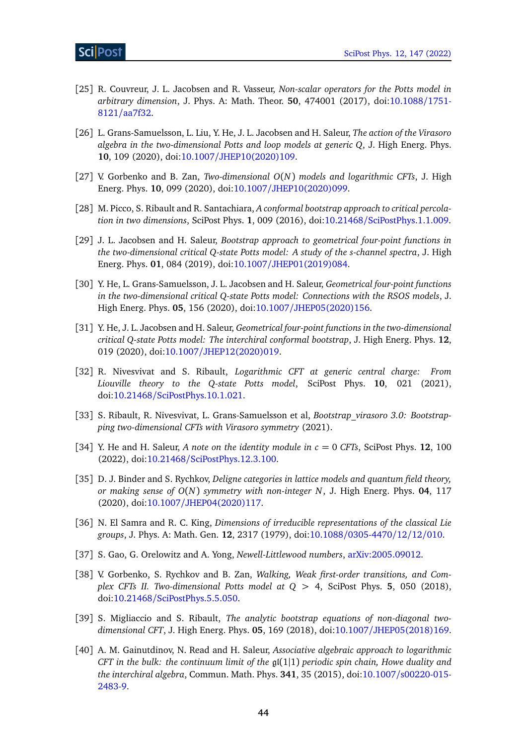[25] R. Couvreur, J. L. Jacobsen and R. Vasseur, *Non-scalar operators for the Potts model in arbitrary dimension*, J. Phys. A: Math. Theor. **50**, 474001 (2017), doi:10.1088/1751-8121/aa7f32.

[26] L. Grans-Samuelsson, L. Liu, Y. He, J. L. Jacobsen and H. Saleur, *The action of the Virasoro algebra in the two-dimensional Potts and loop models at generic Q*, J. High Energ. Phys. **10**, 109 (2020), doi:10.1007/JHEP10(2020)109.

[27] V. Gorbenko and B. Zan, *Two-dimensional $O(N)$ models and logarithmic CFTs*, J. High Energ. Phys. **10**, 099 (2020), doi:10.1007/JHEP10(2020)099.

[28] M. Picco, S. Ribault and R. Santachiara, *A conformal bootstrap approach to critical percolation in two dimensions*, SciPost Phys. **1**, 009 (2016), doi:10.21468/SciPostPhys.1.1.009.

[29] J. L. Jacobsen and H. Saleur, *Bootstrap approach to geometrical four-point functions in the two-dimensional critical Q-state Potts model: A study of the s-channel spectra*, J. High Energ. Phys. **01**, 084 (2019), doi:10.1007/JHEP01(2019)084.

[30] Y. He, L. Grans-Samuelsson, J. L. Jacobsen and H. Saleur, *Geometrical four-point functions in the two-dimensional critical Q-state Potts model: Connections with the RSOS models*, J. High Energ. Phys. **05**, 156 (2020), doi:10.1007/JHEP05(2020)156.

[31] Y. He, J. L. Jacobsen and H. Saleur, *Geometrical four-point functions in the two-dimensional critical Q-state Potts model: The interchiral conformal bootstrap*, J. High Energ. Phys. **12**, 019 (2020), doi:10.1007/JHEP12(2020)019.

[32] R. Nivesvivat and S. Ribault, *Logarithmic CFT at generic central charge: From Liouville theory to the Q-state Potts model*, SciPost Phys. **10**, 021 (2021), doi:10.21468/SciPostPhys.10.1.021.

[33] S. Ribault, R. Nivesvivat, L. Grans-Samuelsson et al, *Bootstrap_virasoro 3.0: Bootstrapping two-dimensional CFTs with Virasoro symmetry* (2021).

[34] Y. He and H. Saleur, *A note on the identity module in $c = 0$ CFTs*, SciPost Phys. **12**, 100 (2022), doi:10.21468/SciPostPhys.12.3.100.

[35] D. J. Binder and S. Rychkov, *Deligne categories in lattice models and quantum field theory, or making sense of $O(N)$ symmetry with non-integer $N$*, J. High Energ. Phys. **04**, 117 (2020), doi:10.1007/JHEP04(2020)117.

[36] N. El Samra and R. C. King, *Dimensions of irreducible representations of the classical Lie groups*, J. Phys. A: Math. Gen. **12**, 2317 (1979), doi:10.1088/0305-4470/12/12/010.

[37] S. Gao, G. Orelowitz and A. Yong, *Newell-Littlewood numbers*, arXiv:2005.09012.

[38] V. Gorbenko, S. Rychkov and B. Zan, *Walking, Weak first-order transitions, and Complex CFTs II. Two-dimensional Potts model at $Q > 4$*, SciPost Phys. **5**, 050 (2018), doi:10.21468/SciPostPhys.5.5.050.

[39] S. Migliaccio and S. Ribault, *The analytic bootstrap equations of non-diagonal two-dimensional CFT*, J. High Energ. Phys. **05**, 169 (2018), doi:10.1007/JHEP05(2018)169.

[40] A. M. Gainutdinov, N. Read and H. Saleur, *Associative algebraic approach to logarithmic CFT in the bulk: the continuum limit of the $\mathfrak{gl}(1|1)$ periodic spin chain, Howe duality and the interchiral algebra*, Commun. Math. Phys. **341**, 35 (2015), doi:10.1007/s00220-015-2483-9.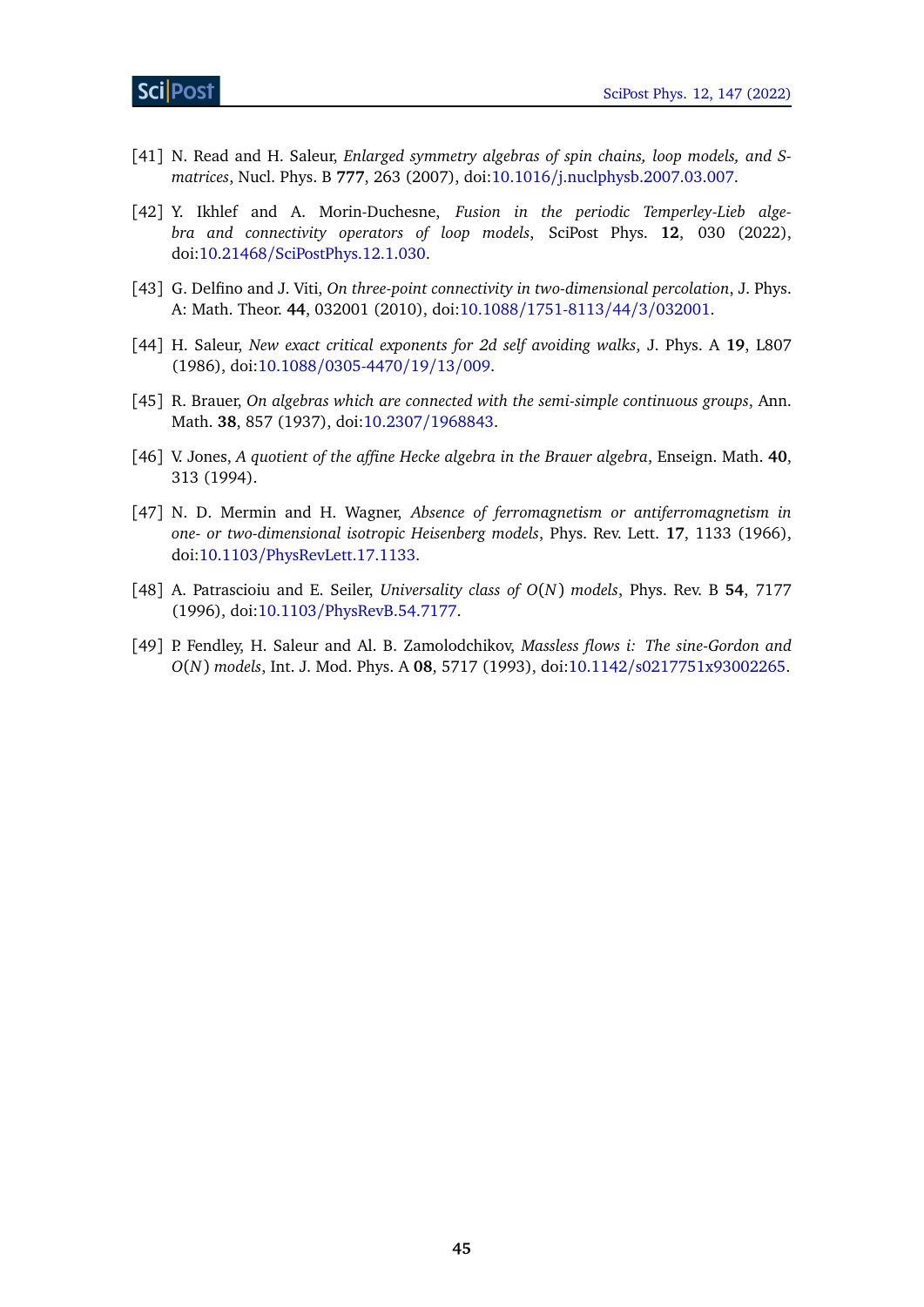[41] N. Read and H. Saleur, *Enlarged symmetry algebras of spin chains, loop models, and S-matrices*, Nucl. Phys. B **777**, 263 (2007), doi:10.1016/j.nuclphysb.2007.03.007.

[42] Y. Ikhlef and A. Morin-Duchesne, *Fusion in the periodic Temperley-Lieb algebra and connectivity operators of loop models*, SciPost Phys. **12**, 030 (2022), doi:10.21468/SciPostPhys.12.1.030.

[43] G. Delfino and J. Viti, *On three-point connectivity in two-dimensional percolation*, J. Phys. A: Math. Theor. **44**, 032001 (2010), doi:10.1088/1751-8113/44/3/032001.

[44] H. Saleur, *New exact critical exponents for 2d self avoiding walks*, J. Phys. A **19**, L807 (1986), doi:10.1088/0305-4470/19/13/009.

[45] R. Brauer, *On algebras which are connected with the semi-simple continuous groups*, Ann. Math. **38**, 857 (1937), doi:10.2307/1968843.

[46] V. Jones, *A quotient of the affine Hecke algebra in the Brauer algebra*, Enseign. Math. **40**, 313 (1994).

[47] N. D. Mermin and H. Wagner, *Absence of ferromagnetism or antiferromagnetism in one- or two-dimensional isotropic Heisenberg models*, Phys. Rev. Lett. **17**, 1133 (1966), doi:10.1103/PhysRevLett.17.1133.

[48] A. Patrascioiu and E. Seiler, *Universality class of $O(N)$ models*, Phys. Rev. B **54**, 7177 (1996), doi:10.1103/PhysRevB.54.7177.

[49] P. Fendley, H. Saleur and Al. B. Zamolodchikov, *Massless flows i: The sine-Gordon and $O(N)$ models*, Int. J. Mod. Phys. A **08**, 5717 (1993), doi:10.1142/s0217751x93002265.